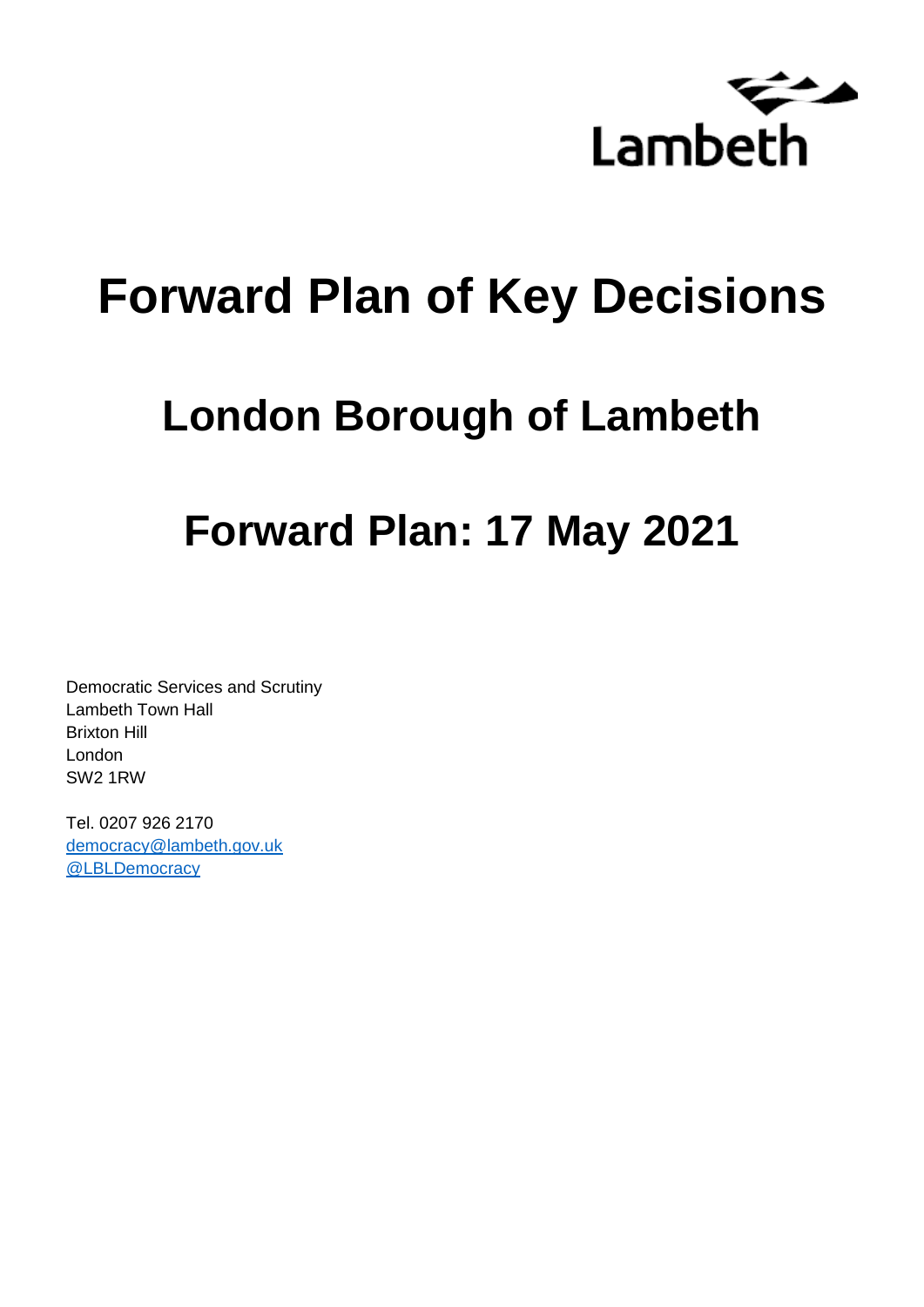Lambeth

# Forward Plan of Key Decisions

## London Borough of Lambeth

## Forward Plan: 17 May 2021

Democratic Services and Scrutiny
Lambeth Town Hall
Brixton Hill
London
SW2 1RW

Tel. 0207 926 2170
democracy@lambeth.gov.uk
@LBLDemocracy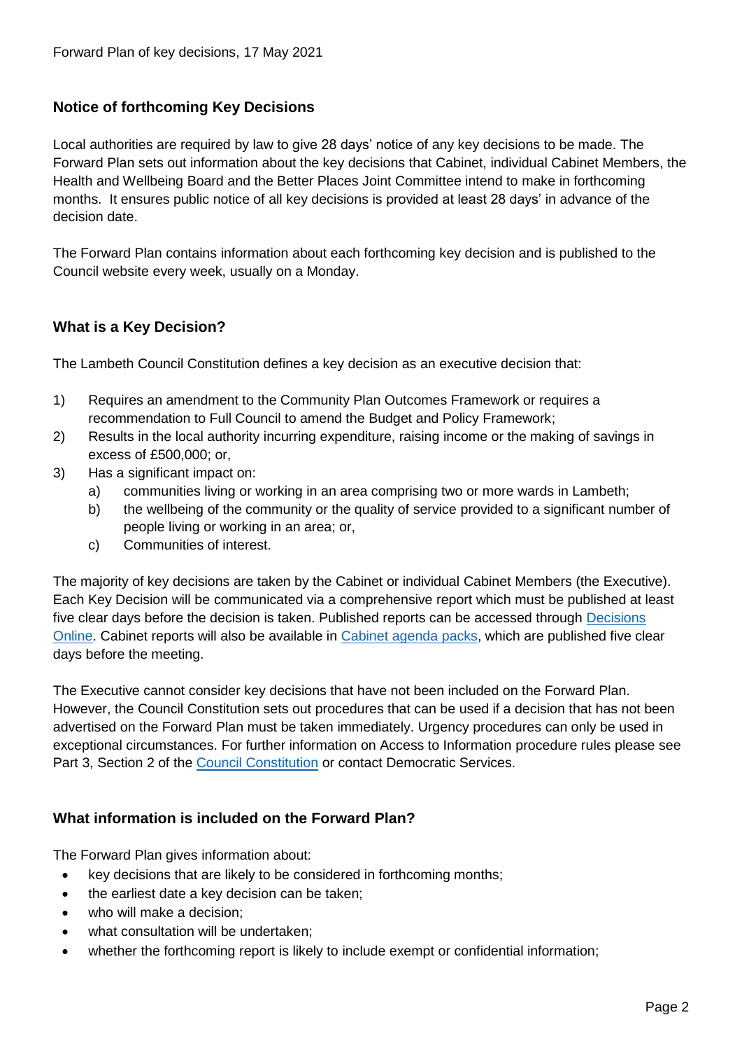Forward Plan of key decisions, 17 May 2021

## Notice of forthcoming Key Decisions

Local authorities are required by law to give 28 days' notice of any key decisions to be made. The Forward Plan sets out information about the key decisions that Cabinet, individual Cabinet Members, the Health and Wellbeing Board and the Better Places Joint Committee intend to make in forthcoming months. It ensures public notice of all key decisions is provided at least 28 days' in advance of the decision date.

The Forward Plan contains information about each forthcoming key decision and is published to the Council website every week, usually on a Monday.

## What is a Key Decision?

The Lambeth Council Constitution defines a key decision as an executive decision that:

1) Requires an amendment to the Community Plan Outcomes Framework or requires a recommendation to Full Council to amend the Budget and Policy Framework;
2) Results in the local authority incurring expenditure, raising income or the making of savings in excess of £500,000; or,
3) Has a significant impact on:
   a) communities living or working in an area comprising two or more wards in Lambeth;
   b) the wellbeing of the community or the quality of service provided to a significant number of people living or working in an area; or,
   c) Communities of interest.

The majority of key decisions are taken by the Cabinet or individual Cabinet Members (the Executive). Each Key Decision will be communicated via a comprehensive report which must be published at least five clear days before the decision is taken. Published reports can be accessed through Decisions Online. Cabinet reports will also be available in Cabinet agenda packs, which are published five clear days before the meeting.

The Executive cannot consider key decisions that have not been included on the Forward Plan. However, the Council Constitution sets out procedures that can be used if a decision that has not been advertised on the Forward Plan must be taken immediately. Urgency procedures can only be used in exceptional circumstances. For further information on Access to Information procedure rules please see Part 3, Section 2 of the Council Constitution or contact Democratic Services.

## What information is included on the Forward Plan?

The Forward Plan gives information about:

- key decisions that are likely to be considered in forthcoming months;
- the earliest date a key decision can be taken;
- who will make a decision;
- what consultation will be undertaken;
- whether the forthcoming report is likely to include exempt or confidential information;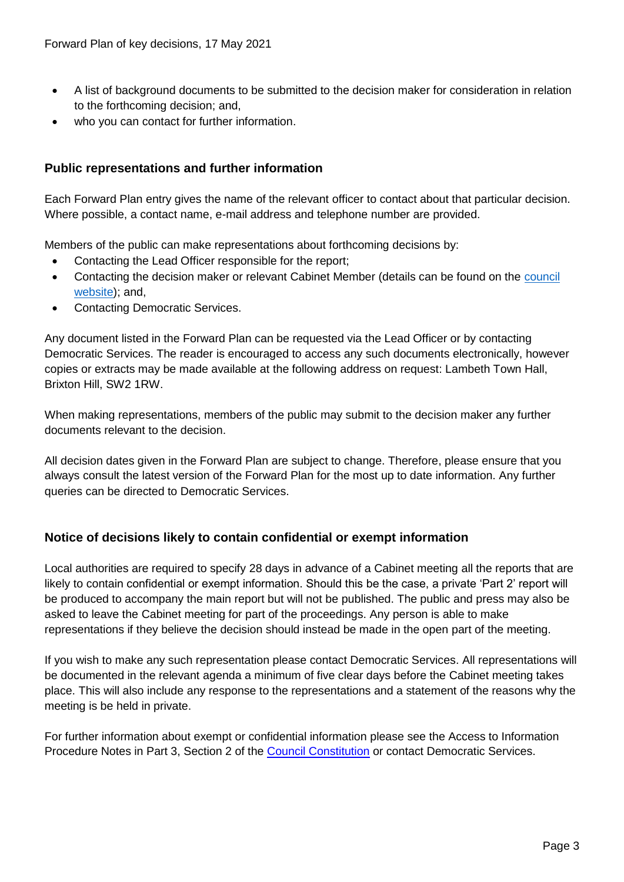- A list of background documents to be submitted to the decision maker for consideration in relation to the forthcoming decision; and,
- who you can contact for further information.

## Public representations and further information

Each Forward Plan entry gives the name of the relevant officer to contact about that particular decision. Where possible, a contact name, e-mail address and telephone number are provided.

Members of the public can make representations about forthcoming decisions by:

- Contacting the Lead Officer responsible for the report;
- Contacting the decision maker or relevant Cabinet Member (details can be found on the council website); and,
- Contacting Democratic Services.

Any document listed in the Forward Plan can be requested via the Lead Officer or by contacting Democratic Services. The reader is encouraged to access any such documents electronically, however copies or extracts may be made available at the following address on request: Lambeth Town Hall, Brixton Hill, SW2 1RW.

When making representations, members of the public may submit to the decision maker any further documents relevant to the decision.

All decision dates given in the Forward Plan are subject to change. Therefore, please ensure that you always consult the latest version of the Forward Plan for the most up to date information. Any further queries can be directed to Democratic Services.

## Notice of decisions likely to contain confidential or exempt information

Local authorities are required to specify 28 days in advance of a Cabinet meeting all the reports that are likely to contain confidential or exempt information. Should this be the case, a private 'Part 2' report will be produced to accompany the main report but will not be published. The public and press may also be asked to leave the Cabinet meeting for part of the proceedings. Any person is able to make representations if they believe the decision should instead be made in the open part of the meeting.

If you wish to make any such representation please contact Democratic Services. All representations will be documented in the relevant agenda a minimum of five clear days before the Cabinet meeting takes place. This will also include any response to the representations and a statement of the reasons why the meeting is be held in private.

For further information about exempt or confidential information please see the Access to Information Procedure Notes in Part 3, Section 2 of the Council Constitution or contact Democratic Services.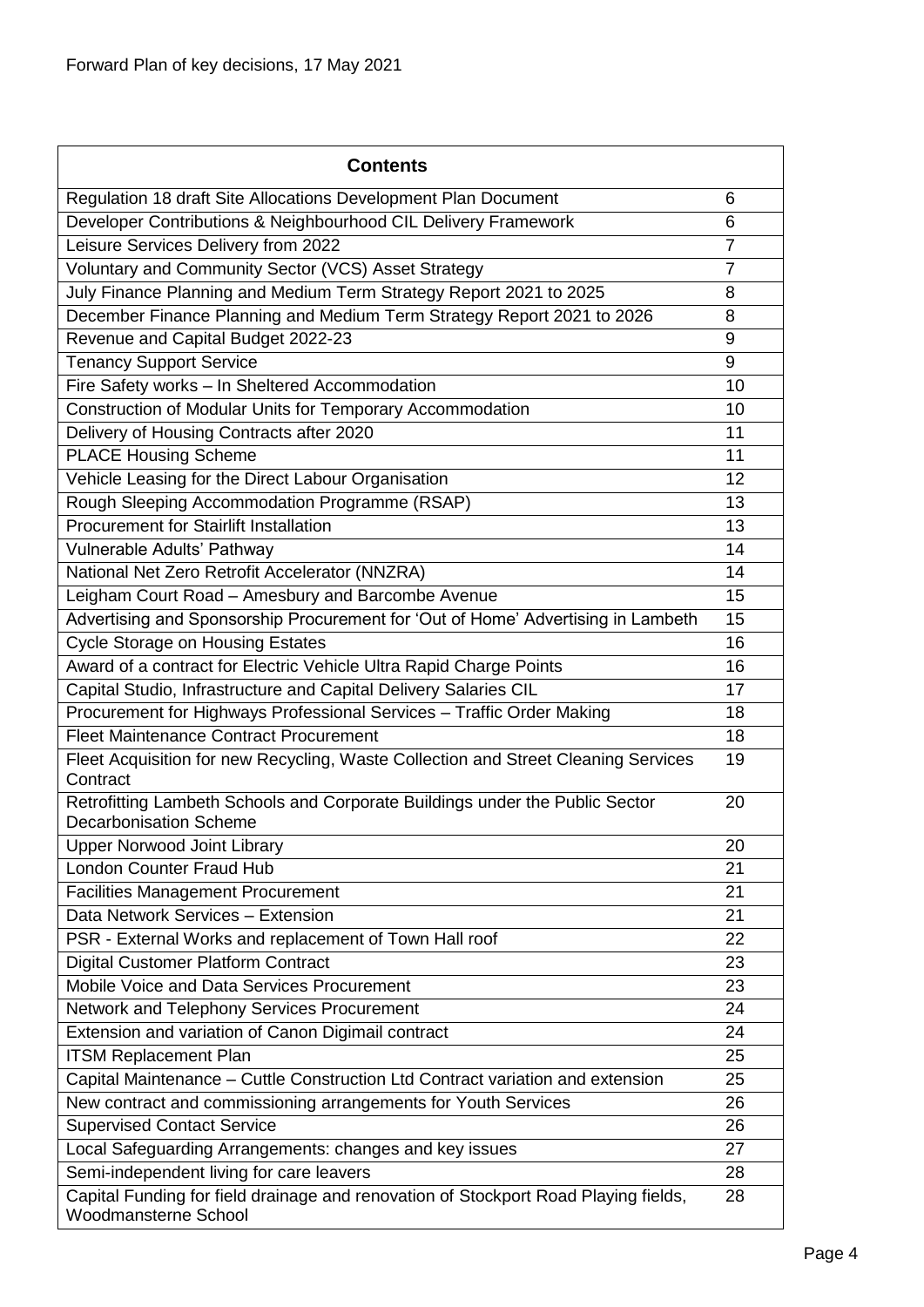Forward Plan of key decisions, 17 May 2021

| Contents | |
|---|---|
| Regulation 18 draft Site Allocations Development Plan Document | 6 |
| Developer Contributions & Neighbourhood CIL Delivery Framework | 6 |
| Leisure Services Delivery from 2022 | 7 |
| Voluntary and Community Sector (VCS) Asset Strategy | 7 |
| July Finance Planning and Medium Term Strategy Report 2021 to 2025 | 8 |
| December Finance Planning and Medium Term Strategy Report 2021 to 2026 | 8 |
| Revenue and Capital Budget 2022-23 | 9 |
| Tenancy Support Service | 9 |
| Fire Safety works – In Sheltered Accommodation | 10 |
| Construction of Modular Units for Temporary Accommodation | 10 |
| Delivery of Housing Contracts after 2020 | 11 |
| PLACE Housing Scheme | 11 |
| Vehicle Leasing for the Direct Labour Organisation | 12 |
| Rough Sleeping Accommodation Programme (RSAP) | 13 |
| Procurement for Stairlift Installation | 13 |
| Vulnerable Adults' Pathway | 14 |
| National Net Zero Retrofit Accelerator (NNZRA) | 14 |
| Leigham Court Road – Amesbury and Barcombe Avenue | 15 |
| Advertising and Sponsorship Procurement for 'Out of Home' Advertising in Lambeth | 15 |
| Cycle Storage on Housing Estates | 16 |
| Award of a contract for Electric Vehicle Ultra Rapid Charge Points | 16 |
| Capital Studio, Infrastructure and Capital Delivery Salaries CIL | 17 |
| Procurement for Highways Professional Services – Traffic Order Making | 18 |
| Fleet Maintenance Contract Procurement | 18 |
| Fleet Acquisition for new Recycling, Waste Collection and Street Cleaning Services Contract | 19 |
| Retrofitting Lambeth Schools and Corporate Buildings under the Public Sector Decarbonisation Scheme | 20 |
| Upper Norwood Joint Library | 20 |
| London Counter Fraud Hub | 21 |
| Facilities Management Procurement | 21 |
| Data Network Services – Extension | 21 |
| PSR - External Works and replacement of Town Hall roof | 22 |
| Digital Customer Platform Contract | 23 |
| Mobile Voice and Data Services Procurement | 23 |
| Network and Telephony Services Procurement | 24 |
| Extension and variation of Canon Digimail contract | 24 |
| ITSM Replacement Plan | 25 |
| Capital Maintenance – Cuttle Construction Ltd Contract variation and extension | 25 |
| New contract and commissioning arrangements for Youth Services | 26 |
| Supervised Contact Service | 26 |
| Local Safeguarding Arrangements: changes and key issues | 27 |
| Semi-independent living for care leavers | 28 |
| Capital Funding for field drainage and renovation of Stockport Road Playing fields, Woodmansterne School | 28 |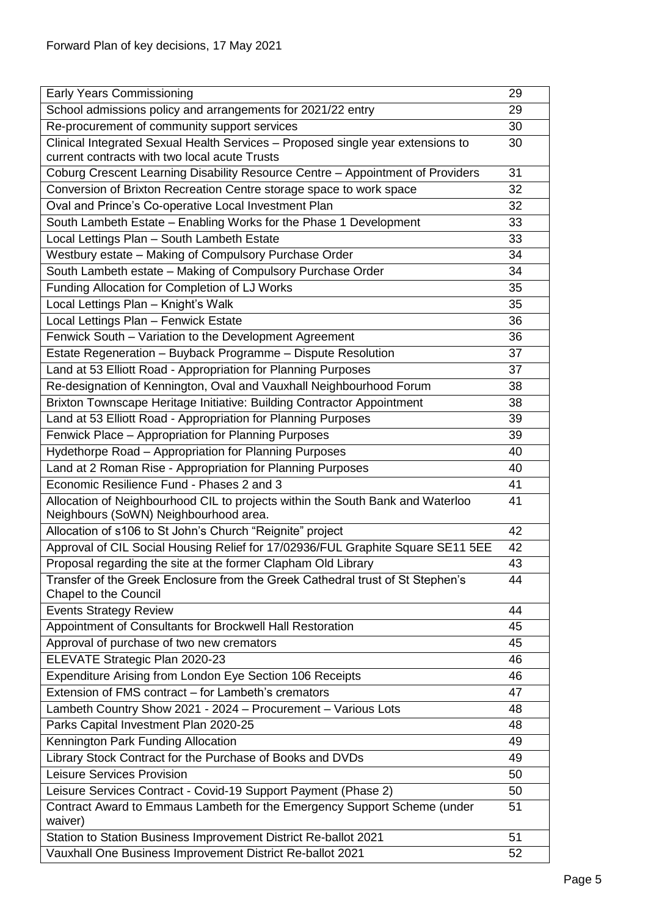Forward Plan of key decisions, 17 May 2021

| | |
|---|---|
| Early Years Commissioning | 29 |
| School admissions policy and arrangements for 2021/22 entry | 29 |
| Re-procurement of community support services | 30 |
| Clinical Integrated Sexual Health Services – Proposed single year extensions to current contracts with two local acute Trusts | 30 |
| Coburg Crescent Learning Disability Resource Centre – Appointment of Providers | 31 |
| Conversion of Brixton Recreation Centre storage space to work space | 32 |
| Oval and Prince's Co-operative Local Investment Plan | 32 |
| South Lambeth Estate – Enabling Works for the Phase 1 Development | 33 |
| Local Lettings Plan – South Lambeth Estate | 33 |
| Westbury estate – Making of Compulsory Purchase Order | 34 |
| South Lambeth estate – Making of Compulsory Purchase Order | 34 |
| Funding Allocation for Completion of LJ Works | 35 |
| Local Lettings Plan – Knight's Walk | 35 |
| Local Lettings Plan – Fenwick Estate | 36 |
| Fenwick South – Variation to the Development Agreement | 36 |
| Estate Regeneration – Buyback Programme – Dispute Resolution | 37 |
| Land at 53 Elliott Road - Appropriation for Planning Purposes | 37 |
| Re-designation of Kennington, Oval and Vauxhall Neighbourhood Forum | 38 |
| Brixton Townscape Heritage Initiative: Building Contractor Appointment | 38 |
| Land at 53 Elliott Road - Appropriation for Planning Purposes | 39 |
| Fenwick Place – Appropriation for Planning Purposes | 39 |
| Hydethorpe Road – Appropriation for Planning Purposes | 40 |
| Land at 2 Roman Rise - Appropriation for Planning Purposes | 40 |
| Economic Resilience Fund - Phases 2 and 3 | 41 |
| Allocation of Neighbourhood CIL to projects within the South Bank and Waterloo Neighbours (SoWN) Neighbourhood area. | 41 |
| Allocation of s106 to St John's Church "Reignite" project | 42 |
| Approval of CIL Social Housing Relief for 17/02936/FUL Graphite Square SE11 5EE | 42 |
| Proposal regarding the site at the former Clapham Old Library | 43 |
| Transfer of the Greek Enclosure from the Greek Cathedral trust of St Stephen's Chapel to the Council | 44 |
| Events Strategy Review | 44 |
| Appointment of Consultants for Brockwell Hall Restoration | 45 |
| Approval of purchase of two new cremators | 45 |
| ELEVATE Strategic Plan 2020-23 | 46 |
| Expenditure Arising from London Eye Section 106 Receipts | 46 |
| Extension of FMS contract – for Lambeth's cremators | 47 |
| Lambeth Country Show 2021 - 2024 – Procurement – Various Lots | 48 |
| Parks Capital Investment Plan 2020-25 | 48 |
| Kennington Park Funding Allocation | 49 |
| Library Stock Contract for the Purchase of Books and DVDs | 49 |
| Leisure Services Provision | 50 |
| Leisure Services Contract - Covid-19 Support Payment (Phase 2) | 50 |
| Contract Award to Emmaus Lambeth for the Emergency Support Scheme (under waiver) | 51 |
| Station to Station Business Improvement District Re-ballot 2021 | 51 |
| Vauxhall One Business Improvement District Re-ballot 2021 | 52 |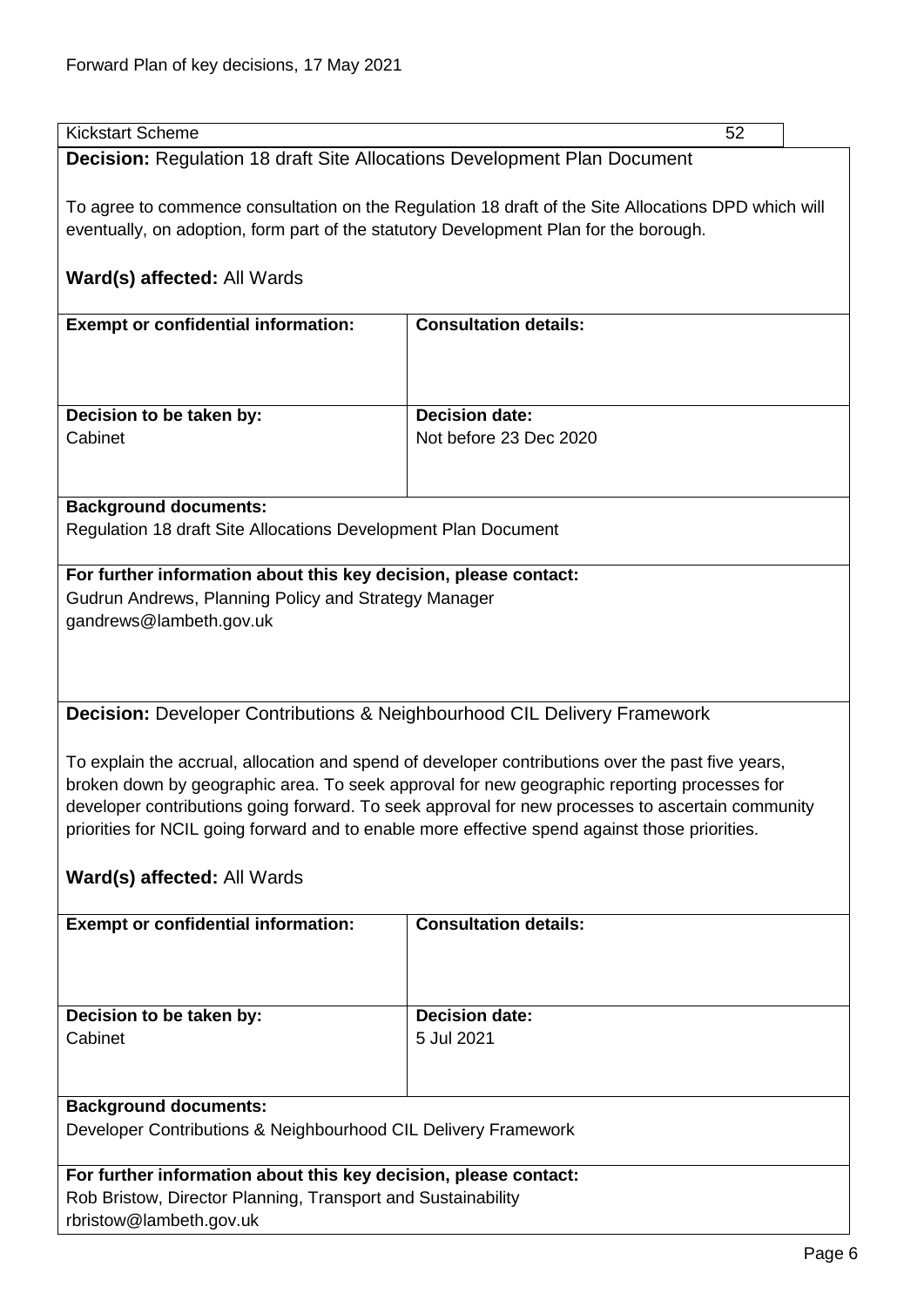Kickstart Scheme 52

**Decision:** Regulation 18 draft Site Allocations Development Plan Document

To agree to commence consultation on the Regulation 18 draft of the Site Allocations DPD which will eventually, on adoption, form part of the statutory Development Plan for the borough.

**Ward(s) affected:** All Wards

| **Exempt or confidential information:** | **Consultation details:** |
|---|---|
| | |
| **Decision to be taken by:** | **Decision date:** |
| Cabinet | Not before 23 Dec 2020 |

**Background documents:**
Regulation 18 draft Site Allocations Development Plan Document

**For further information about this key decision, please contact:**
Gudrun Andrews, Planning Policy and Strategy Manager
gandrews@lambeth.gov.uk

**Decision:** Developer Contributions & Neighbourhood CIL Delivery Framework

To explain the accrual, allocation and spend of developer contributions over the past five years, broken down by geographic area. To seek approval for new geographic reporting processes for developer contributions going forward. To seek approval for new processes to ascertain community priorities for NCIL going forward and to enable more effective spend against those priorities.

**Ward(s) affected:** All Wards

| **Exempt or confidential information:** | **Consultation details:** |
|---|---|
| | |
| **Decision to be taken by:** | **Decision date:** |
| Cabinet | 5 Jul 2021 |

**Background documents:**
Developer Contributions & Neighbourhood CIL Delivery Framework

**For further information about this key decision, please contact:**
Rob Bristow, Director Planning, Transport and Sustainability
rbristow@lambeth.gov.uk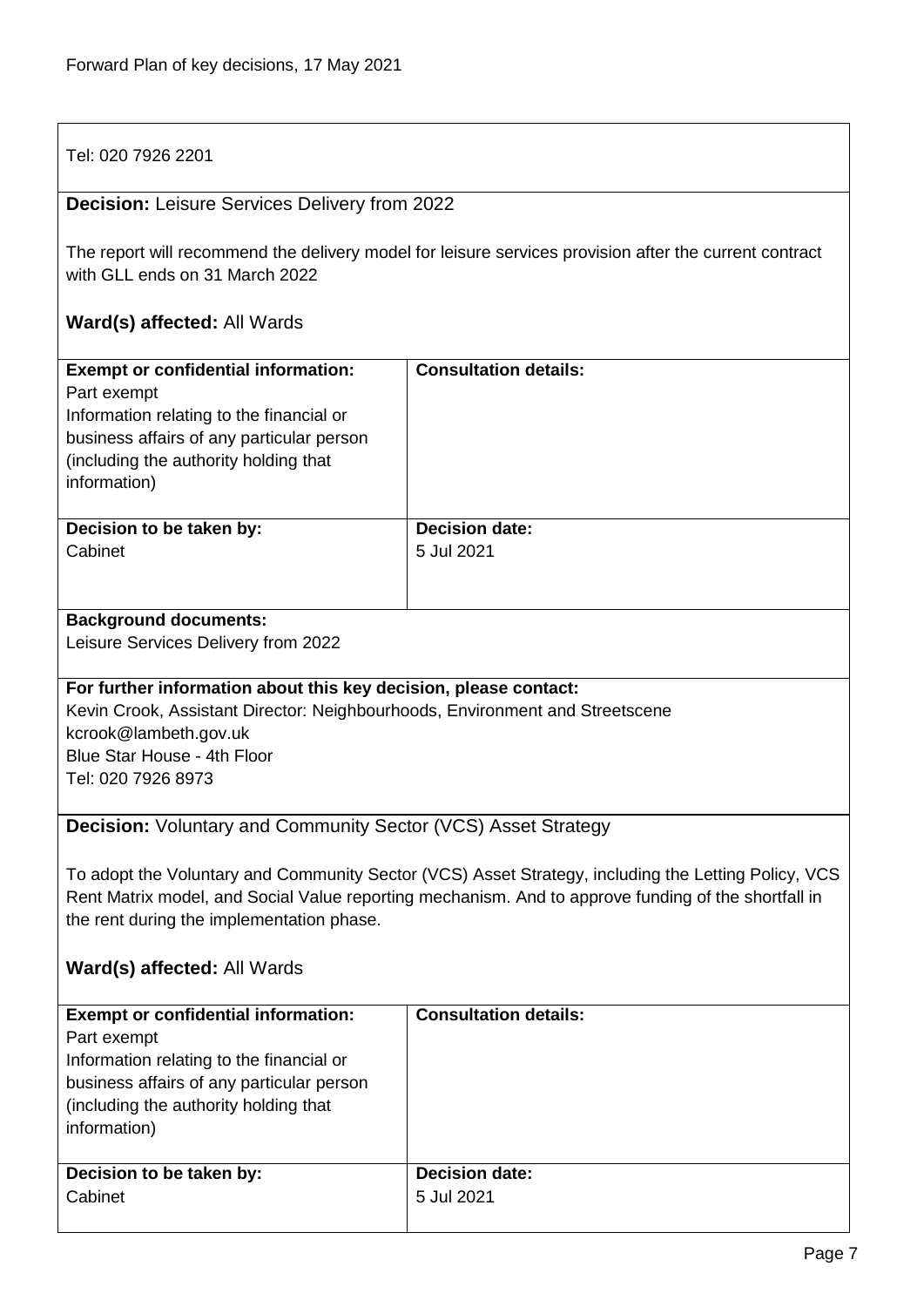Tel: 020 7926 2201

**Decision:** Leisure Services Delivery from 2022

The report will recommend the delivery model for leisure services provision after the current contract with GLL ends on 31 March 2022

**Ward(s) affected:** All Wards

| **Exempt or confidential information:** | **Consultation details:** |
| --- | --- |
| Part exempt<br>Information relating to the financial or business affairs of any particular person (including the authority holding that information) | |
| **Decision to be taken by:**<br>Cabinet | **Decision date:**<br>5 Jul 2021 |

**Background documents:**
Leisure Services Delivery from 2022

**For further information about this key decision, please contact:**
Kevin Crook, Assistant Director: Neighbourhoods, Environment and Streetscene
kcrook@lambeth.gov.uk
Blue Star House - 4th Floor
Tel: 020 7926 8973

**Decision:** Voluntary and Community Sector (VCS) Asset Strategy

To adopt the Voluntary and Community Sector (VCS) Asset Strategy, including the Letting Policy, VCS Rent Matrix model, and Social Value reporting mechanism. And to approve funding of the shortfall in the rent during the implementation phase.

**Ward(s) affected:** All Wards

| **Exempt or confidential information:** | **Consultation details:** |
| --- | --- |
| Part exempt<br>Information relating to the financial or business affairs of any particular person (including the authority holding that information) | |
| **Decision to be taken by:**<br>Cabinet | **Decision date:**<br>5 Jul 2021 |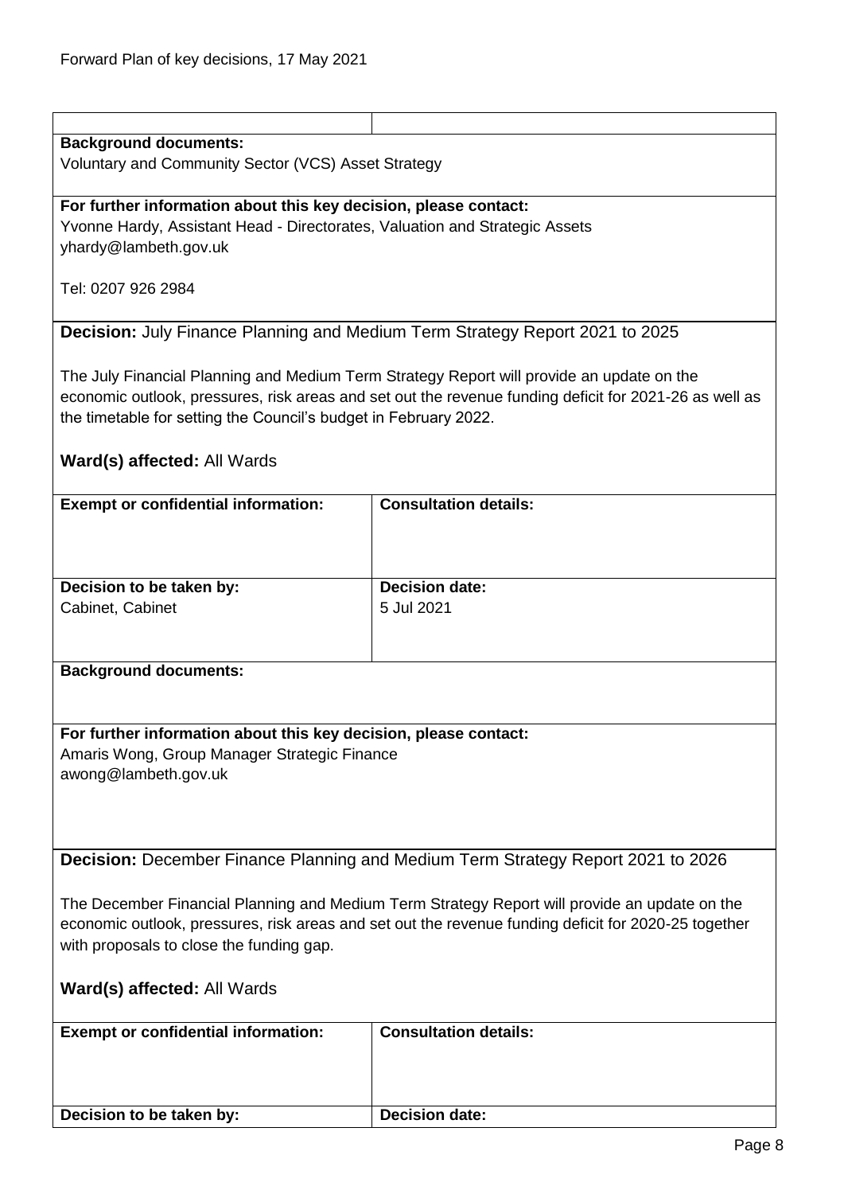**Background documents:**
Voluntary and Community Sector (VCS) Asset Strategy

**For further information about this key decision, please contact:**
Yvonne Hardy, Assistant Head - Directorates, Valuation and Strategic Assets
yhardy@lambeth.gov.uk

Tel: 0207 926 2984

**Decision:** July Finance Planning and Medium Term Strategy Report 2021 to 2025

The July Financial Planning and Medium Term Strategy Report will provide an update on the economic outlook, pressures, risk areas and set out the revenue funding deficit for 2021-26 as well as the timetable for setting the Council's budget in February 2022.

**Ward(s) affected:** All Wards

| **Exempt or confidential information:** | **Consultation details:** |
|---|---|
| | |
| **Decision to be taken by:** | **Decision date:** |
| Cabinet, Cabinet | 5 Jul 2021 |

**Background documents:**

**For further information about this key decision, please contact:**
Amaris Wong, Group Manager Strategic Finance
awong@lambeth.gov.uk

**Decision:** December Finance Planning and Medium Term Strategy Report 2021 to 2026

The December Financial Planning and Medium Term Strategy Report will provide an update on the economic outlook, pressures, risk areas and set out the revenue funding deficit for 2020-25 together with proposals to close the funding gap.

**Ward(s) affected:** All Wards

| **Exempt or confidential information:** | **Consultation details:** |
|---|---|
| | |
| **Decision to be taken by:** | **Decision date:** |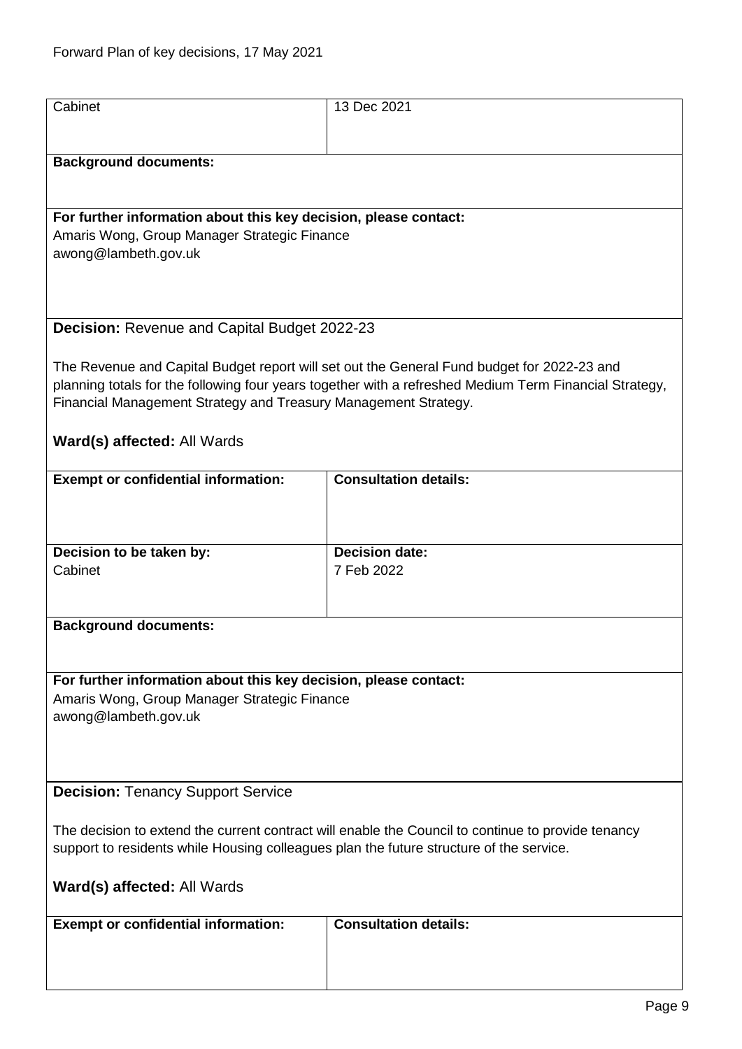| Cabinet | 13 Dec 2021 |
|---|---|

**Background documents:**

**For further information about this key decision, please contact:**
Amaris Wong, Group Manager Strategic Finance
awong@lambeth.gov.uk

**Decision:** Revenue and Capital Budget 2022-23

The Revenue and Capital Budget report will set out the General Fund budget for 2022-23 and planning totals for the following four years together with a refreshed Medium Term Financial Strategy, Financial Management Strategy and Treasury Management Strategy.

**Ward(s) affected:** All Wards

| **Exempt or confidential information:** | **Consultation details:** |
|---|---|
| **Decision to be taken by:** Cabinet | **Decision date:** 7 Feb 2022 |

**Background documents:**

**For further information about this key decision, please contact:**
Amaris Wong, Group Manager Strategic Finance
awong@lambeth.gov.uk

**Decision:** Tenancy Support Service

The decision to extend the current contract will enable the Council to continue to provide tenancy support to residents while Housing colleagues plan the future structure of the service.

**Ward(s) affected:** All Wards

| **Exempt or confidential information:** | **Consultation details:** |
|---|---|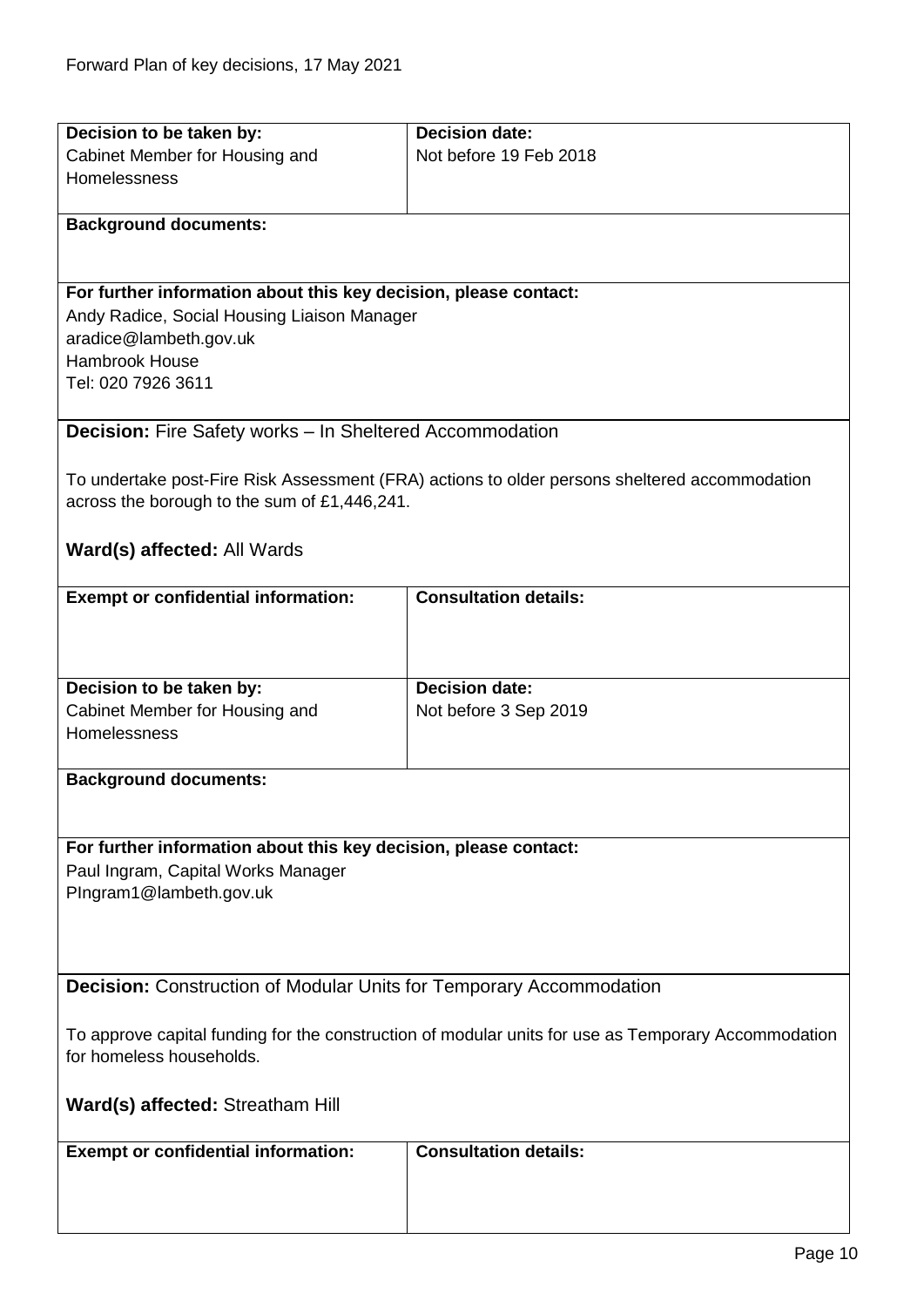| Decision to be taken by: | Decision date: |
|---|---|
| Cabinet Member for Housing and Homelessness | Not before 19 Feb 2018 |

**Background documents:**

**For further information about this key decision, please contact:**
Andy Radice, Social Housing Liaison Manager
aradice@lambeth.gov.uk
Hambrook House
Tel: 020 7926 3611

**Decision:** Fire Safety works – In Sheltered Accommodation

To undertake post-Fire Risk Assessment (FRA) actions to older persons sheltered accommodation across the borough to the sum of £1,446,241.

**Ward(s) affected:** All Wards

| Exempt or confidential information: | Consultation details: |
|---|---|
| | |

| Decision to be taken by: | Decision date: |
|---|---|
| Cabinet Member for Housing and Homelessness | Not before 3 Sep 2019 |

**Background documents:**

**For further information about this key decision, please contact:**
Paul Ingram, Capital Works Manager
PIngram1@lambeth.gov.uk

**Decision:** Construction of Modular Units for Temporary Accommodation

To approve capital funding for the construction of modular units for use as Temporary Accommodation for homeless households.

**Ward(s) affected:** Streatham Hill

| Exempt or confidential information: | Consultation details: |
|---|---|
| | |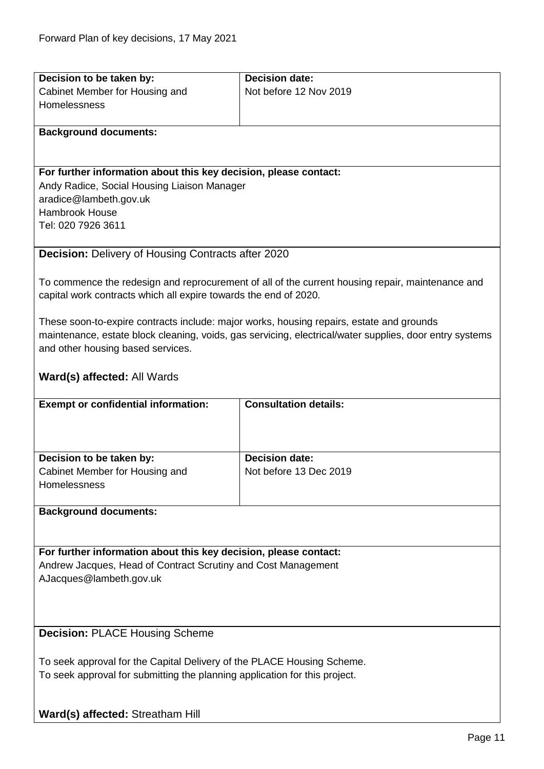| **Decision to be taken by:** | **Decision date:** |
| --- | --- |
| Cabinet Member for Housing and Homelessness | Not before 12 Nov 2019 |

**Background documents:**

**For further information about this key decision, please contact:**
Andy Radice, Social Housing Liaison Manager
aradice@lambeth.gov.uk
Hambrook House
Tel: 020 7926 3611

**Decision:** Delivery of Housing Contracts after 2020

To commence the redesign and reprocurement of all of the current housing repair, maintenance and capital work contracts which all expire towards the end of 2020.

These soon-to-expire contracts include: major works, housing repairs, estate and grounds maintenance, estate block cleaning, voids, gas servicing, electrical/water supplies, door entry systems and other housing based services.

**Ward(s) affected:** All Wards

| **Exempt or confidential information:** | **Consultation details:** |
| --- | --- |
| | |

| **Decision to be taken by:** | **Decision date:** |
| --- | --- |
| Cabinet Member for Housing and Homelessness | Not before 13 Dec 2019 |

**Background documents:**

**For further information about this key decision, please contact:**
Andrew Jacques, Head of Contract Scrutiny and Cost Management
AJacques@lambeth.gov.uk

**Decision:** PLACE Housing Scheme

To seek approval for the Capital Delivery of the PLACE Housing Scheme.
To seek approval for submitting the planning application for this project.

**Ward(s) affected:** Streatham Hill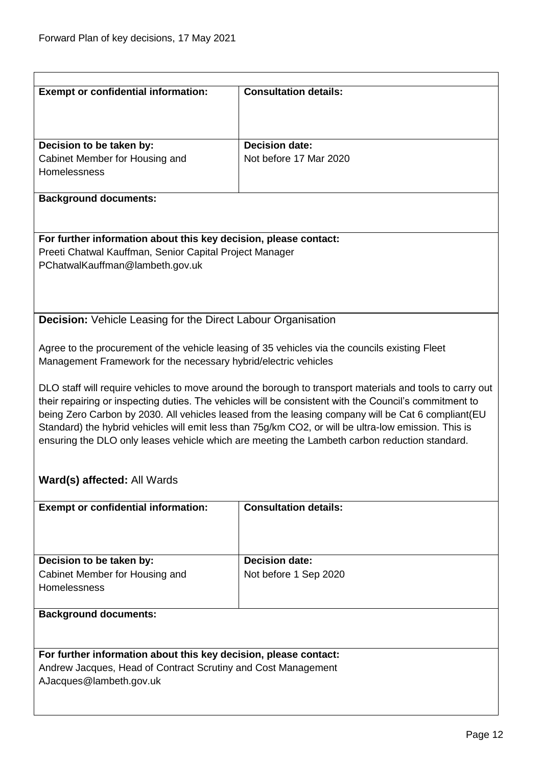| **Exempt or confidential information:** | **Consultation details:** |
|---|---|
| **Decision to be taken by:** Cabinet Member for Housing and Homelessness | **Decision date:** Not before 17 Mar 2020 |

**Background documents:**

**For further information about this key decision, please contact:**
Preeti Chatwal Kauffman, Senior Capital Project Manager
PChatwalKauffman@lambeth.gov.uk

**Decision:** Vehicle Leasing for the Direct Labour Organisation

Agree to the procurement of the vehicle leasing of 35 vehicles via the councils existing Fleet Management Framework for the necessary hybrid/electric vehicles

DLO staff will require vehicles to move around the borough to transport materials and tools to carry out their repairing or inspecting duties. The vehicles will be consistent with the Council's commitment to being Zero Carbon by 2030. All vehicles leased from the leasing company will be Cat 6 compliant(EU Standard) the hybrid vehicles will emit less than 75g/km $CO_2$, or will be ultra-low emission. This is ensuring the DLO only leases vehicle which are meeting the Lambeth carbon reduction standard.

**Ward(s) affected:** All Wards

| **Exempt or confidential information:** | **Consultation details:** |
|---|---|
| **Decision to be taken by:** Cabinet Member for Housing and Homelessness | **Decision date:** Not before 1 Sep 2020 |

**Background documents:**

**For further information about this key decision, please contact:**
Andrew Jacques, Head of Contract Scrutiny and Cost Management
AJacques@lambeth.gov.uk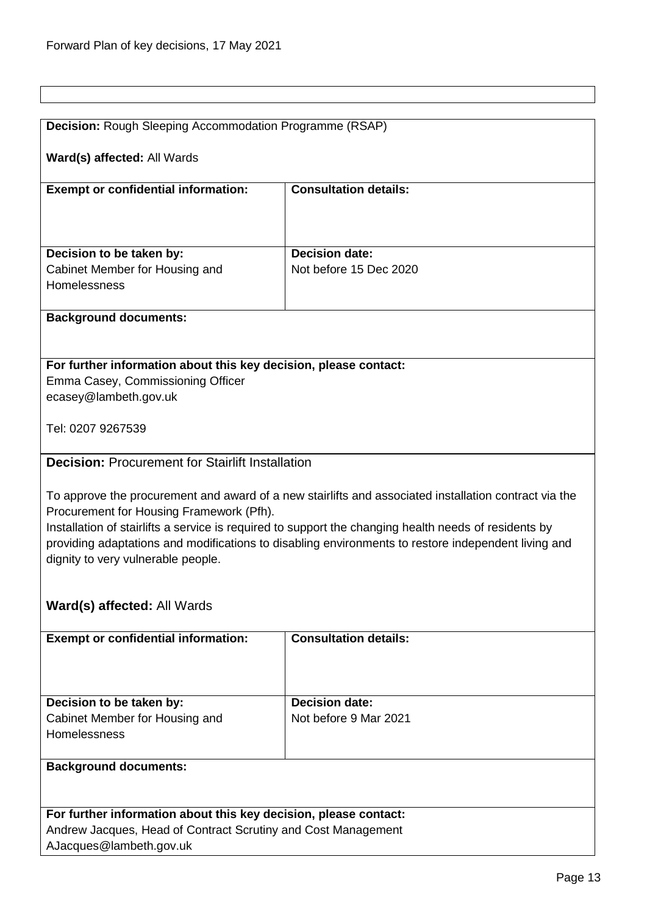**Decision:** Rough Sleeping Accommodation Programme (RSAP)

**Ward(s) affected:** All Wards

| **Exempt or confidential information:** | **Consultation details:** |
|---|---|
| **Decision to be taken by:** Cabinet Member for Housing and Homelessness | **Decision date:** Not before 15 Dec 2020 |

**Background documents:**

**For further information about this key decision, please contact:**
Emma Casey, Commissioning Officer
ecasey@lambeth.gov.uk

Tel: 0207 9267539

**Decision:** Procurement for Stairlift Installation

To approve the procurement and award of a new stairlifts and associated installation contract via the Procurement for Housing Framework (Pfh).
Installation of stairlifts a service is required to support the changing health needs of residents by providing adaptations and modifications to disabling environments to restore independent living and dignity to very vulnerable people.

**Ward(s) affected:** All Wards

| **Exempt or confidential information:** | **Consultation details:** |
|---|---|
| **Decision to be taken by:** Cabinet Member for Housing and Homelessness | **Decision date:** Not before 9 Mar 2021 |

**Background documents:**

**For further information about this key decision, please contact:**
Andrew Jacques, Head of Contract Scrutiny and Cost Management
AJacques@lambeth.gov.uk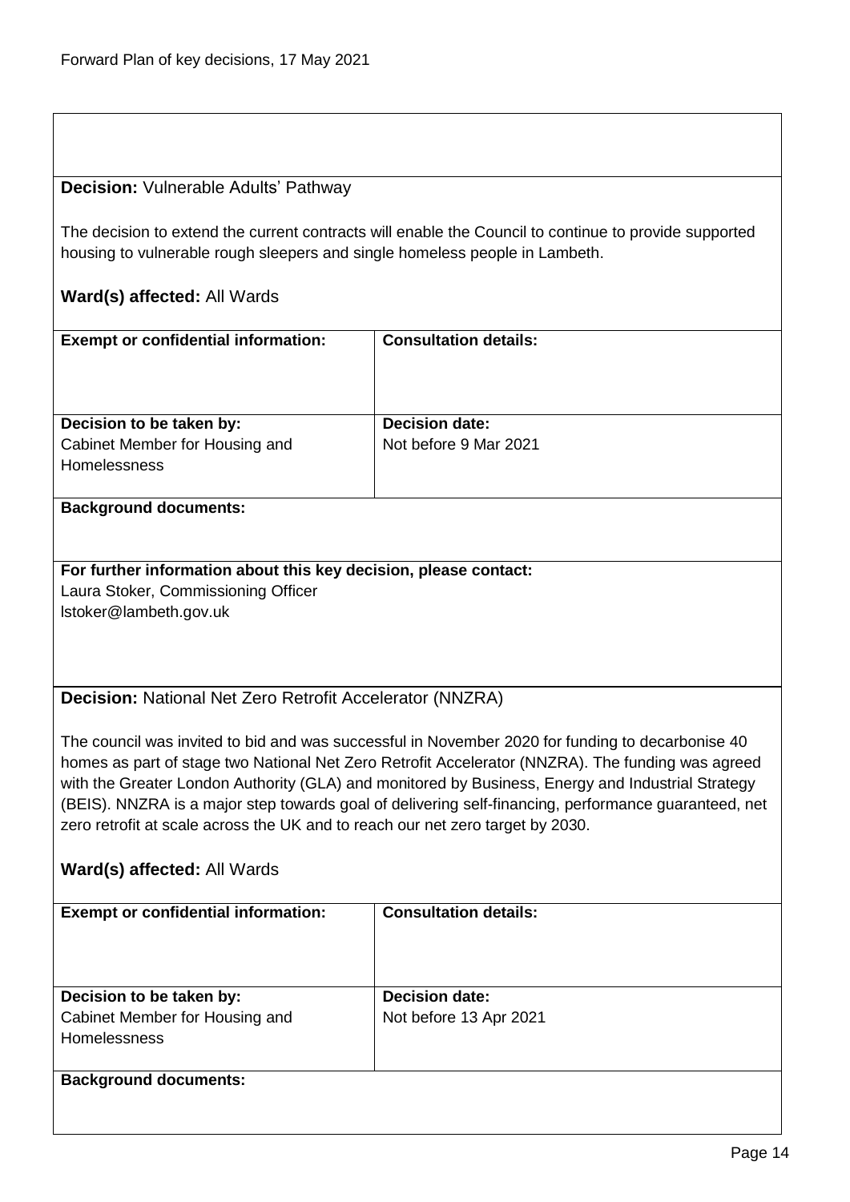**Decision:** Vulnerable Adults' Pathway

The decision to extend the current contracts will enable the Council to continue to provide supported housing to vulnerable rough sleepers and single homeless people in Lambeth.

**Ward(s) affected:** All Wards

| **Exempt or confidential information:** | **Consultation details:** |
|---|---|
| **Decision to be taken by:**<br>Cabinet Member for Housing and Homelessness | **Decision date:**<br>Not before 9 Mar 2021 |

**Background documents:**

**For further information about this key decision, please contact:**
Laura Stoker, Commissioning Officer
lstoker@lambeth.gov.uk

**Decision:** National Net Zero Retrofit Accelerator (NNZRA)

The council was invited to bid and was successful in November 2020 for funding to decarbonise 40 homes as part of stage two National Net Zero Retrofit Accelerator (NNZRA). The funding was agreed with the Greater London Authority (GLA) and monitored by Business, Energy and Industrial Strategy (BEIS). NNZRA is a major step towards goal of delivering self-financing, performance guaranteed, net zero retrofit at scale across the UK and to reach our net zero target by 2030.

**Ward(s) affected:** All Wards

| **Exempt or confidential information:** | **Consultation details:** |
|---|---|
| **Decision to be taken by:**<br>Cabinet Member for Housing and Homelessness | **Decision date:**<br>Not before 13 Apr 2021 |

**Background documents:**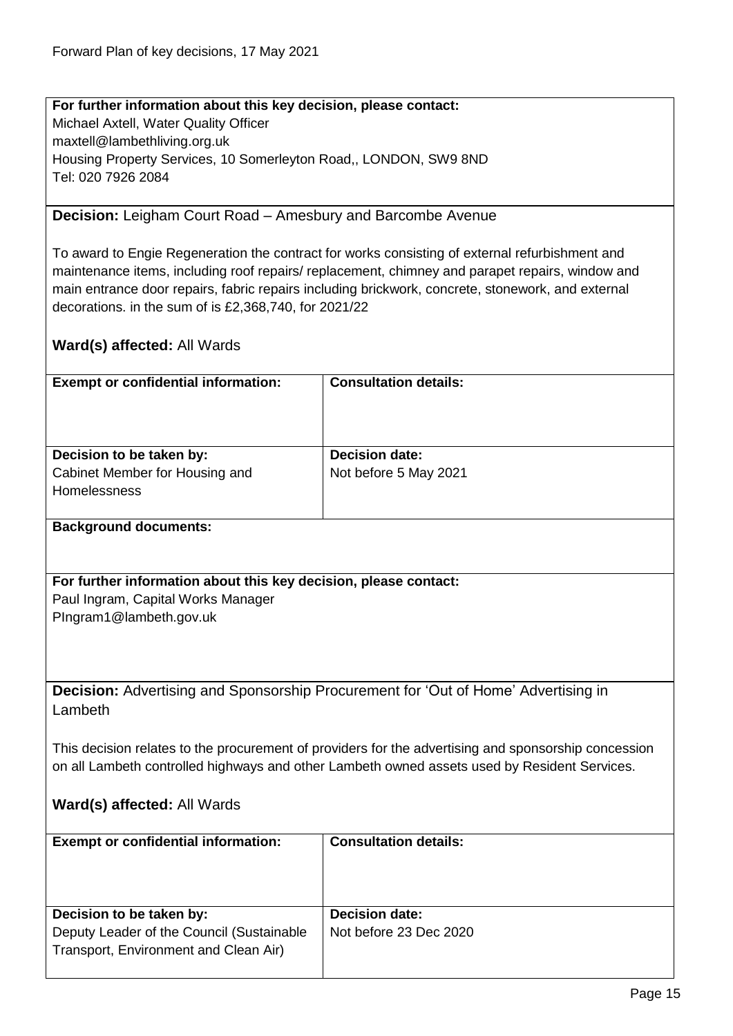**For further information about this key decision, please contact:**
Michael Axtell, Water Quality Officer
maxtell@lambethliving.org.uk
Housing Property Services, 10 Somerleyton Road,, LONDON, SW9 8ND
Tel: 020 7926 2084

**Decision:** Leigham Court Road – Amesbury and Barcombe Avenue

To award to Engie Regeneration the contract for works consisting of external refurbishment and maintenance items, including roof repairs/ replacement, chimney and parapet repairs, window and main entrance door repairs, fabric repairs including brickwork, concrete, stonework, and external decorations. in the sum of is £2,368,740, for 2021/22

**Ward(s) affected:** All Wards

| **Exempt or confidential information:** | **Consultation details:** |
|---|---|
| **Decision to be taken by:** Cabinet Member for Housing and Homelessness | **Decision date:** Not before 5 May 2021 |

**Background documents:**

**For further information about this key decision, please contact:**
Paul Ingram, Capital Works Manager
PIngram1@lambeth.gov.uk

**Decision:** Advertising and Sponsorship Procurement for 'Out of Home' Advertising in Lambeth

This decision relates to the procurement of providers for the advertising and sponsorship concession on all Lambeth controlled highways and other Lambeth owned assets used by Resident Services.

**Ward(s) affected:** All Wards

| **Exempt or confidential information:** | **Consultation details:** |
|---|---|
| **Decision to be taken by:** Deputy Leader of the Council (Sustainable Transport, Environment and Clean Air) | **Decision date:** Not before 23 Dec 2020 |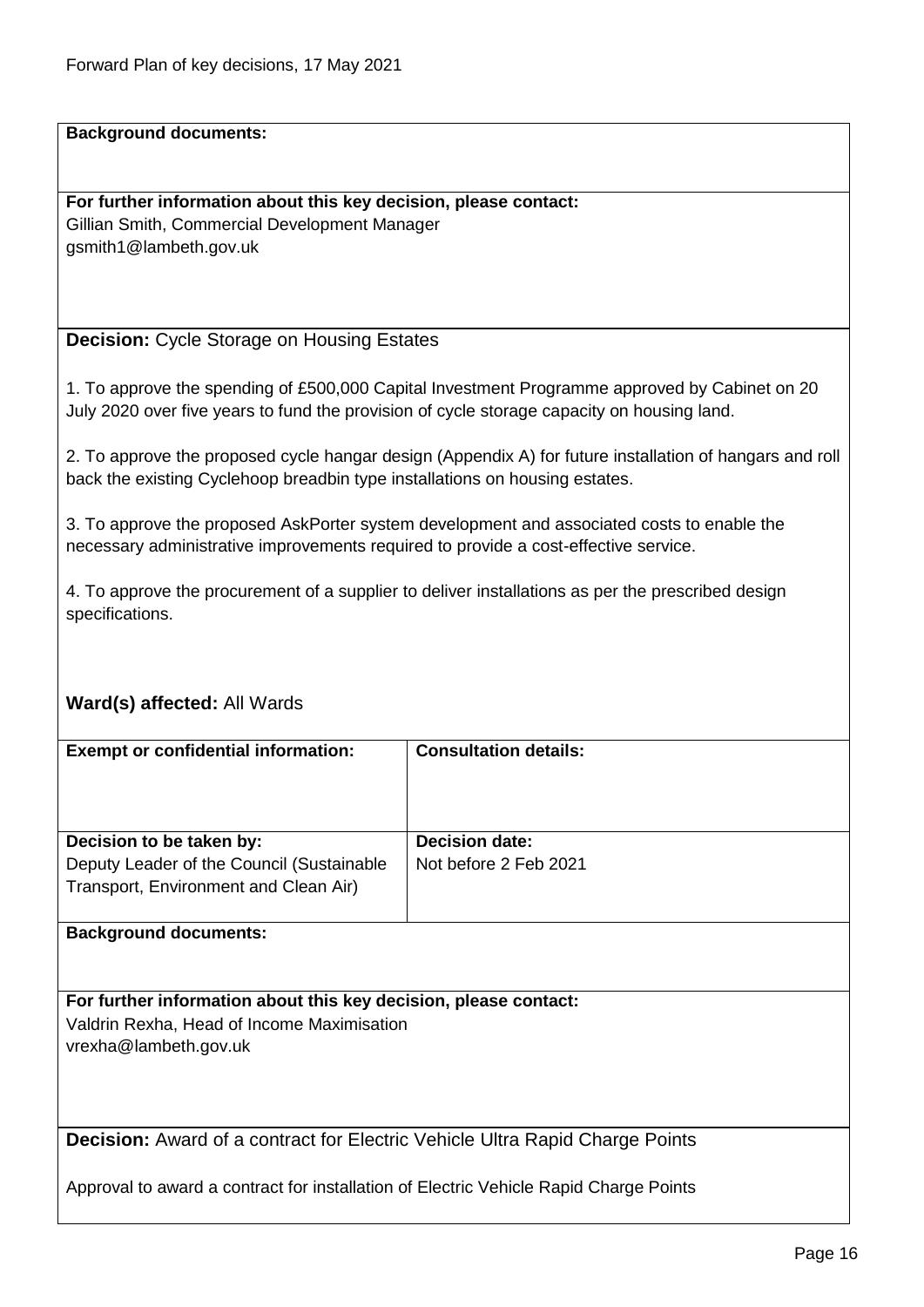**Background documents:**

**For further information about this key decision, please contact:**
Gillian Smith, Commercial Development Manager
gsmith1@lambeth.gov.uk

**Decision:** Cycle Storage on Housing Estates

1. To approve the spending of £500,000 Capital Investment Programme approved by Cabinet on 20 July 2020 over five years to fund the provision of cycle storage capacity on housing land.

2. To approve the proposed cycle hangar design (Appendix A) for future installation of hangars and roll back the existing Cyclehoop breadbin type installations on housing estates.

3. To approve the proposed AskPorter system development and associated costs to enable the necessary administrative improvements required to provide a cost-effective service.

4. To approve the procurement of a supplier to deliver installations as per the prescribed design specifications.

**Ward(s) affected:** All Wards

| **Exempt or confidential information:** | **Consultation details:** |
|---|---|
| **Decision to be taken by:**<br>Deputy Leader of the Council (Sustainable Transport, Environment and Clean Air) | **Decision date:**<br>Not before 2 Feb 2021 |

**Background documents:**

**For further information about this key decision, please contact:**
Valdrin Rexha, Head of Income Maximisation
vrexha@lambeth.gov.uk

**Decision:** Award of a contract for Electric Vehicle Ultra Rapid Charge Points

Approval to award a contract for installation of Electric Vehicle Rapid Charge Points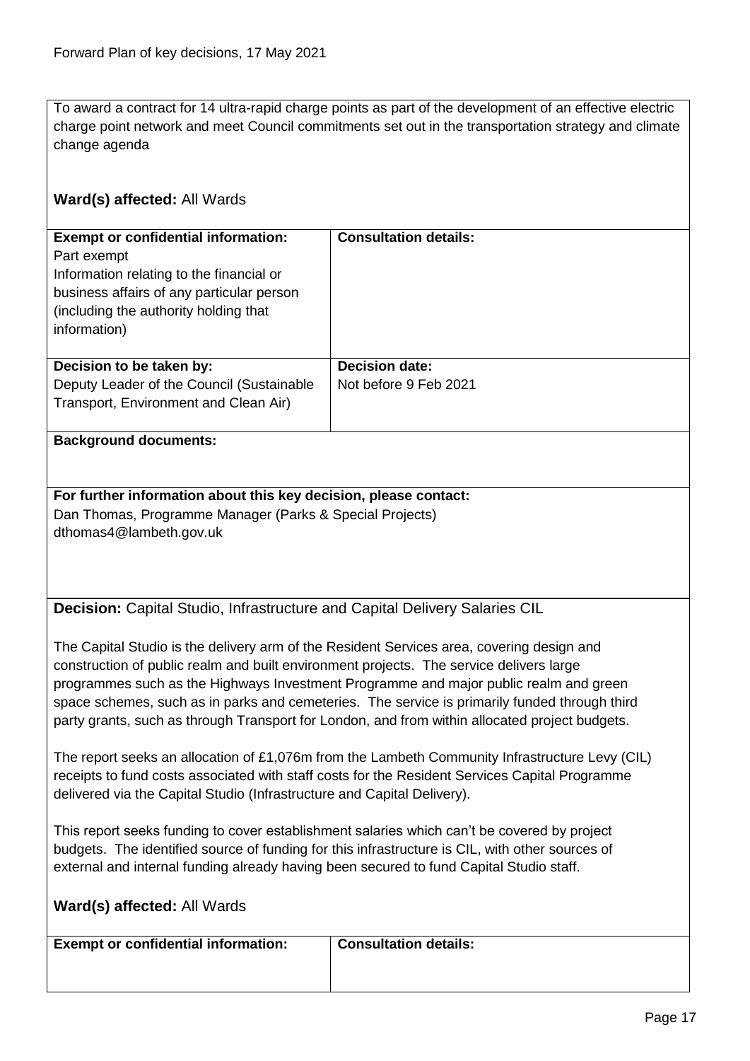To award a contract for 14 ultra-rapid charge points as part of the development of an effective electric charge point network and meet Council commitments set out in the transportation strategy and climate change agenda

**Ward(s) affected:** All Wards

| **Exempt or confidential information:** | **Consultation details:** |
| --- | --- |
| Part exempt<br>Information relating to the financial or business affairs of any particular person (including the authority holding that information) | |
| **Decision to be taken by:**<br>Deputy Leader of the Council (Sustainable Transport, Environment and Clean Air) | **Decision date:**<br>Not before 9 Feb 2021 |

**Background documents:**

**For further information about this key decision, please contact:**
Dan Thomas, Programme Manager (Parks & Special Projects)
dthomas4@lambeth.gov.uk

**Decision:** Capital Studio, Infrastructure and Capital Delivery Salaries CIL

The Capital Studio is the delivery arm of the Resident Services area, covering design and construction of public realm and built environment projects. The service delivers large programmes such as the Highways Investment Programme and major public realm and green space schemes, such as in parks and cemeteries. The service is primarily funded through third party grants, such as through Transport for London, and from within allocated project budgets.

The report seeks an allocation of £1,076m from the Lambeth Community Infrastructure Levy (CIL) receipts to fund costs associated with staff costs for the Resident Services Capital Programme delivered via the Capital Studio (Infrastructure and Capital Delivery).

This report seeks funding to cover establishment salaries which can't be covered by project budgets. The identified source of funding for this infrastructure is CIL, with other sources of external and internal funding already having been secured to fund Capital Studio staff.

**Ward(s) affected:** All Wards

| **Exempt or confidential information:** | **Consultation details:** |
| --- | --- |
| | |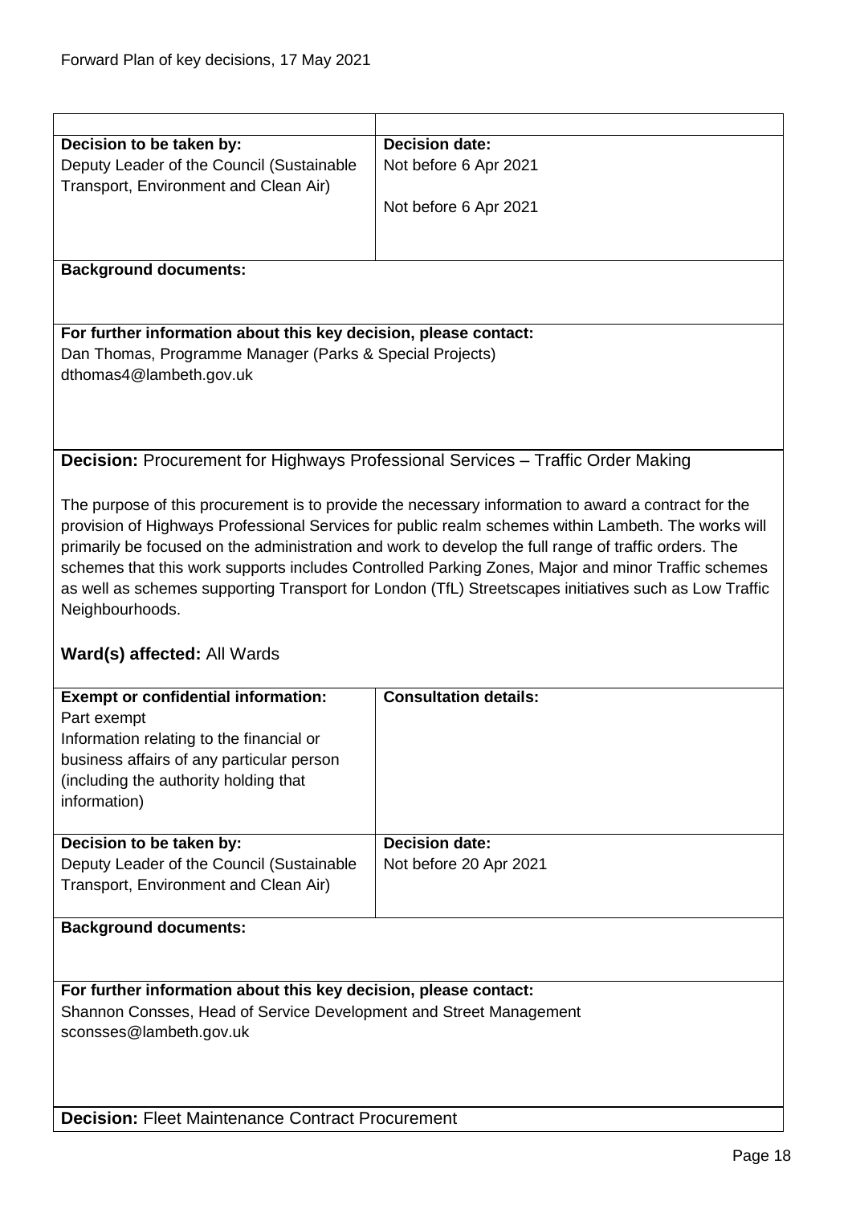| Decision to be taken by: | Decision date: |
|---|---|
| Deputy Leader of the Council (Sustainable Transport, Environment and Clean Air) | Not before 6 Apr 2021<br><br>Not before 6 Apr 2021 |

**Background documents:**

**For further information about this key decision, please contact:**
Dan Thomas, Programme Manager (Parks & Special Projects)
dthomas4@lambeth.gov.uk

**Decision:** Procurement for Highways Professional Services – Traffic Order Making

The purpose of this procurement is to provide the necessary information to award a contract for the provision of Highways Professional Services for public realm schemes within Lambeth. The works will primarily be focused on the administration and work to develop the full range of traffic orders. The schemes that this work supports includes Controlled Parking Zones, Major and minor Traffic schemes as well as schemes supporting Transport for London (TfL) Streetscapes initiatives such as Low Traffic Neighbourhoods.

**Ward(s) affected:** All Wards

| Exempt or confidential information: | Consultation details: |
|---|---|
| Part exempt<br>Information relating to the financial or business affairs of any particular person (including the authority holding that information) | |
| **Decision to be taken by:** | **Decision date:** |
| Deputy Leader of the Council (Sustainable Transport, Environment and Clean Air) | Not before 20 Apr 2021 |

**Background documents:**

**For further information about this key decision, please contact:**
Shannon Consses, Head of Service Development and Street Management
sconsses@lambeth.gov.uk

**Decision:** Fleet Maintenance Contract Procurement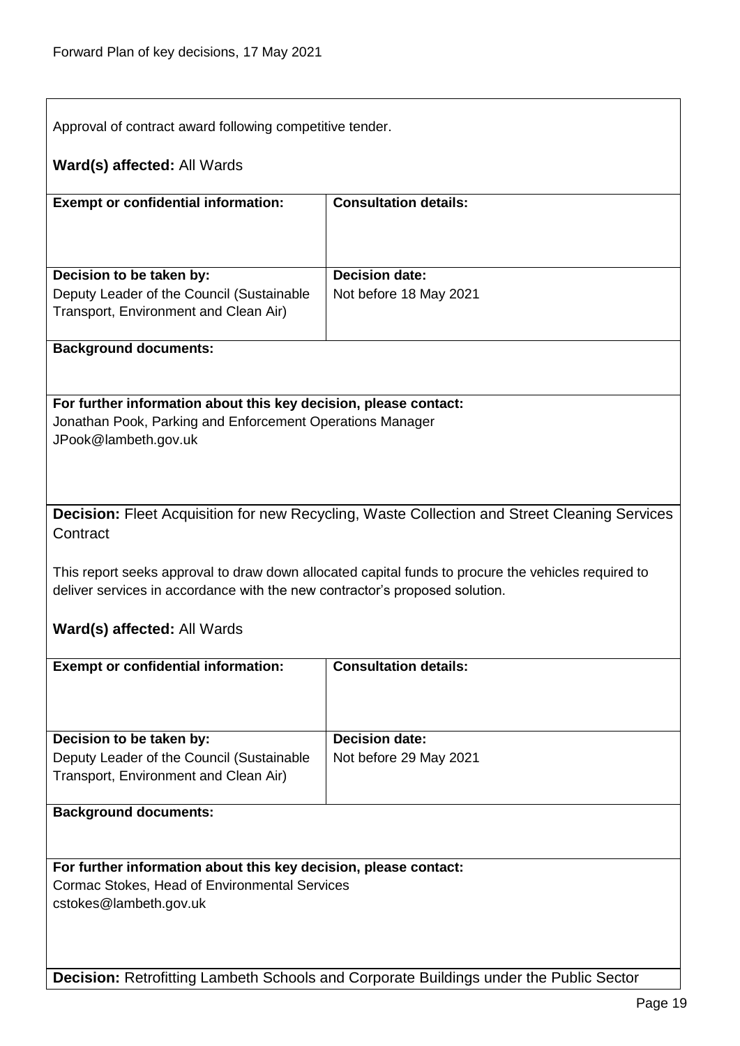Approval of contract award following competitive tender.

**Ward(s) affected:** All Wards

| **Exempt or confidential information:** | **Consultation details:** |
| --- | --- |
| **Decision to be taken by:** Deputy Leader of the Council (Sustainable Transport, Environment and Clean Air) | **Decision date:** Not before 18 May 2021 |

**Background documents:**

**For further information about this key decision, please contact:**
Jonathan Pook, Parking and Enforcement Operations Manager
JPook@lambeth.gov.uk

**Decision:** Fleet Acquisition for new Recycling, Waste Collection and Street Cleaning Services Contract

This report seeks approval to draw down allocated capital funds to procure the vehicles required to deliver services in accordance with the new contractor's proposed solution.

**Ward(s) affected:** All Wards

| **Exempt or confidential information:** | **Consultation details:** |
| --- | --- |
| **Decision to be taken by:** Deputy Leader of the Council (Sustainable Transport, Environment and Clean Air) | **Decision date:** Not before 29 May 2021 |

**Background documents:**

**For further information about this key decision, please contact:**
Cormac Stokes, Head of Environmental Services
cstokes@lambeth.gov.uk

**Decision:** Retrofitting Lambeth Schools and Corporate Buildings under the Public Sector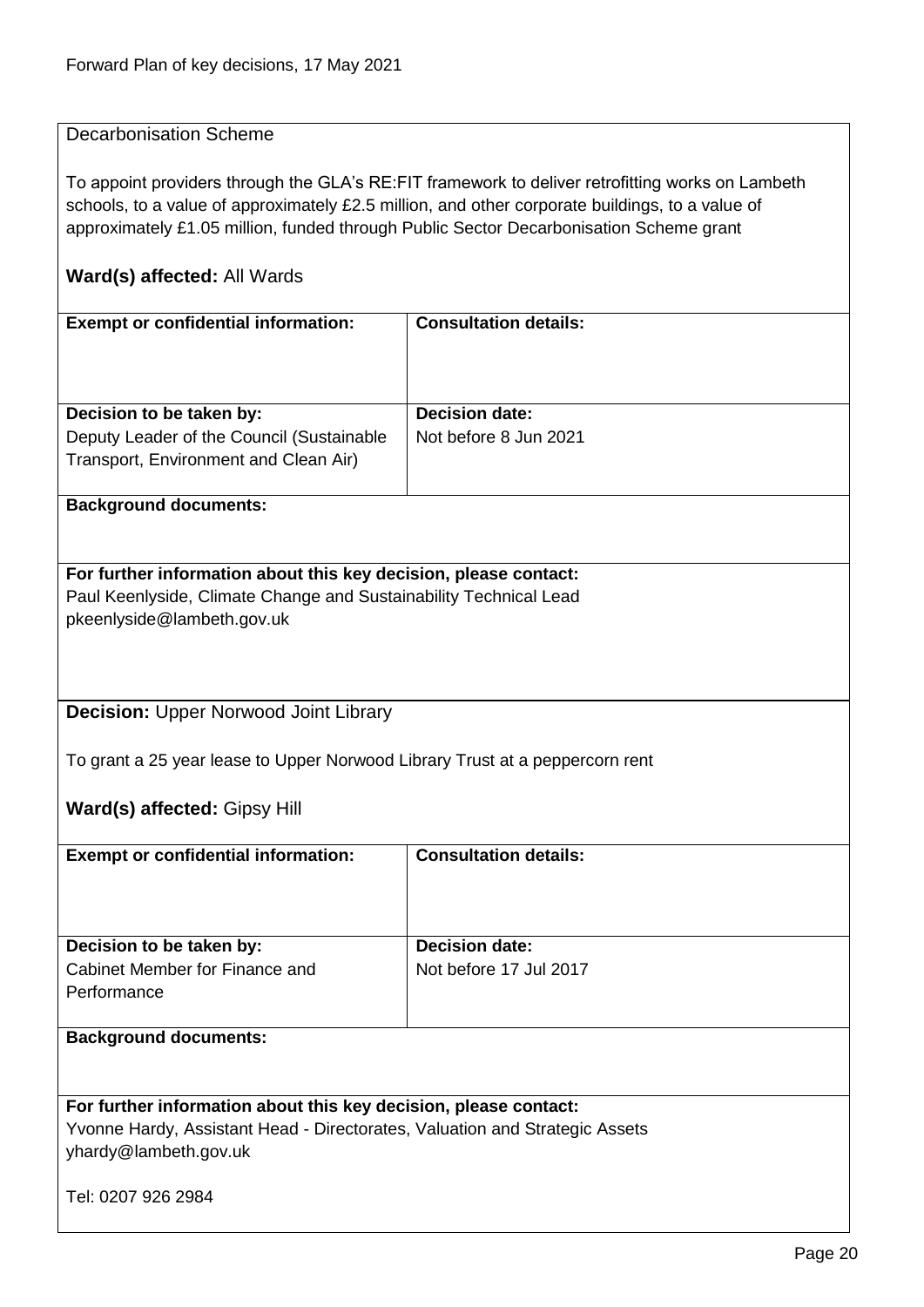Decarbonisation Scheme

To appoint providers through the GLA's RE:FIT framework to deliver retrofitting works on Lambeth schools, to a value of approximately £2.5 million, and other corporate buildings, to a value of approximately £1.05 million, funded through Public Sector Decarbonisation Scheme grant

**Ward(s) affected:** All Wards

| **Exempt or confidential information:** | **Consultation details:** |
|---|---|
| **Decision to be taken by:** Deputy Leader of the Council (Sustainable Transport, Environment and Clean Air) | **Decision date:** Not before 8 Jun 2021 |

**Background documents:**

**For further information about this key decision, please contact:**
Paul Keenlyside, Climate Change and Sustainability Technical Lead
pkeenlyside@lambeth.gov.uk

**Decision:** Upper Norwood Joint Library

To grant a 25 year lease to Upper Norwood Library Trust at a peppercorn rent

**Ward(s) affected:** Gipsy Hill

| **Exempt or confidential information:** | **Consultation details:** |
|---|---|
| **Decision to be taken by:** Cabinet Member for Finance and Performance | **Decision date:** Not before 17 Jul 2017 |

**Background documents:**

**For further information about this key decision, please contact:**
Yvonne Hardy, Assistant Head - Directorates, Valuation and Strategic Assets
yhardy@lambeth.gov.uk

Tel: 0207 926 2984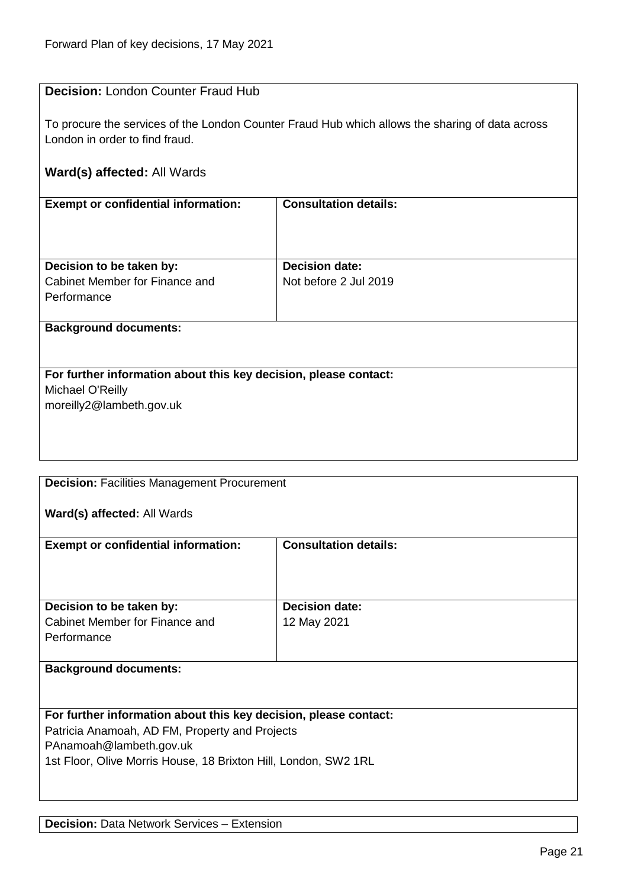**Decision:** London Counter Fraud Hub

To procure the services of the London Counter Fraud Hub which allows the sharing of data across London in order to find fraud.

**Ward(s) affected:** All Wards

| **Exempt or confidential information:** | **Consultation details:** |
|---|---|
| | |
| **Decision to be taken by:** Cabinet Member for Finance and Performance | **Decision date:** Not before 2 Jul 2019 |

**Background documents:**

**For further information about this key decision, please contact:**
Michael O'Reilly
moreilly2@lambeth.gov.uk

---

**Decision:** Facilities Management Procurement

**Ward(s) affected:** All Wards

| **Exempt or confidential information:** | **Consultation details:** |
|---|---|
| | |
| **Decision to be taken by:** Cabinet Member for Finance and Performance | **Decision date:** 12 May 2021 |

**Background documents:**

**For further information about this key decision, please contact:**
Patricia Anamoah, AD FM, Property and Projects
PAnamoah@lambeth.gov.uk
1st Floor, Olive Morris House, 18 Brixton Hill, London, SW2 1RL

---

**Decision:** Data Network Services – Extension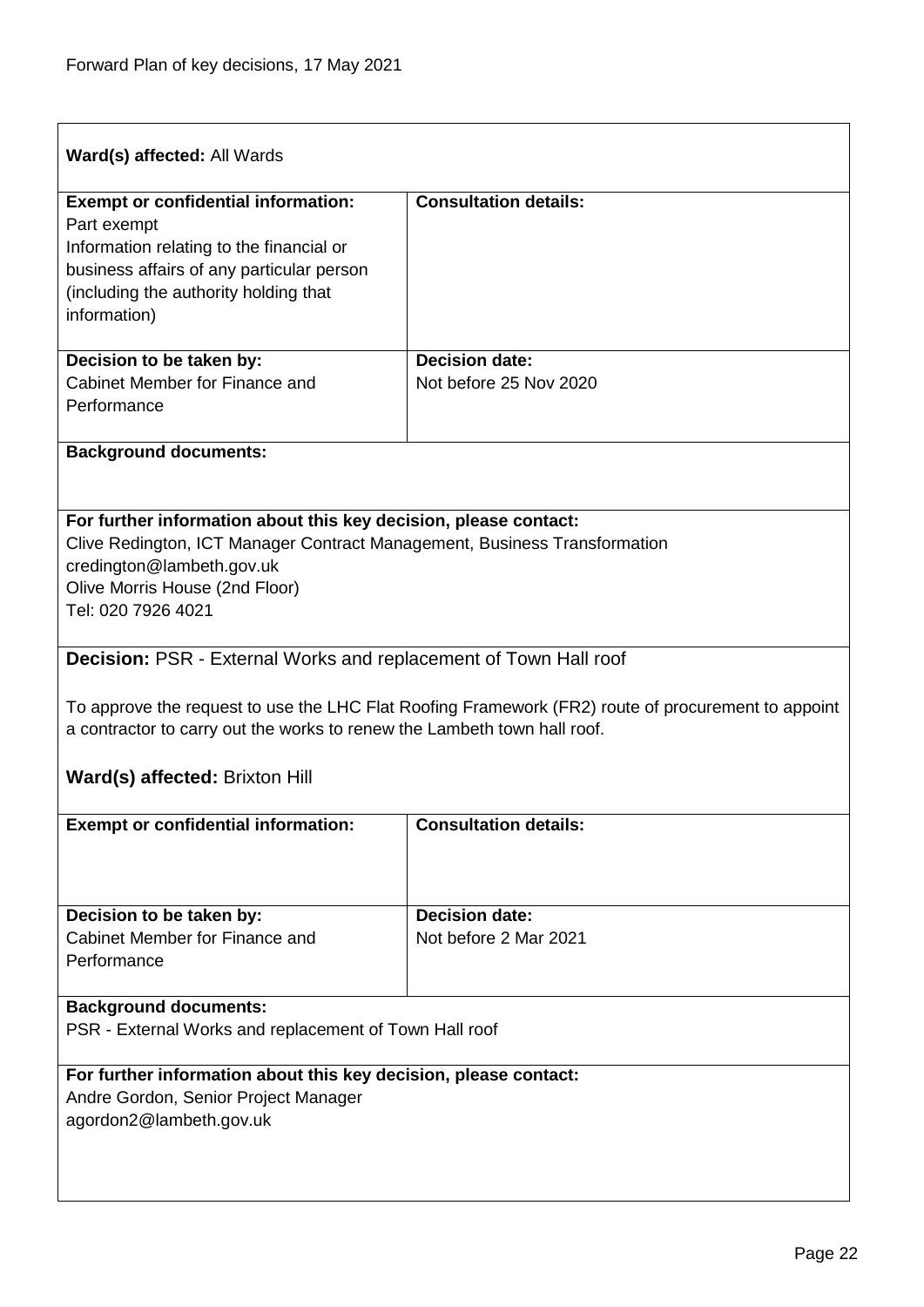**Ward(s) affected:** All Wards

| **Exempt or confidential information:** | **Consultation details:** |
|---|---|
| Part exempt<br>Information relating to the financial or business affairs of any particular person (including the authority holding that information) | |
| **Decision to be taken by:**<br>Cabinet Member for Finance and Performance | **Decision date:**<br>Not before 25 Nov 2020 |

**Background documents:**

**For further information about this key decision, please contact:**
Clive Redington, ICT Manager Contract Management, Business Transformation
credington@lambeth.gov.uk
Olive Morris House (2nd Floor)
Tel: 020 7926 4021

**Decision:** PSR - External Works and replacement of Town Hall roof

To approve the request to use the LHC Flat Roofing Framework (FR2) route of procurement to appoint a contractor to carry out the works to renew the Lambeth town hall roof.

**Ward(s) affected:** Brixton Hill

| **Exempt or confidential information:** | **Consultation details:** |
|---|---|
| | |
| **Decision to be taken by:**<br>Cabinet Member for Finance and Performance | **Decision date:**<br>Not before 2 Mar 2021 |

**Background documents:**
PSR - External Works and replacement of Town Hall roof

**For further information about this key decision, please contact:**
Andre Gordon, Senior Project Manager
agordon2@lambeth.gov.uk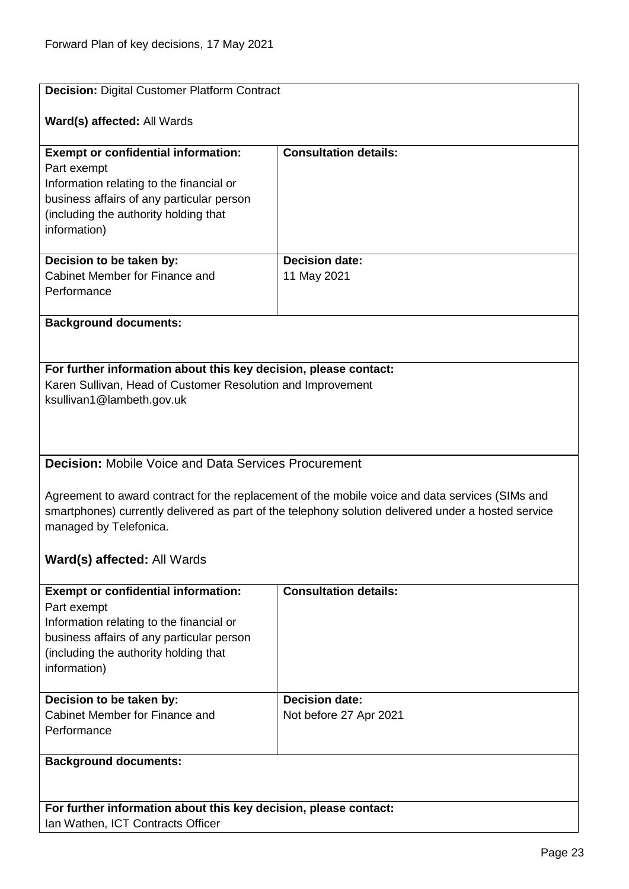**Decision:** Digital Customer Platform Contract

**Ward(s) affected:** All Wards

| **Exempt or confidential information:** | **Consultation details:** |
|---|---|
| Part exempt<br>Information relating to the financial or business affairs of any particular person (including the authority holding that information) | |
| **Decision to be taken by:**<br>Cabinet Member for Finance and Performance | **Decision date:**<br>11 May 2021 |

**Background documents:**

**For further information about this key decision, please contact:**
Karen Sullivan, Head of Customer Resolution and Improvement
ksullivan1@lambeth.gov.uk

**Decision:** Mobile Voice and Data Services Procurement

Agreement to award contract for the replacement of the mobile voice and data services (SIMs and smartphones) currently delivered as part of the telephony solution delivered under a hosted service managed by Telefonica.

**Ward(s) affected:** All Wards

| **Exempt or confidential information:** | **Consultation details:** |
|---|---|
| Part exempt<br>Information relating to the financial or business affairs of any particular person (including the authority holding that information) | |
| **Decision to be taken by:**<br>Cabinet Member for Finance and Performance | **Decision date:**<br>Not before 27 Apr 2021 |

**Background documents:**

**For further information about this key decision, please contact:**
Ian Wathen, ICT Contracts Officer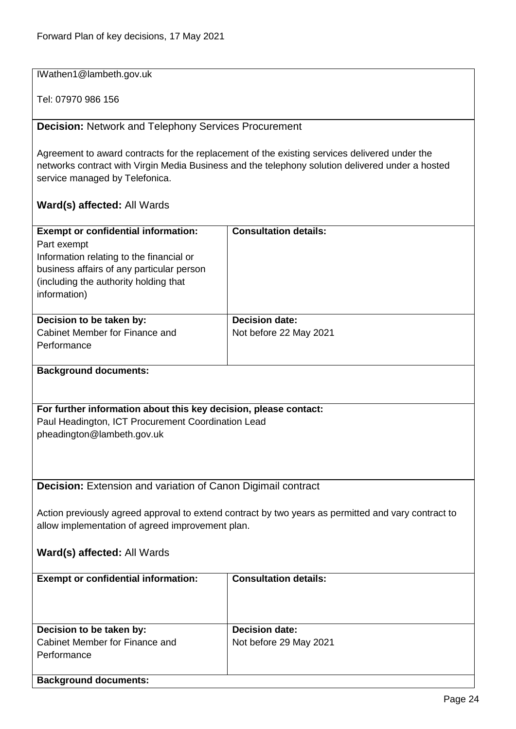IWathen1@lambeth.gov.uk

Tel: 07970 986 156

**Decision:** Network and Telephony Services Procurement

Agreement to award contracts for the replacement of the existing services delivered under the networks contract with Virgin Media Business and the telephony solution delivered under a hosted service managed by Telefonica.

**Ward(s) affected:** All Wards

| **Exempt or confidential information:** | **Consultation details:** |
|---|---|
| Part exempt<br>Information relating to the financial or business affairs of any particular person (including the authority holding that information) | |
| **Decision to be taken by:**<br>Cabinet Member for Finance and Performance | **Decision date:**<br>Not before 22 May 2021 |

**Background documents:**

**For further information about this key decision, please contact:**
Paul Headington, ICT Procurement Coordination Lead
pheadington@lambeth.gov.uk

**Decision:** Extension and variation of Canon Digimail contract

Action previously agreed approval to extend contract by two years as permitted and vary contract to allow implementation of agreed improvement plan.

**Ward(s) affected:** All Wards

| **Exempt or confidential information:** | **Consultation details:** |
|---|---|
| **Decision to be taken by:**<br>Cabinet Member for Finance and Performance | **Decision date:**<br>Not before 29 May 2021 |

**Background documents:**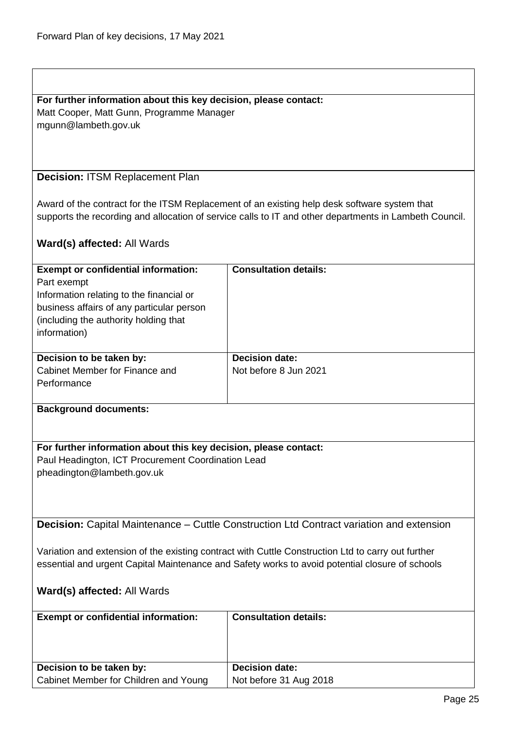**For further information about this key decision, please contact:**
Matt Cooper, Matt Gunn, Programme Manager
mgunn@lambeth.gov.uk

**Decision:** ITSM Replacement Plan

Award of the contract for the ITSM Replacement of an existing help desk software system that supports the recording and allocation of service calls to IT and other departments in Lambeth Council.

**Ward(s) affected:** All Wards

| **Exempt or confidential information:** | **Consultation details:** |
|---|---|
| Part exempt<br>Information relating to the financial or business affairs of any particular person (including the authority holding that information) | |
| **Decision to be taken by:**<br>Cabinet Member for Finance and Performance | **Decision date:**<br>Not before 8 Jun 2021 |

**Background documents:**

**For further information about this key decision, please contact:**
Paul Headington, ICT Procurement Coordination Lead
pheadington@lambeth.gov.uk

**Decision:** Capital Maintenance – Cuttle Construction Ltd Contract variation and extension

Variation and extension of the existing contract with Cuttle Construction Ltd to carry out further essential and urgent Capital Maintenance and Safety works to avoid potential closure of schools

**Ward(s) affected:** All Wards

| **Exempt or confidential information:** | **Consultation details:** |
|---|---|
| **Decision to be taken by:**<br>Cabinet Member for Children and Young | **Decision date:**<br>Not before 31 Aug 2018 |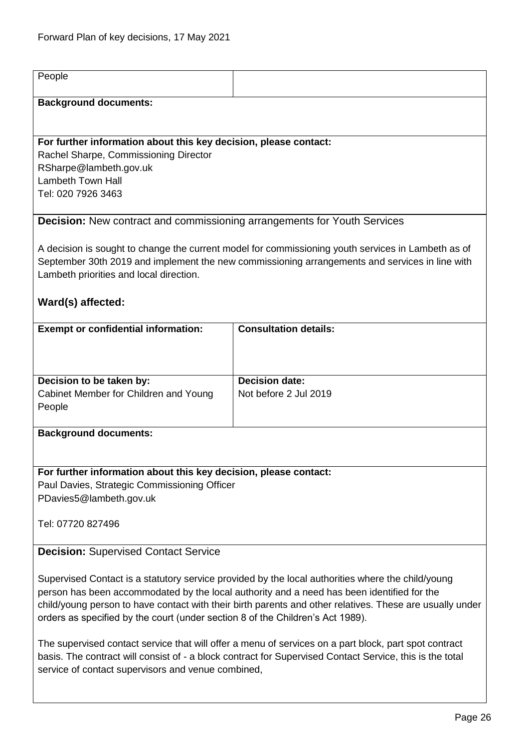| People | |
|---|---|

**Background documents:**

**For further information about this key decision, please contact:**
Rachel Sharpe, Commissioning Director
RSharpe@lambeth.gov.uk
Lambeth Town Hall
Tel: 020 7926 3463

**Decision:** New contract and commissioning arrangements for Youth Services

A decision is sought to change the current model for commissioning youth services in Lambeth as of September 30th 2019 and implement the new commissioning arrangements and services in line with Lambeth priorities and local direction.

**Ward(s) affected:**

| **Exempt or confidential information:** | **Consultation details:** |
|---|---|
| | |
| **Decision to be taken by:** Cabinet Member for Children and Young People | **Decision date:** Not before 2 Jul 2019 |

**Background documents:**

**For further information about this key decision, please contact:**
Paul Davies, Strategic Commissioning Officer
PDavies5@lambeth.gov.uk

Tel: 07720 827496

**Decision:** Supervised Contact Service

Supervised Contact is a statutory service provided by the local authorities where the child/young person has been accommodated by the local authority and a need has been identified for the child/young person to have contact with their birth parents and other relatives. These are usually under orders as specified by the court (under section 8 of the Children's Act 1989).

The supervised contact service that will offer a menu of services on a part block, part spot contract basis. The contract will consist of - a block contract for Supervised Contact Service, this is the total service of contact supervisors and venue combined,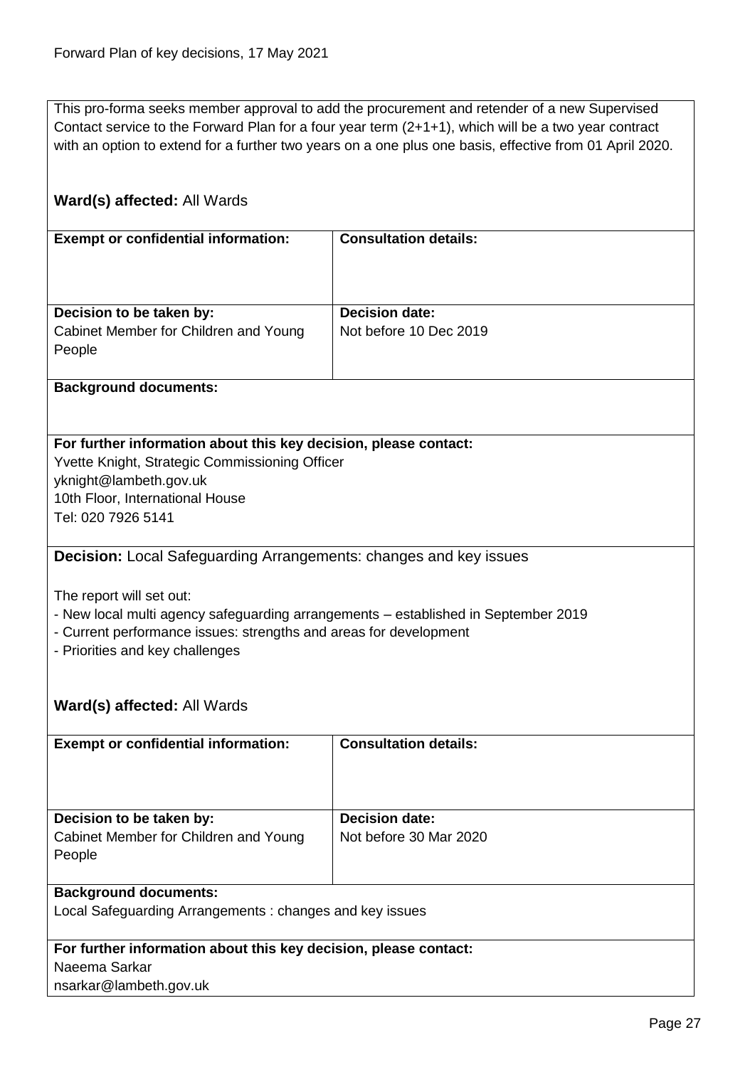This pro-forma seeks member approval to add the procurement and retender of a new Supervised Contact service to the Forward Plan for a four year term (2+1+1), which will be a two year contract with an option to extend for a further two years on a one plus one basis, effective from 01 April 2020.

**Ward(s) affected:** All Wards

| **Exempt or confidential information:** | **Consultation details:** |
|---|---|
| | |
| **Decision to be taken by:** Cabinet Member for Children and Young People | **Decision date:** Not before 10 Dec 2019 |

**Background documents:**

**For further information about this key decision, please contact:**
Yvette Knight, Strategic Commissioning Officer
yknight@lambeth.gov.uk
10th Floor, International House
Tel: 020 7926 5141

**Decision:** Local Safeguarding Arrangements: changes and key issues

The report will set out:

- New local multi agency safeguarding arrangements – established in September 2019
- Current performance issues: strengths and areas for development
- Priorities and key challenges

**Ward(s) affected:** All Wards

| **Exempt or confidential information:** | **Consultation details:** |
|---|---|
| | |
| **Decision to be taken by:** Cabinet Member for Children and Young People | **Decision date:** Not before 30 Mar 2020 |

**Background documents:**
Local Safeguarding Arrangements : changes and key issues

**For further information about this key decision, please contact:**
Naeema Sarkar
nsarkar@lambeth.gov.uk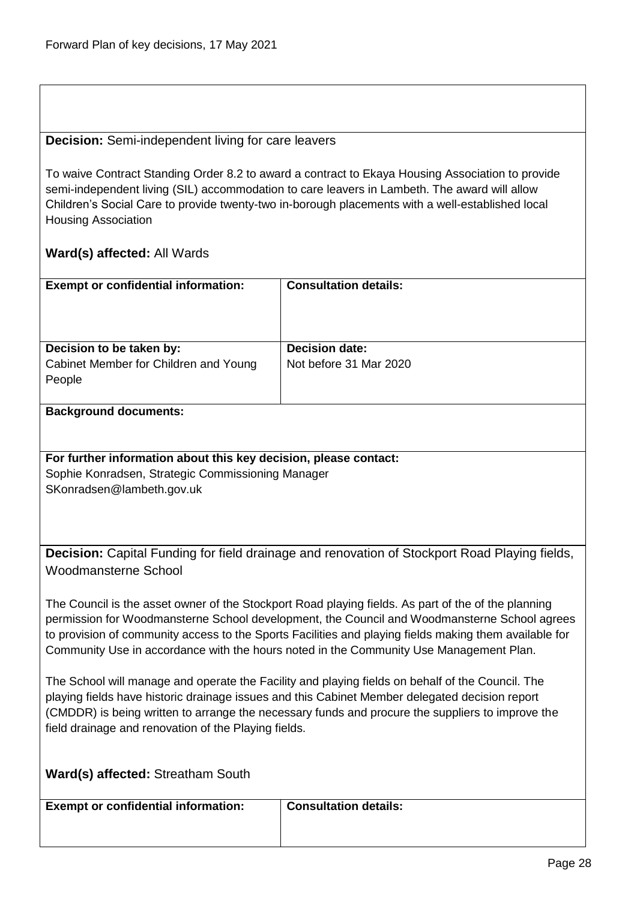**Decision:** Semi-independent living for care leavers

To waive Contract Standing Order 8.2 to award a contract to Ekaya Housing Association to provide semi-independent living (SIL) accommodation to care leavers in Lambeth. The award will allow Children's Social Care to provide twenty-two in-borough placements with a well-established local Housing Association

**Ward(s) affected:** All Wards

| **Exempt or confidential information:** | **Consultation details:** |
|---|---|
| **Decision to be taken by:** Cabinet Member for Children and Young People | **Decision date:** Not before 31 Mar 2020 |

**Background documents:**

**For further information about this key decision, please contact:**
Sophie Konradsen, Strategic Commissioning Manager
SKonradsen@lambeth.gov.uk

**Decision:** Capital Funding for field drainage and renovation of Stockport Road Playing fields, Woodmansterne School

The Council is the asset owner of the Stockport Road playing fields. As part of the of the planning permission for Woodmansterne School development, the Council and Woodmansterne School agrees to provision of community access to the Sports Facilities and playing fields making them available for Community Use in accordance with the hours noted in the Community Use Management Plan.

The School will manage and operate the Facility and playing fields on behalf of the Council. The playing fields have historic drainage issues and this Cabinet Member delegated decision report (CMDDR) is being written to arrange the necessary funds and procure the suppliers to improve the field drainage and renovation of the Playing fields.

**Ward(s) affected:** Streatham South

| **Exempt or confidential information:** | **Consultation details:** |
|---|---|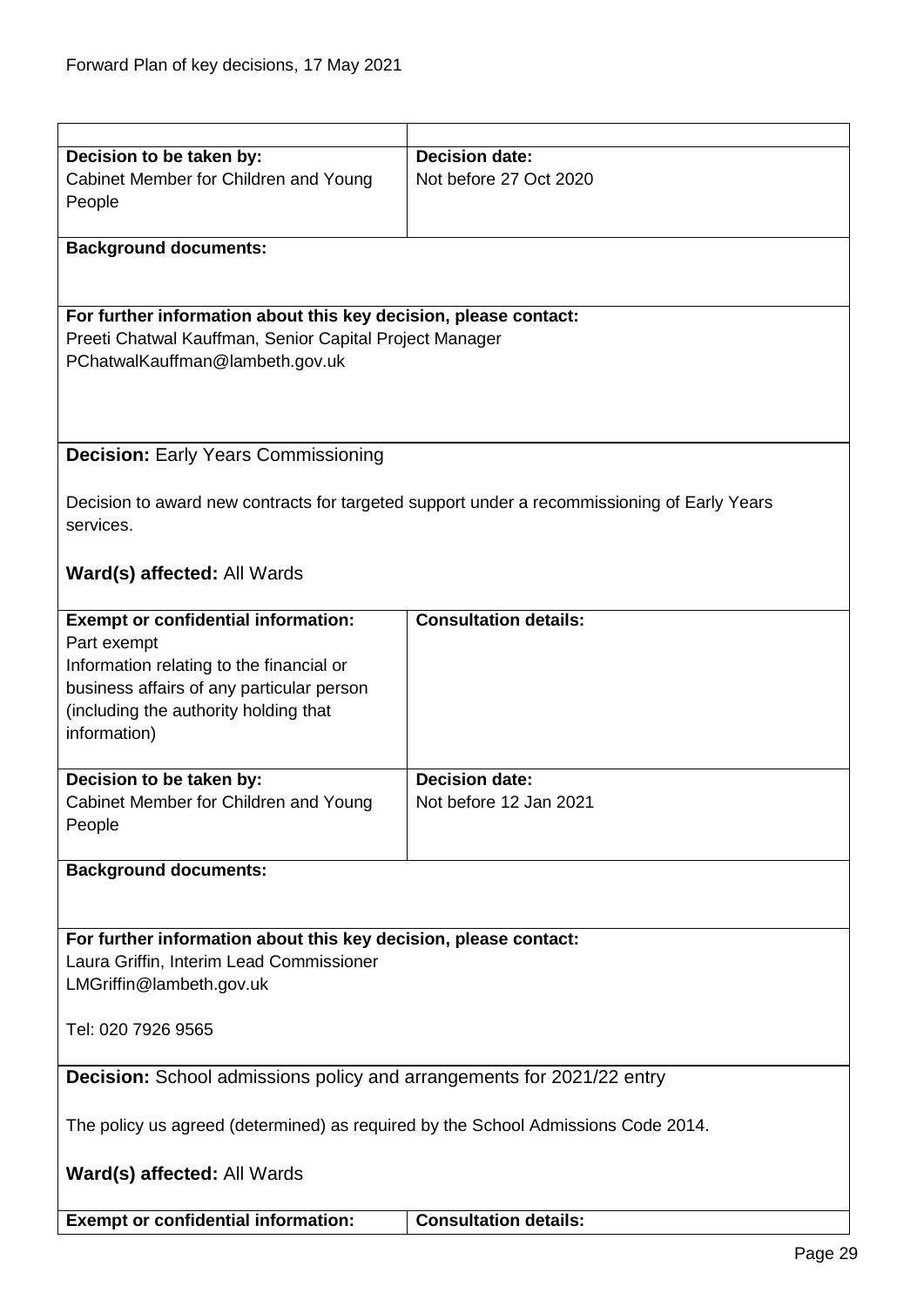| | |
|---|---|
| **Decision to be taken by:**<br>Cabinet Member for Children and Young People | **Decision date:**<br>Not before 27 Oct 2020 |

**Background documents:**

**For further information about this key decision, please contact:**
Preeti Chatwal Kauffman, Senior Capital Project Manager
PChatwalKauffman@lambeth.gov.uk

**Decision:** Early Years Commissioning

Decision to award new contracts for targeted support under a recommissioning of Early Years services.

**Ward(s) affected:** All Wards

| **Exempt or confidential information:** | **Consultation details:** |
|---|---|
| Part exempt<br>Information relating to the financial or business affairs of any particular person (including the authority holding that information) | |
| **Decision to be taken by:**<br>Cabinet Member for Children and Young People | **Decision date:**<br>Not before 12 Jan 2021 |

**Background documents:**

**For further information about this key decision, please contact:**
Laura Griffin, Interim Lead Commissioner
LMGriffin@lambeth.gov.uk

Tel: 020 7926 9565

**Decision:** School admissions policy and arrangements for 2021/22 entry

The policy us agreed (determined) as required by the School Admissions Code 2014.

**Ward(s) affected:** All Wards

| **Exempt or confidential information:** | **Consultation details:** |
|---|---|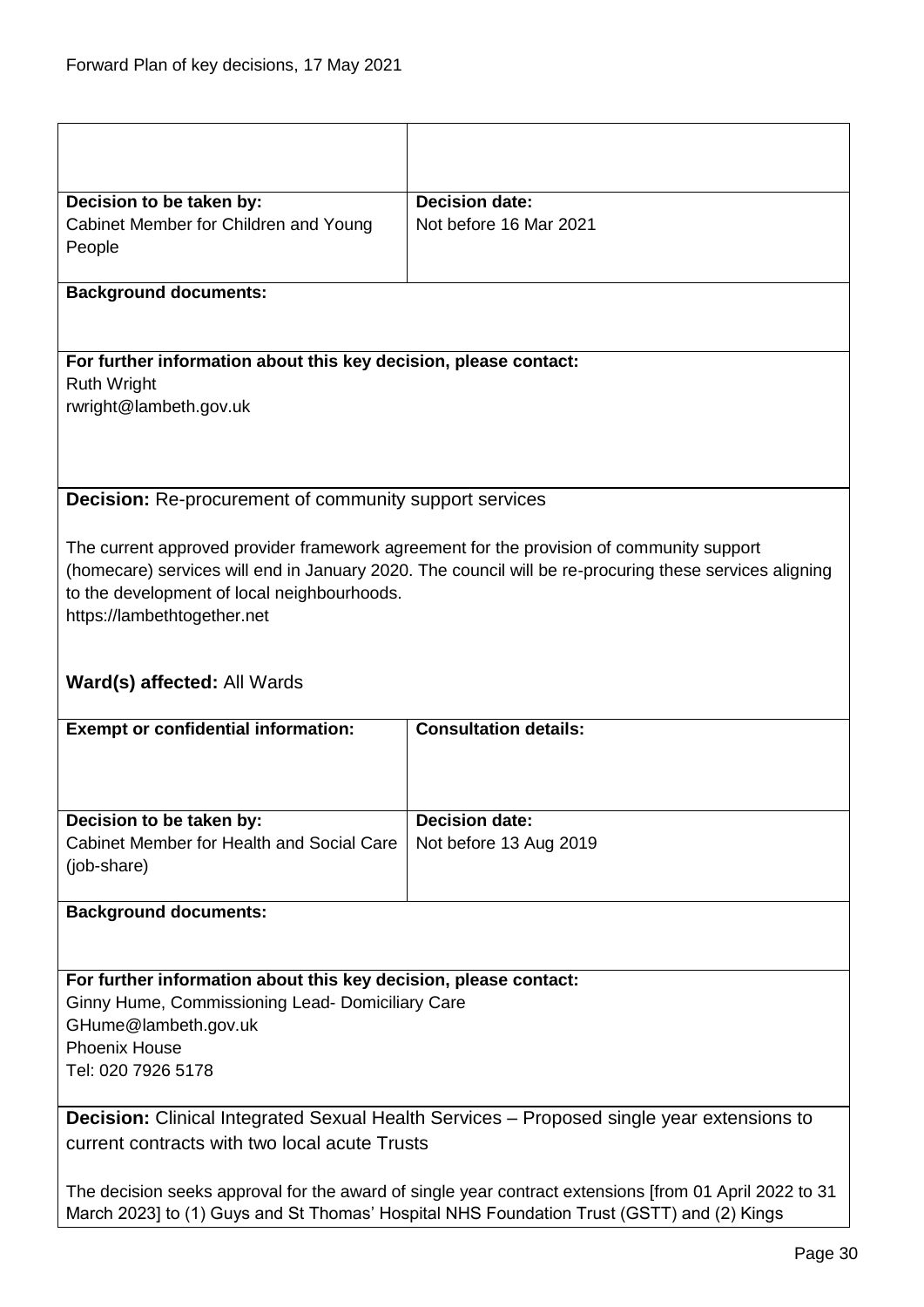| | |
|---|---|
| | |
| **Decision to be taken by:**<br>Cabinet Member for Children and Young People | **Decision date:**<br>Not before 16 Mar 2021 |

**Background documents:**

**For further information about this key decision, please contact:**
Ruth Wright
rwright@lambeth.gov.uk

**Decision:** Re-procurement of community support services

The current approved provider framework agreement for the provision of community support (homecare) services will end in January 2020. The council will be re-procuring these services aligning to the development of local neighbourhoods.
https://lambethtogether.net

**Ward(s) affected:** All Wards

| **Exempt or confidential information:** | **Consultation details:** |
|---|---|
| **Decision to be taken by:**<br>Cabinet Member for Health and Social Care (job-share) | **Decision date:**<br>Not before 13 Aug 2019 |

**Background documents:**

**For further information about this key decision, please contact:**
Ginny Hume, Commissioning Lead- Domiciliary Care
GHume@lambeth.gov.uk
Phoenix House
Tel: 020 7926 5178

**Decision:** Clinical Integrated Sexual Health Services – Proposed single year extensions to current contracts with two local acute Trusts

The decision seeks approval for the award of single year contract extensions [from 01 April 2022 to 31 March 2023] to (1) Guys and St Thomas' Hospital NHS Foundation Trust (GSTT) and (2) Kings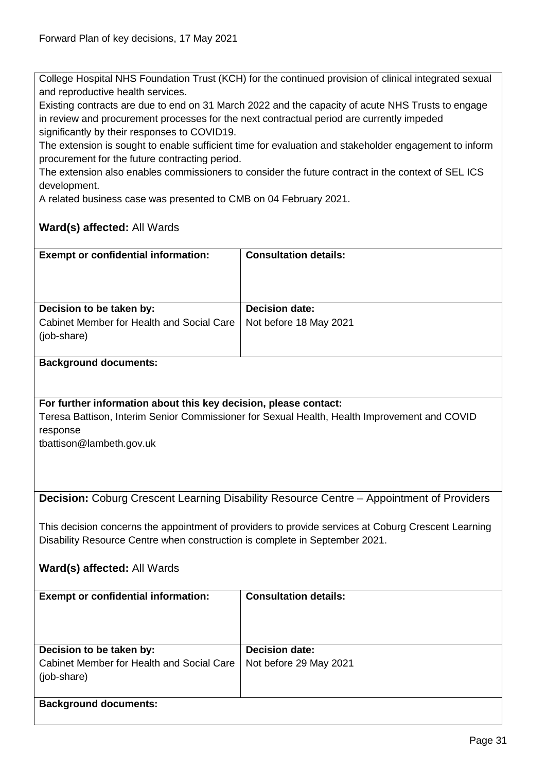College Hospital NHS Foundation Trust (KCH) for the continued provision of clinical integrated sexual and reproductive health services.

Existing contracts are due to end on 31 March 2022 and the capacity of acute NHS Trusts to engage in review and procurement processes for the next contractual period are currently impeded significantly by their responses to COVID19.

The extension is sought to enable sufficient time for evaluation and stakeholder engagement to inform procurement for the future contracting period.

The extension also enables commissioners to consider the future contract in the context of SEL ICS development.

A related business case was presented to CMB on 04 February 2021.

**Ward(s) affected:** All Wards

| **Exempt or confidential information:** | **Consultation details:** |
|---|---|
| **Decision to be taken by:** Cabinet Member for Health and Social Care (job-share) | **Decision date:** Not before 18 May 2021 |

**Background documents:**

**For further information about this key decision, please contact:**
Teresa Battison, Interim Senior Commissioner for Sexual Health, Health Improvement and COVID response
tbattison@lambeth.gov.uk

**Decision:** Coburg Crescent Learning Disability Resource Centre – Appointment of Providers

This decision concerns the appointment of providers to provide services at Coburg Crescent Learning Disability Resource Centre when construction is complete in September 2021.

**Ward(s) affected:** All Wards

| **Exempt or confidential information:** | **Consultation details:** |
|---|---|
| **Decision to be taken by:** Cabinet Member for Health and Social Care (job-share) | **Decision date:** Not before 29 May 2021 |

**Background documents:**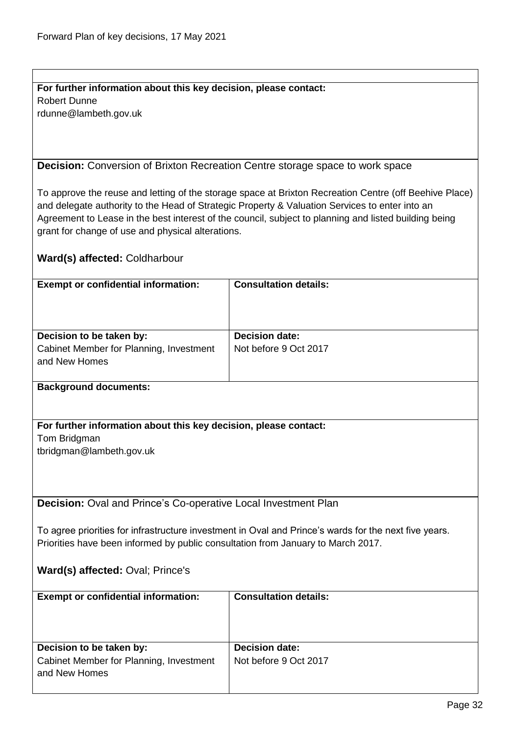**For further information about this key decision, please contact:**
Robert Dunne
rdunne@lambeth.gov.uk

**Decision:** Conversion of Brixton Recreation Centre storage space to work space

To approve the reuse and letting of the storage space at Brixton Recreation Centre (off Beehive Place) and delegate authority to the Head of Strategic Property & Valuation Services to enter into an Agreement to Lease in the best interest of the council, subject to planning and listed building being grant for change of use and physical alterations.

**Ward(s) affected:** Coldharbour

| **Exempt or confidential information:** | **Consultation details:** |
|---|---|
| | |
| **Decision to be taken by:** Cabinet Member for Planning, Investment and New Homes | **Decision date:** Not before 9 Oct 2017 |

**Background documents:**

**For further information about this key decision, please contact:**
Tom Bridgman
tbridgman@lambeth.gov.uk

**Decision:** Oval and Prince's Co-operative Local Investment Plan

To agree priorities for infrastructure investment in Oval and Prince's wards for the next five years. Priorities have been informed by public consultation from January to March 2017.

**Ward(s) affected:** Oval; Prince's

| **Exempt or confidential information:** | **Consultation details:** |
|---|---|
| | |
| **Decision to be taken by:** Cabinet Member for Planning, Investment and New Homes | **Decision date:** Not before 9 Oct 2017 |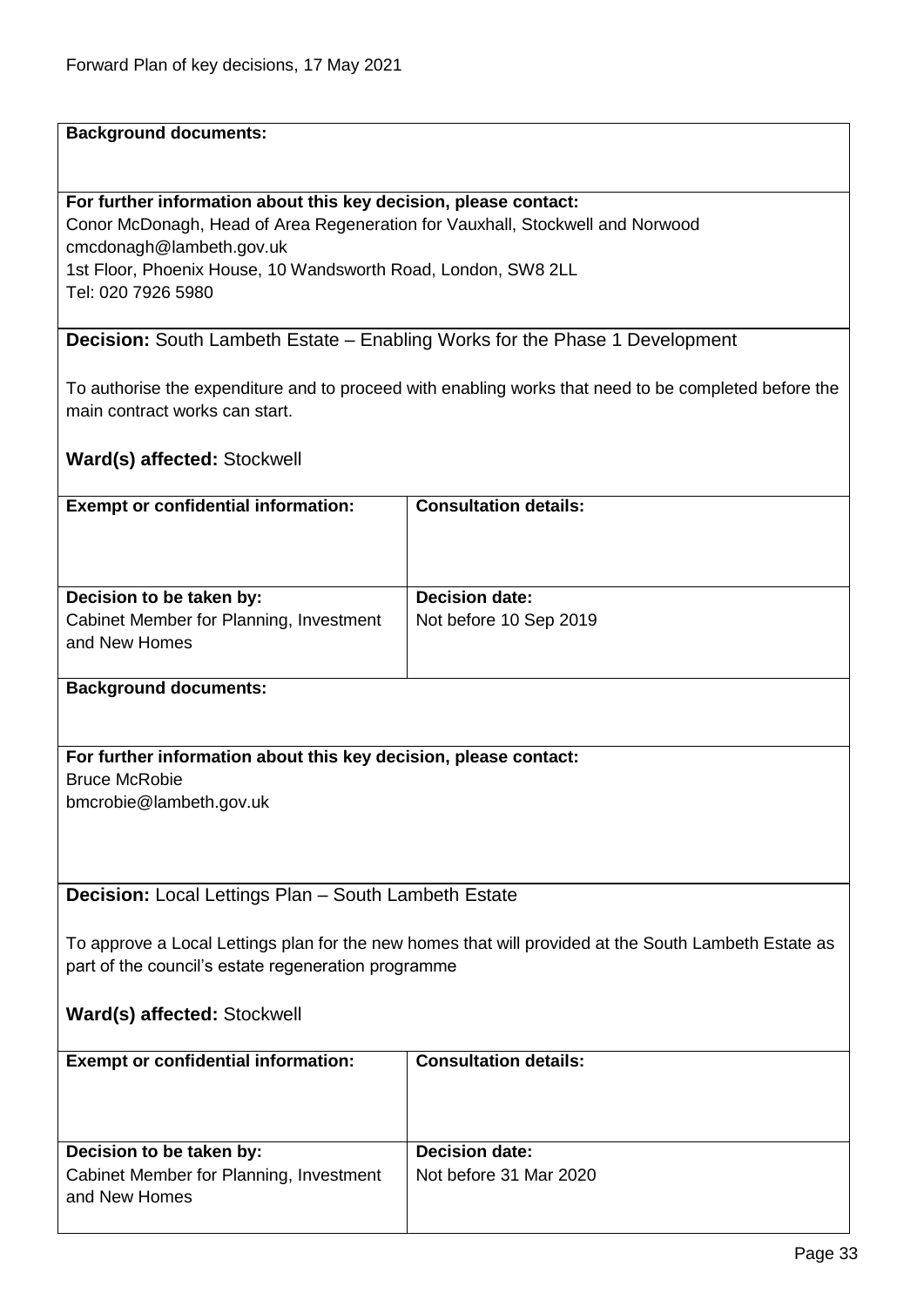**Background documents:**

**For further information about this key decision, please contact:**
Conor McDonagh, Head of Area Regeneration for Vauxhall, Stockwell and Norwood
cmcdonagh@lambeth.gov.uk
1st Floor, Phoenix House, 10 Wandsworth Road, London, SW8 2LL
Tel: 020 7926 5980

**Decision:** South Lambeth Estate – Enabling Works for the Phase 1 Development

To authorise the expenditure and to proceed with enabling works that need to be completed before the main contract works can start.

**Ward(s) affected:** Stockwell

| **Exempt or confidential information:** | **Consultation details:** |
|---|---|
| **Decision to be taken by:** Cabinet Member for Planning, Investment and New Homes | **Decision date:** Not before 10 Sep 2019 |

**Background documents:**

**For further information about this key decision, please contact:**
Bruce McRobie
bmcrobie@lambeth.gov.uk

**Decision:** Local Lettings Plan – South Lambeth Estate

To approve a Local Lettings plan for the new homes that will provided at the South Lambeth Estate as part of the council's estate regeneration programme

**Ward(s) affected:** Stockwell

| **Exempt or confidential information:** | **Consultation details:** |
|---|---|
| **Decision to be taken by:** Cabinet Member for Planning, Investment and New Homes | **Decision date:** Not before 31 Mar 2020 |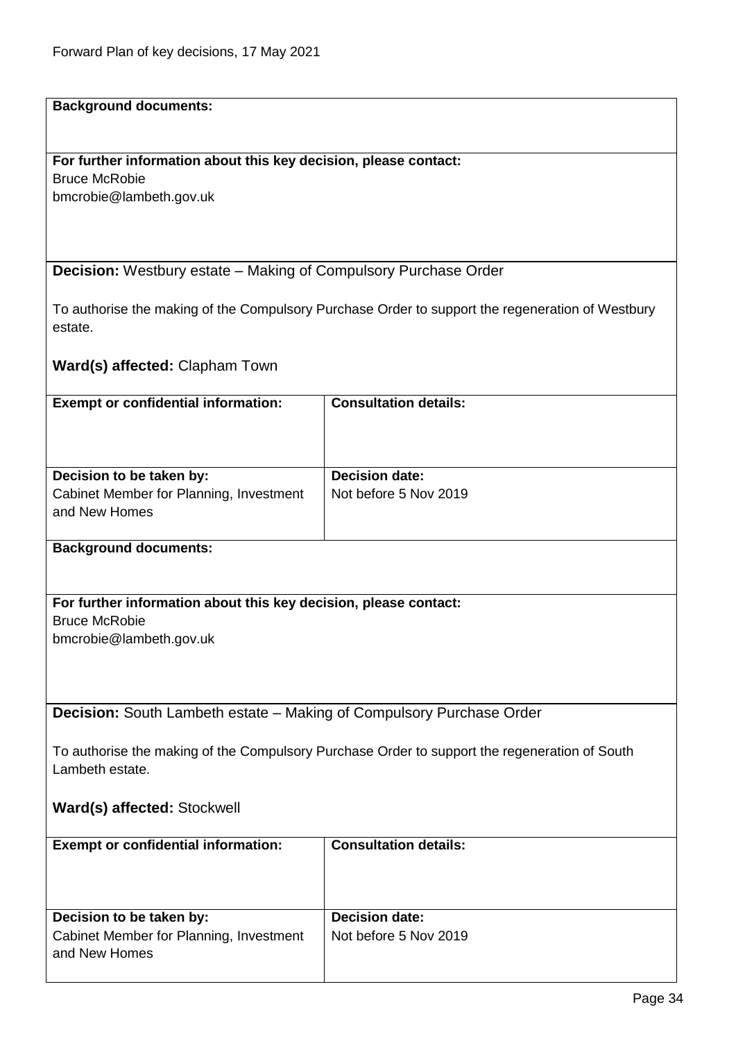**Background documents:**

**For further information about this key decision, please contact:**
Bruce McRobie
bmcrobie@lambeth.gov.uk

**Decision:** Westbury estate – Making of Compulsory Purchase Order

To authorise the making of the Compulsory Purchase Order to support the regeneration of Westbury estate.

**Ward(s) affected:** Clapham Town

| **Exempt or confidential information:** | **Consultation details:** |
|---|---|
| **Decision to be taken by:**<br>Cabinet Member for Planning, Investment and New Homes | **Decision date:**<br>Not before 5 Nov 2019 |

**Background documents:**

**For further information about this key decision, please contact:**
Bruce McRobie
bmcrobie@lambeth.gov.uk

**Decision:** South Lambeth estate – Making of Compulsory Purchase Order

To authorise the making of the Compulsory Purchase Order to support the regeneration of South Lambeth estate.

**Ward(s) affected:** Stockwell

| **Exempt or confidential information:** | **Consultation details:** |
|---|---|
| **Decision to be taken by:**<br>Cabinet Member for Planning, Investment and New Homes | **Decision date:**<br>Not before 5 Nov 2019 |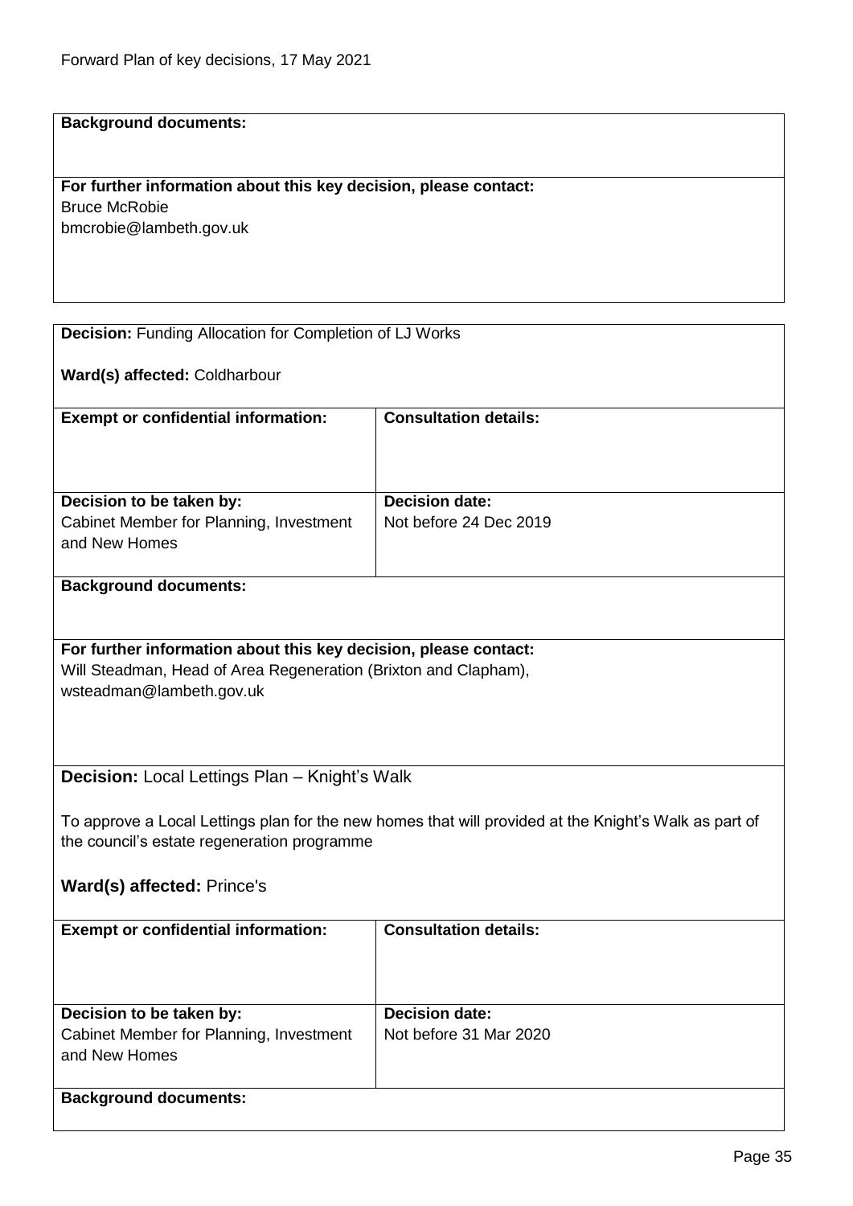**Background documents:**

**For further information about this key decision, please contact:**
Bruce McRobie
bmcrobie@lambeth.gov.uk

**Decision:** Funding Allocation for Completion of LJ Works

**Ward(s) affected:** Coldharbour

| **Exempt or confidential information:** | **Consultation details:** |
| --- | --- |
| | |
| **Decision to be taken by:** Cabinet Member for Planning, Investment and New Homes | **Decision date:** Not before 24 Dec 2019 |

**Background documents:**

**For further information about this key decision, please contact:**
Will Steadman, Head of Area Regeneration (Brixton and Clapham),
wsteadman@lambeth.gov.uk

**Decision:** Local Lettings Plan – Knight's Walk

To approve a Local Lettings plan for the new homes that will provided at the Knight's Walk as part of the council's estate regeneration programme

**Ward(s) affected:** Prince's

| **Exempt or confidential information:** | **Consultation details:** |
| --- | --- |
| | |
| **Decision to be taken by:** Cabinet Member for Planning, Investment and New Homes | **Decision date:** Not before 31 Mar 2020 |

**Background documents:**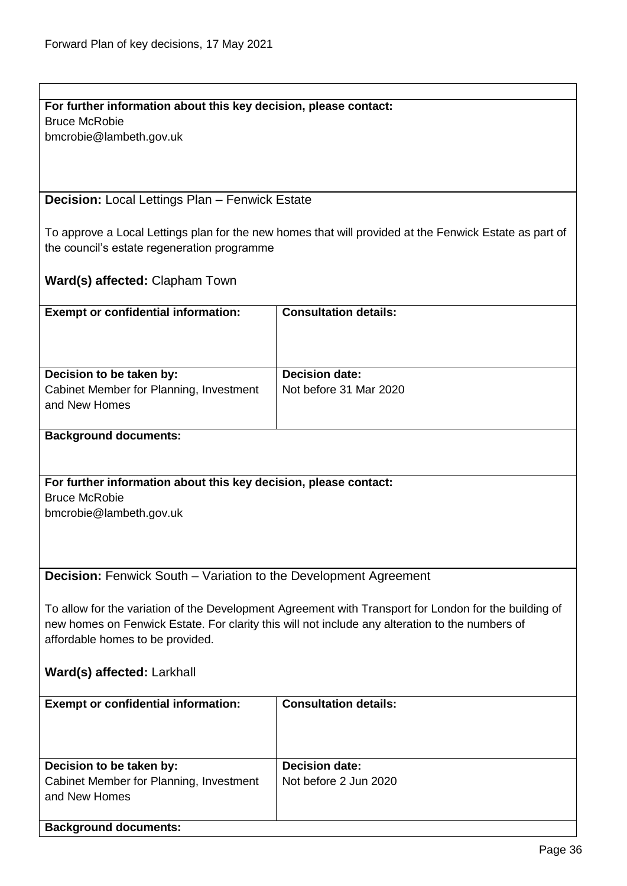**For further information about this key decision, please contact:**
Bruce McRobie
bmcrobie@lambeth.gov.uk

**Decision:** Local Lettings Plan – Fenwick Estate

To approve a Local Lettings plan for the new homes that will provided at the Fenwick Estate as part of the council's estate regeneration programme

**Ward(s) affected:** Clapham Town

| **Exempt or confidential information:** | **Consultation details:** |
|---|---|
| **Decision to be taken by:** Cabinet Member for Planning, Investment and New Homes | **Decision date:** Not before 31 Mar 2020 |

**Background documents:**

**For further information about this key decision, please contact:**
Bruce McRobie
bmcrobie@lambeth.gov.uk

**Decision:** Fenwick South – Variation to the Development Agreement

To allow for the variation of the Development Agreement with Transport for London for the building of new homes on Fenwick Estate. For clarity this will not include any alteration to the numbers of affordable homes to be provided.

**Ward(s) affected:** Larkhall

| **Exempt or confidential information:** | **Consultation details:** |
|---|---|
| **Decision to be taken by:** Cabinet Member for Planning, Investment and New Homes | **Decision date:** Not before 2 Jun 2020 |

**Background documents:**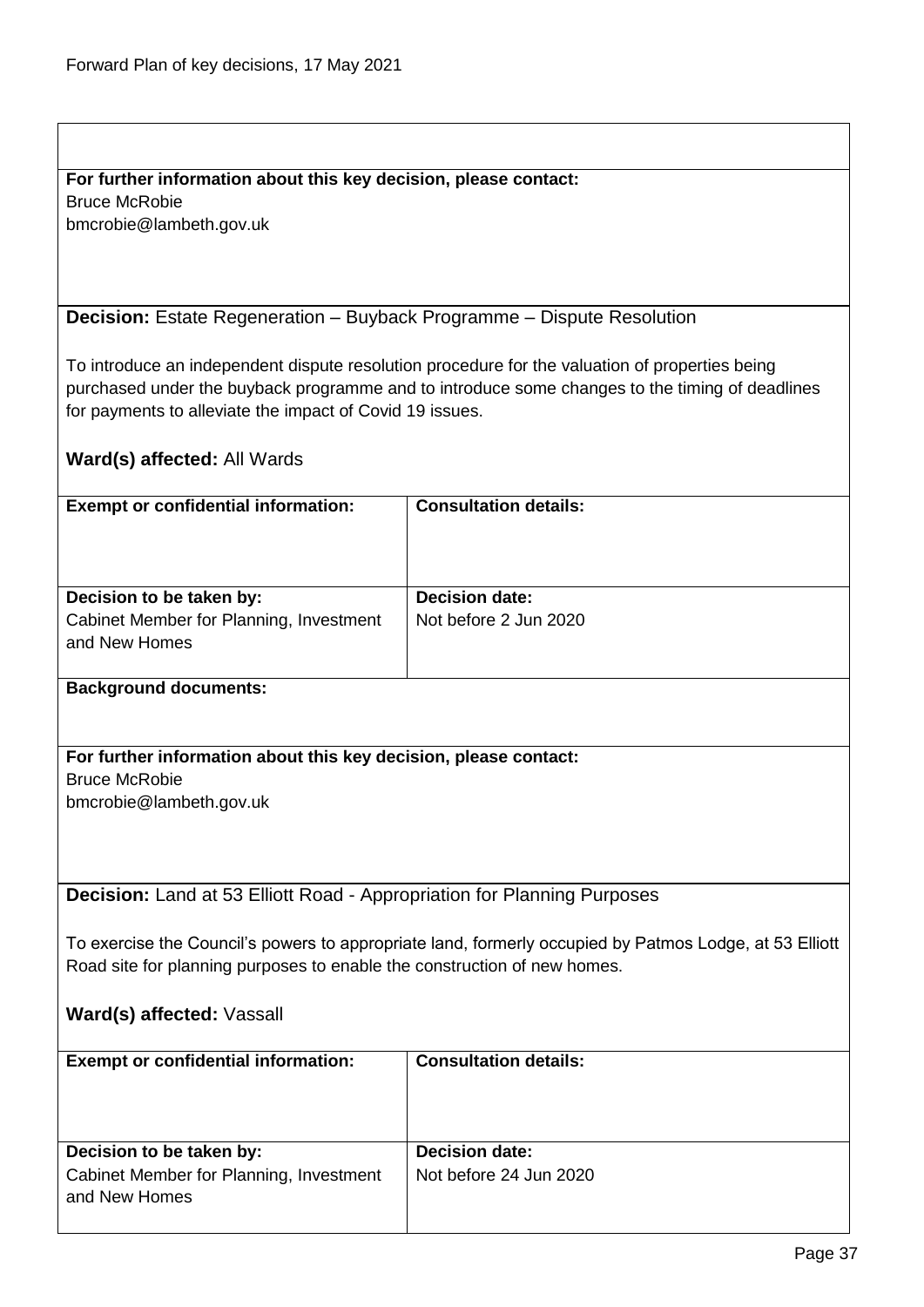**For further information about this key decision, please contact:**
Bruce McRobie
bmcrobie@lambeth.gov.uk

**Decision:** Estate Regeneration – Buyback Programme – Dispute Resolution

To introduce an independent dispute resolution procedure for the valuation of properties being purchased under the buyback programme and to introduce some changes to the timing of deadlines for payments to alleviate the impact of Covid 19 issues.

**Ward(s) affected:** All Wards

| **Exempt or confidential information:** | **Consultation details:** |
|---|---|
| | |
| **Decision to be taken by:** Cabinet Member for Planning, Investment and New Homes | **Decision date:** Not before 2 Jun 2020 |

**Background documents:**

**For further information about this key decision, please contact:**
Bruce McRobie
bmcrobie@lambeth.gov.uk

**Decision:** Land at 53 Elliott Road - Appropriation for Planning Purposes

To exercise the Council's powers to appropriate land, formerly occupied by Patmos Lodge, at 53 Elliott Road site for planning purposes to enable the construction of new homes.

**Ward(s) affected:** Vassall

| **Exempt or confidential information:** | **Consultation details:** |
|---|---|
| | |
| **Decision to be taken by:** Cabinet Member for Planning, Investment and New Homes | **Decision date:** Not before 24 Jun 2020 |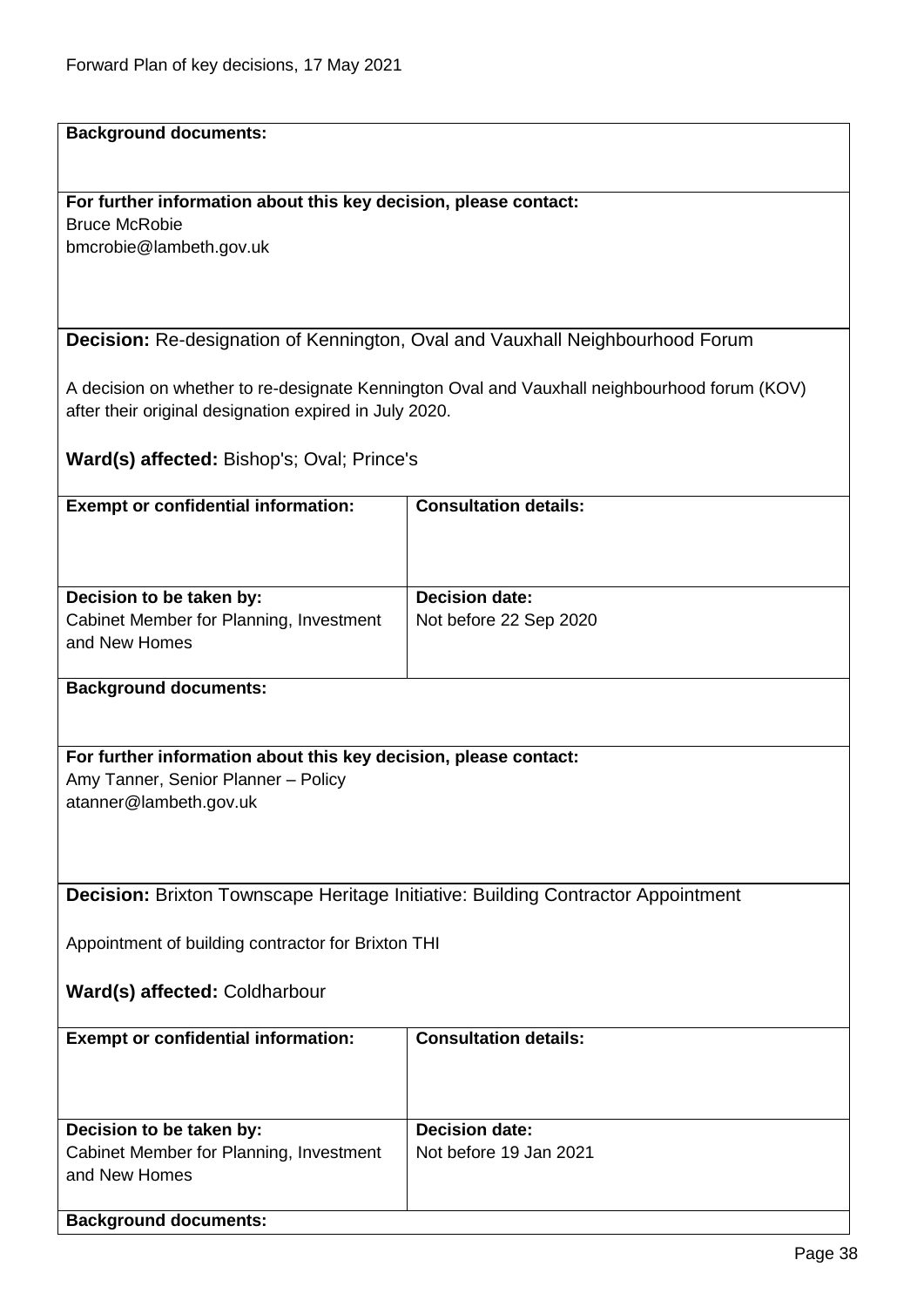**Background documents:**

**For further information about this key decision, please contact:**
Bruce McRobie
bmcrobie@lambeth.gov.uk

**Decision:** Re-designation of Kennington, Oval and Vauxhall Neighbourhood Forum

A decision on whether to re-designate Kennington Oval and Vauxhall neighbourhood forum (KOV) after their original designation expired in July 2020.

**Ward(s) affected:** Bishop's; Oval; Prince's

| **Exempt or confidential information:** | **Consultation details:** |
| --- | --- |
| **Decision to be taken by:** Cabinet Member for Planning, Investment and New Homes | **Decision date:** Not before 22 Sep 2020 |

**Background documents:**

**For further information about this key decision, please contact:**
Amy Tanner, Senior Planner – Policy
atanner@lambeth.gov.uk

**Decision:** Brixton Townscape Heritage Initiative: Building Contractor Appointment

Appointment of building contractor for Brixton THI

**Ward(s) affected:** Coldharbour

| **Exempt or confidential information:** | **Consultation details:** |
| --- | --- |
| **Decision to be taken by:** Cabinet Member for Planning, Investment and New Homes | **Decision date:** Not before 19 Jan 2021 |

**Background documents:**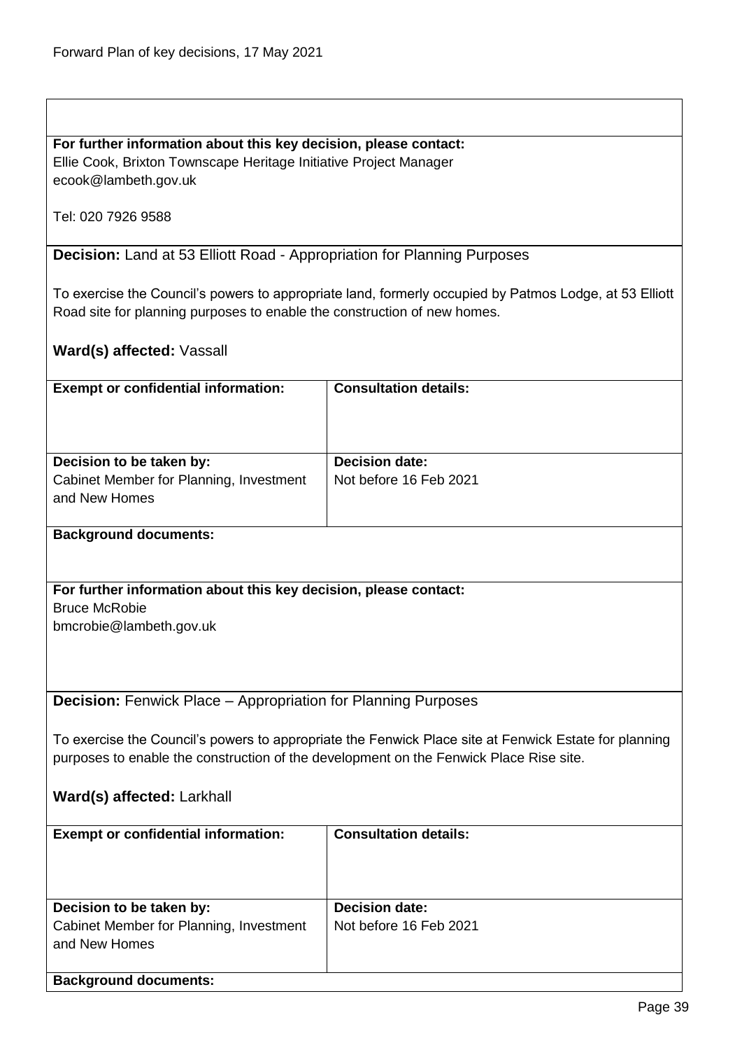**For further information about this key decision, please contact:**
Ellie Cook, Brixton Townscape Heritage Initiative Project Manager
ecook@lambeth.gov.uk

Tel: 020 7926 9588

**Decision:** Land at 53 Elliott Road - Appropriation for Planning Purposes

To exercise the Council's powers to appropriate land, formerly occupied by Patmos Lodge, at 53 Elliott Road site for planning purposes to enable the construction of new homes.

**Ward(s) affected:** Vassall

| **Exempt or confidential information:** | **Consultation details:** |
|---|---|
| **Decision to be taken by:** Cabinet Member for Planning, Investment and New Homes | **Decision date:** Not before 16 Feb 2021 |

**Background documents:**

**For further information about this key decision, please contact:**
Bruce McRobie
bmcrobie@lambeth.gov.uk

**Decision:** Fenwick Place – Appropriation for Planning Purposes

To exercise the Council's powers to appropriate the Fenwick Place site at Fenwick Estate for planning purposes to enable the construction of the development on the Fenwick Place Rise site.

**Ward(s) affected:** Larkhall

| **Exempt or confidential information:** | **Consultation details:** |
|---|---|
| **Decision to be taken by:** Cabinet Member for Planning, Investment and New Homes | **Decision date:** Not before 16 Feb 2021 |

**Background documents:**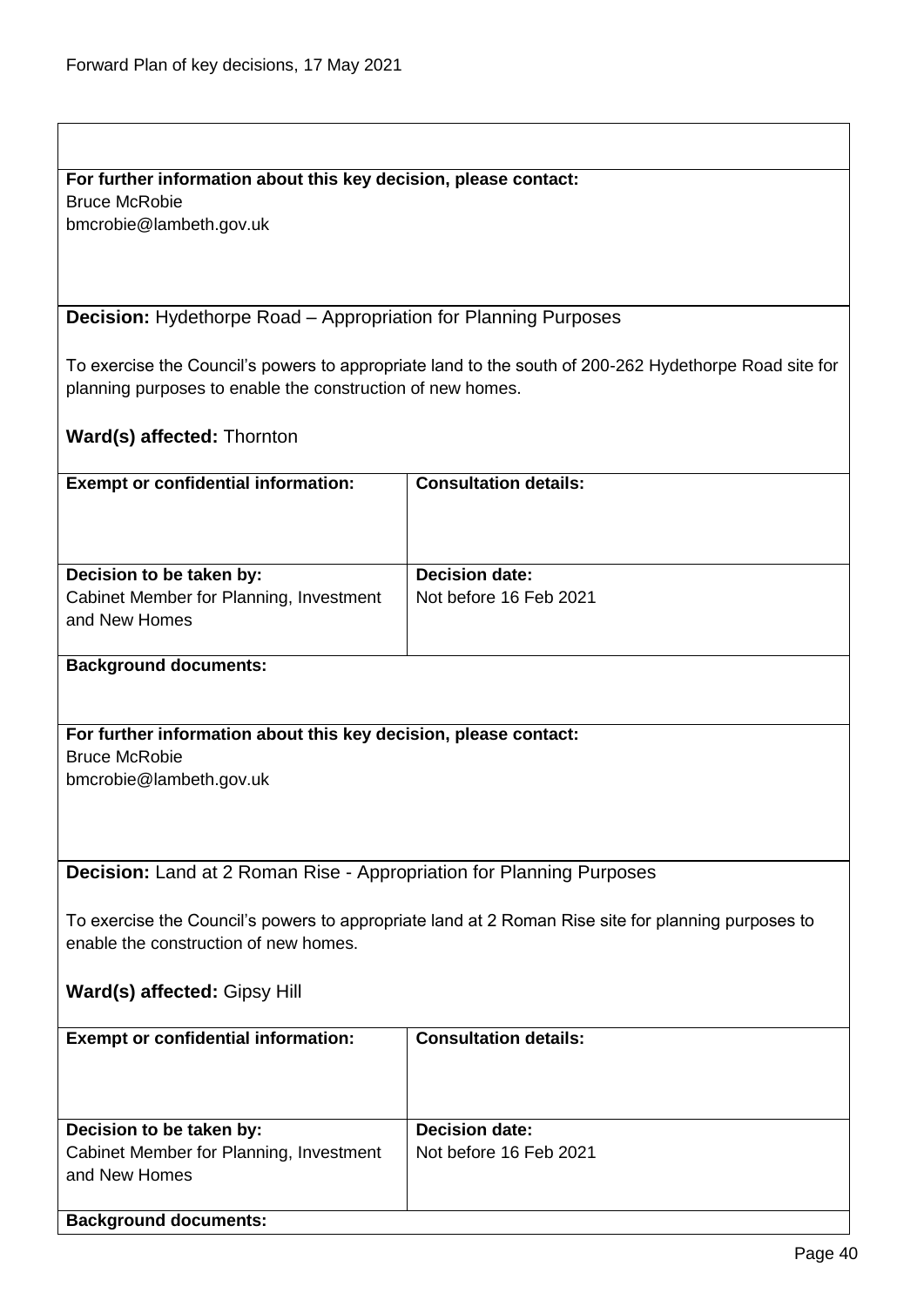**For further information about this key decision, please contact:**
Bruce McRobie
bmcrobie@lambeth.gov.uk

**Decision:** Hydethorpe Road – Appropriation for Planning Purposes

To exercise the Council's powers to appropriate land to the south of 200-262 Hydethorpe Road site for planning purposes to enable the construction of new homes.

**Ward(s) affected:** Thornton

| **Exempt or confidential information:** | **Consultation details:** |
|---|---|
| | |
| **Decision to be taken by:** | **Decision date:** |
| Cabinet Member for Planning, Investment and New Homes | Not before 16 Feb 2021 |

**Background documents:**

**For further information about this key decision, please contact:**
Bruce McRobie
bmcrobie@lambeth.gov.uk

**Decision:** Land at 2 Roman Rise - Appropriation for Planning Purposes

To exercise the Council's powers to appropriate land at 2 Roman Rise site for planning purposes to enable the construction of new homes.

**Ward(s) affected:** Gipsy Hill

| **Exempt or confidential information:** | **Consultation details:** |
|---|---|
| | |
| **Decision to be taken by:** | **Decision date:** |
| Cabinet Member for Planning, Investment and New Homes | Not before 16 Feb 2021 |

**Background documents:**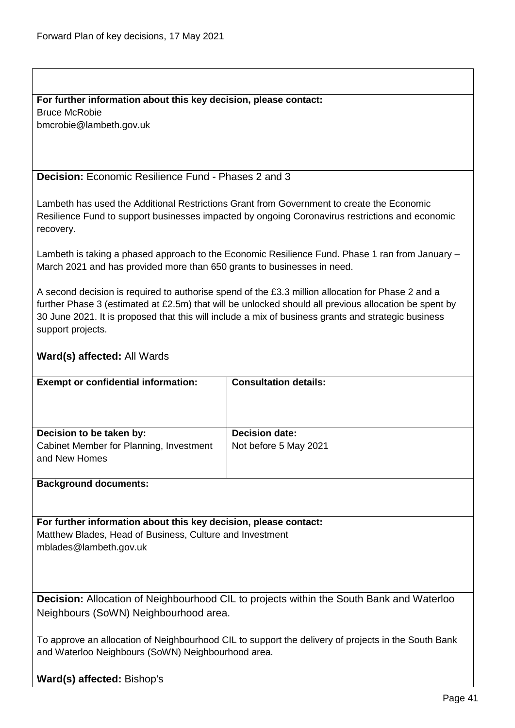**For further information about this key decision, please contact:**
Bruce McRobie
bmcrobie@lambeth.gov.uk

**Decision:** Economic Resilience Fund - Phases 2 and 3

Lambeth has used the Additional Restrictions Grant from Government to create the Economic Resilience Fund to support businesses impacted by ongoing Coronavirus restrictions and economic recovery.

Lambeth is taking a phased approach to the Economic Resilience Fund. Phase 1 ran from January – March 2021 and has provided more than 650 grants to businesses in need.

A second decision is required to authorise spend of the £3.3 million allocation for Phase 2 and a further Phase 3 (estimated at £2.5m) that will be unlocked should all previous allocation be spent by 30 June 2021. It is proposed that this will include a mix of business grants and strategic business support projects.

**Ward(s) affected:** All Wards

| **Exempt or confidential information:** | **Consultation details:** |
| --- | --- |
| **Decision to be taken by:** Cabinet Member for Planning, Investment and New Homes | **Decision date:** Not before 5 May 2021 |

**Background documents:**

**For further information about this key decision, please contact:**
Matthew Blades, Head of Business, Culture and Investment
mblades@lambeth.gov.uk

**Decision:** Allocation of Neighbourhood CIL to projects within the South Bank and Waterloo Neighbours (SoWN) Neighbourhood area.

To approve an allocation of Neighbourhood CIL to support the delivery of projects in the South Bank and Waterloo Neighbours (SoWN) Neighbourhood area.

**Ward(s) affected:** Bishop's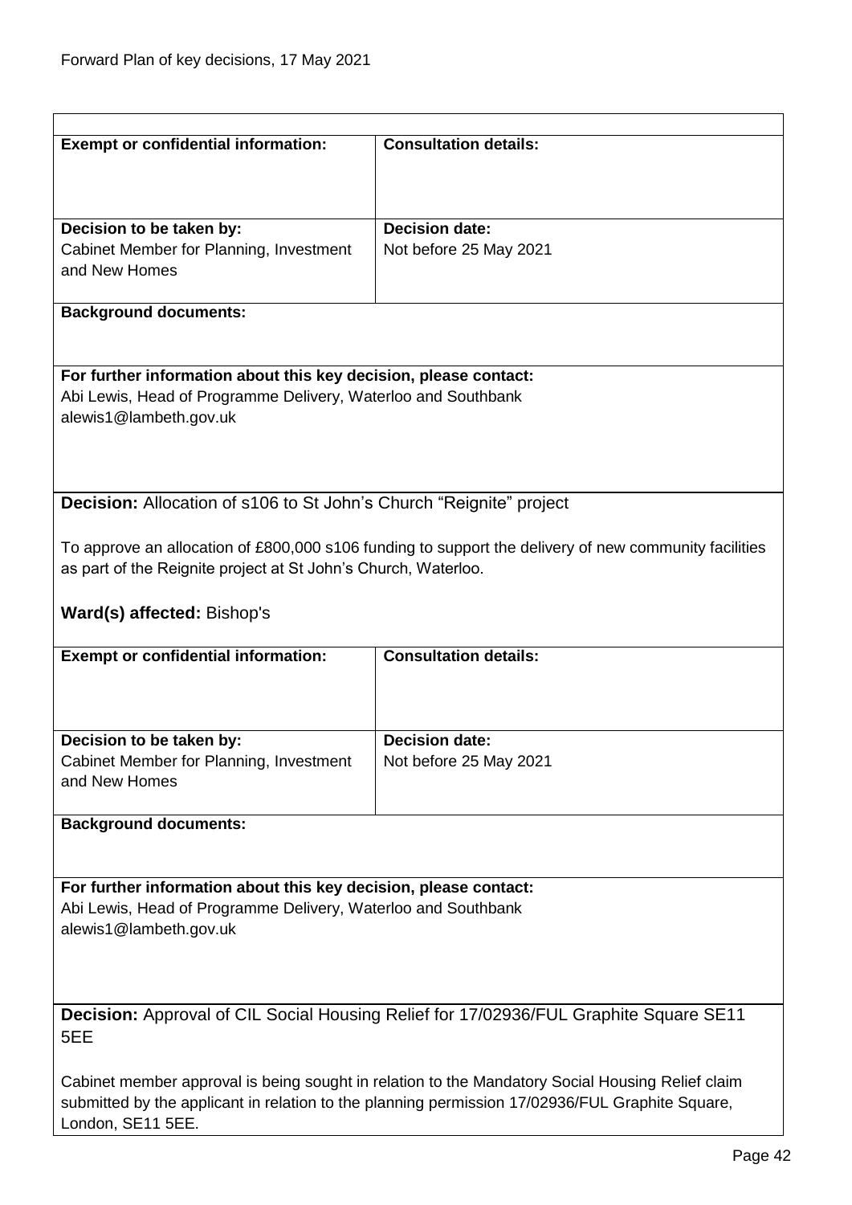| **Exempt or confidential information:** | **Consultation details:** |
|---|---|
| **Decision to be taken by:**<br>Cabinet Member for Planning, Investment and New Homes | **Decision date:**<br>Not before 25 May 2021 |
| **Background documents:** | |
| **For further information about this key decision, please contact:**<br>Abi Lewis, Head of Programme Delivery, Waterloo and Southbank<br>alewis1@lambeth.gov.uk | |

**Decision:** Allocation of s106 to St John's Church "Reignite" project

To approve an allocation of £800,000 s106 funding to support the delivery of new community facilities as part of the Reignite project at St John's Church, Waterloo.

**Ward(s) affected:** Bishop's

| **Exempt or confidential information:** | **Consultation details:** |
|---|---|
| **Decision to be taken by:**<br>Cabinet Member for Planning, Investment and New Homes | **Decision date:**<br>Not before 25 May 2021 |
| **Background documents:** | |
| **For further information about this key decision, please contact:**<br>Abi Lewis, Head of Programme Delivery, Waterloo and Southbank<br>alewis1@lambeth.gov.uk | |

**Decision:** Approval of CIL Social Housing Relief for 17/02936/FUL Graphite Square SE11 5EE

Cabinet member approval is being sought in relation to the Mandatory Social Housing Relief claim submitted by the applicant in relation to the planning permission 17/02936/FUL Graphite Square, London, SE11 5EE.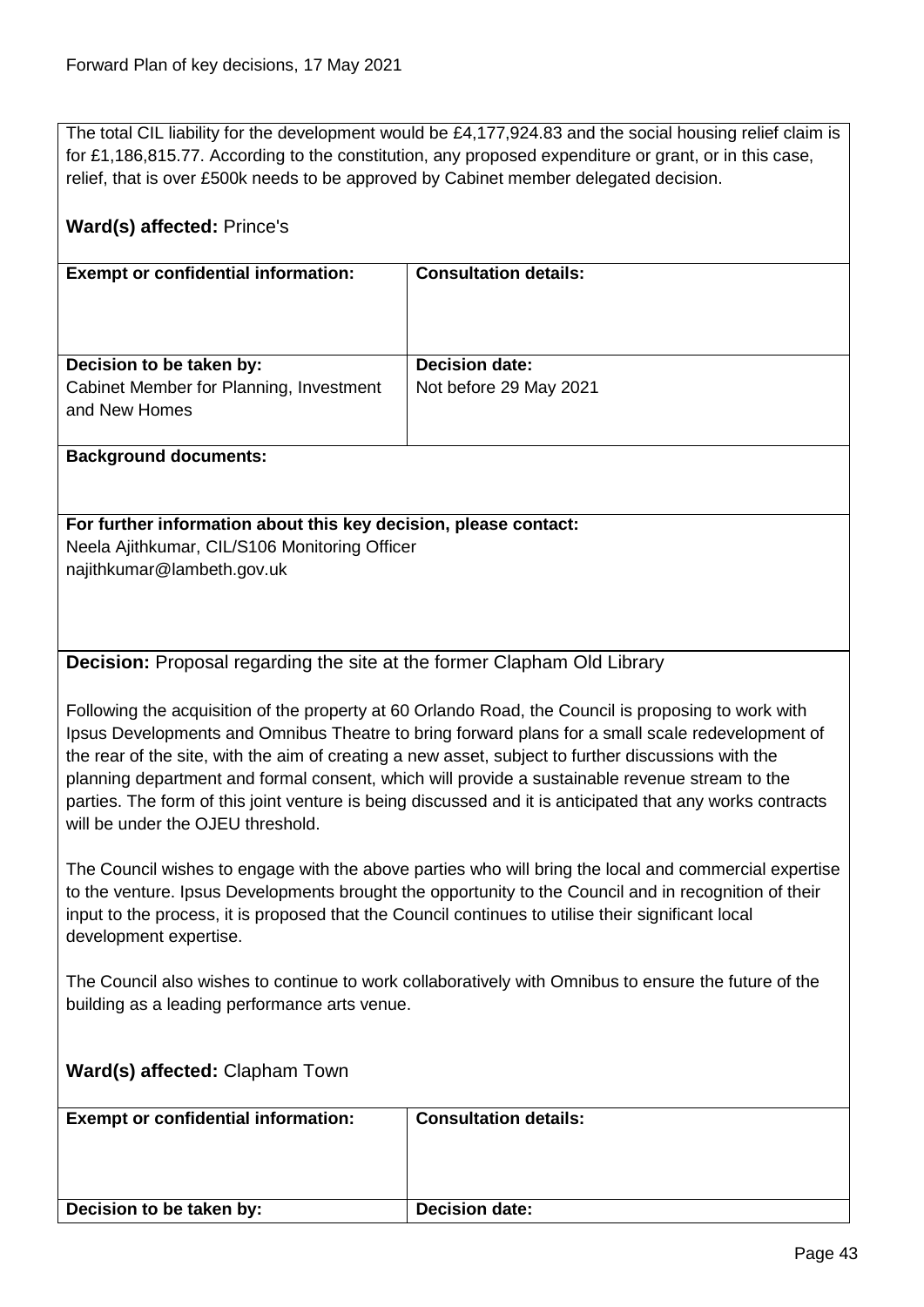The total CIL liability for the development would be £4,177,924.83 and the social housing relief claim is for £1,186,815.77. According to the constitution, any proposed expenditure or grant, or in this case, relief, that is over £500k needs to be approved by Cabinet member delegated decision.

**Ward(s) affected:** Prince's

| **Exempt or confidential information:** | **Consultation details:** |
|---|---|
| **Decision to be taken by:** Cabinet Member for Planning, Investment and New Homes | **Decision date:** Not before 29 May 2021 |

**Background documents:**

**For further information about this key decision, please contact:**
Neela Ajithkumar, CIL/S106 Monitoring Officer
najithkumar@lambeth.gov.uk

**Decision:** Proposal regarding the site at the former Clapham Old Library

Following the acquisition of the property at 60 Orlando Road, the Council is proposing to work with Ipsus Developments and Omnibus Theatre to bring forward plans for a small scale redevelopment of the rear of the site, with the aim of creating a new asset, subject to further discussions with the planning department and formal consent, which will provide a sustainable revenue stream to the parties. The form of this joint venture is being discussed and it is anticipated that any works contracts will be under the OJEU threshold.

The Council wishes to engage with the above parties who will bring the local and commercial expertise to the venture. Ipsus Developments brought the opportunity to the Council and in recognition of their input to the process, it is proposed that the Council continues to utilise their significant local development expertise.

The Council also wishes to continue to work collaboratively with Omnibus to ensure the future of the building as a leading performance arts venue.

**Ward(s) affected:** Clapham Town

| **Exempt or confidential information:** | **Consultation details:** |
|---|---|
| **Decision to be taken by:** | **Decision date:** |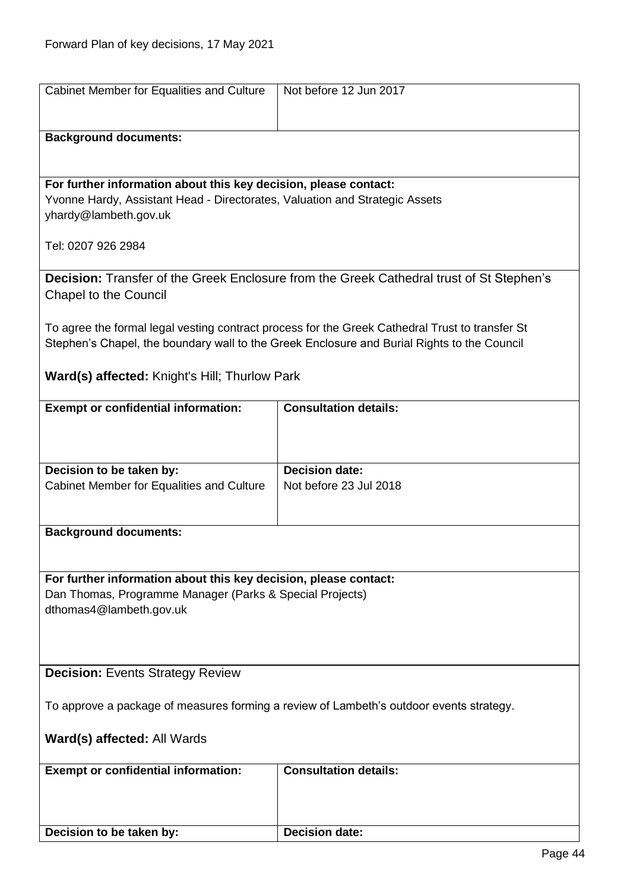| Cabinet Member for Equalities and Culture | Not before 12 Jun 2017 |
|---|---|

**Background documents:**

**For further information about this key decision, please contact:**
Yvonne Hardy, Assistant Head - Directorates, Valuation and Strategic Assets
yhardy@lambeth.gov.uk

Tel: 0207 926 2984

**Decision:** Transfer of the Greek Enclosure from the Greek Cathedral trust of St Stephen's Chapel to the Council

To agree the formal legal vesting contract process for the Greek Cathedral Trust to transfer St Stephen's Chapel, the boundary wall to the Greek Enclosure and Burial Rights to the Council

**Ward(s) affected:** Knight's Hill; Thurlow Park

| **Exempt or confidential information:** | **Consultation details:** |
|---|---|
| **Decision to be taken by:** Cabinet Member for Equalities and Culture | **Decision date:** Not before 23 Jul 2018 |

**Background documents:**

**For further information about this key decision, please contact:**
Dan Thomas, Programme Manager (Parks & Special Projects)
dthomas4@lambeth.gov.uk

**Decision:** Events Strategy Review

To approve a package of measures forming a review of Lambeth's outdoor events strategy.

**Ward(s) affected:** All Wards

| **Exempt or confidential information:** | **Consultation details:** |
|---|---|
| **Decision to be taken by:** | **Decision date:** |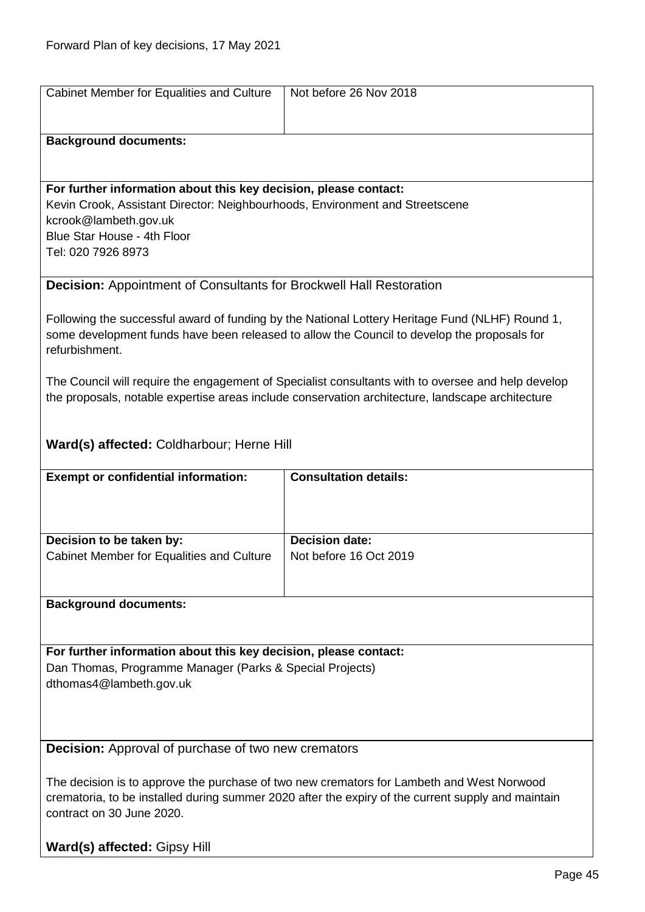| Cabinet Member for Equalities and Culture | Not before 26 Nov 2018 |
|---|---|

**Background documents:**

**For further information about this key decision, please contact:**
Kevin Crook, Assistant Director: Neighbourhoods, Environment and Streetscene
kcrook@lambeth.gov.uk
Blue Star House - 4th Floor
Tel: 020 7926 8973

**Decision:** Appointment of Consultants for Brockwell Hall Restoration

Following the successful award of funding by the National Lottery Heritage Fund (NLHF) Round 1, some development funds have been released to allow the Council to develop the proposals for refurbishment.

The Council will require the engagement of Specialist consultants with to oversee and help develop the proposals, notable expertise areas include conservation architecture, landscape architecture

**Ward(s) affected:** Coldharbour; Herne Hill

| **Exempt or confidential information:** | **Consultation details:** |
|---|---|
| **Decision to be taken by:**<br>Cabinet Member for Equalities and Culture | **Decision date:**<br>Not before 16 Oct 2019 |

**Background documents:**

**For further information about this key decision, please contact:**
Dan Thomas, Programme Manager (Parks & Special Projects)
dthomas4@lambeth.gov.uk

**Decision:** Approval of purchase of two new cremators

The decision is to approve the purchase of two new cremators for Lambeth and West Norwood crematoria, to be installed during summer 2020 after the expiry of the current supply and maintain contract on 30 June 2020.

**Ward(s) affected:** Gipsy Hill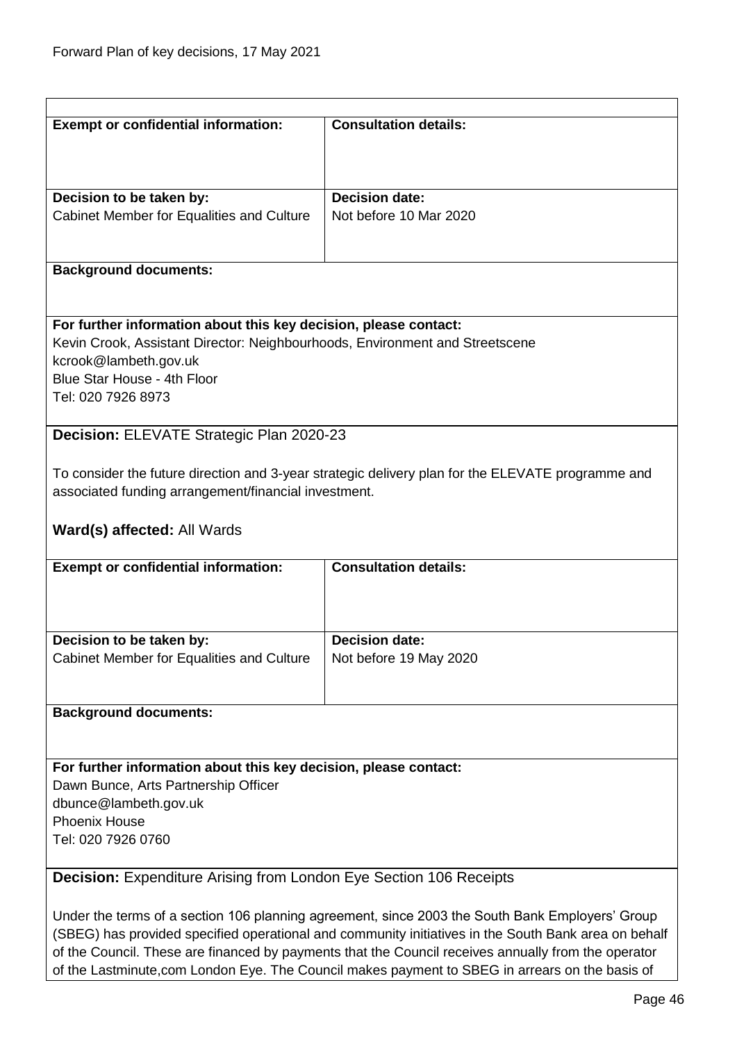| **Exempt or confidential information:** | **Consultation details:** |
|---|---|
| **Decision to be taken by:**<br>Cabinet Member for Equalities and Culture | **Decision date:**<br>Not before 10 Mar 2020 |

**Background documents:**

**For further information about this key decision, please contact:**
Kevin Crook, Assistant Director: Neighbourhoods, Environment and Streetscene
kcrook@lambeth.gov.uk
Blue Star House - 4th Floor
Tel: 020 7926 8973

**Decision:** ELEVATE Strategic Plan 2020-23

To consider the future direction and 3-year strategic delivery plan for the ELEVATE programme and associated funding arrangement/financial investment.

**Ward(s) affected:** All Wards

| **Exempt or confidential information:** | **Consultation details:** |
|---|---|
| **Decision to be taken by:**<br>Cabinet Member for Equalities and Culture | **Decision date:**<br>Not before 19 May 2020 |

**Background documents:**

**For further information about this key decision, please contact:**
Dawn Bunce, Arts Partnership Officer
dbunce@lambeth.gov.uk
Phoenix House
Tel: 020 7926 0760

**Decision:** Expenditure Arising from London Eye Section 106 Receipts

Under the terms of a section 106 planning agreement, since 2003 the South Bank Employers' Group (SBEG) has provided specified operational and community initiatives in the South Bank area on behalf of the Council. These are financed by payments that the Council receives annually from the operator of the Lastminute,com London Eye. The Council makes payment to SBEG in arrears on the basis of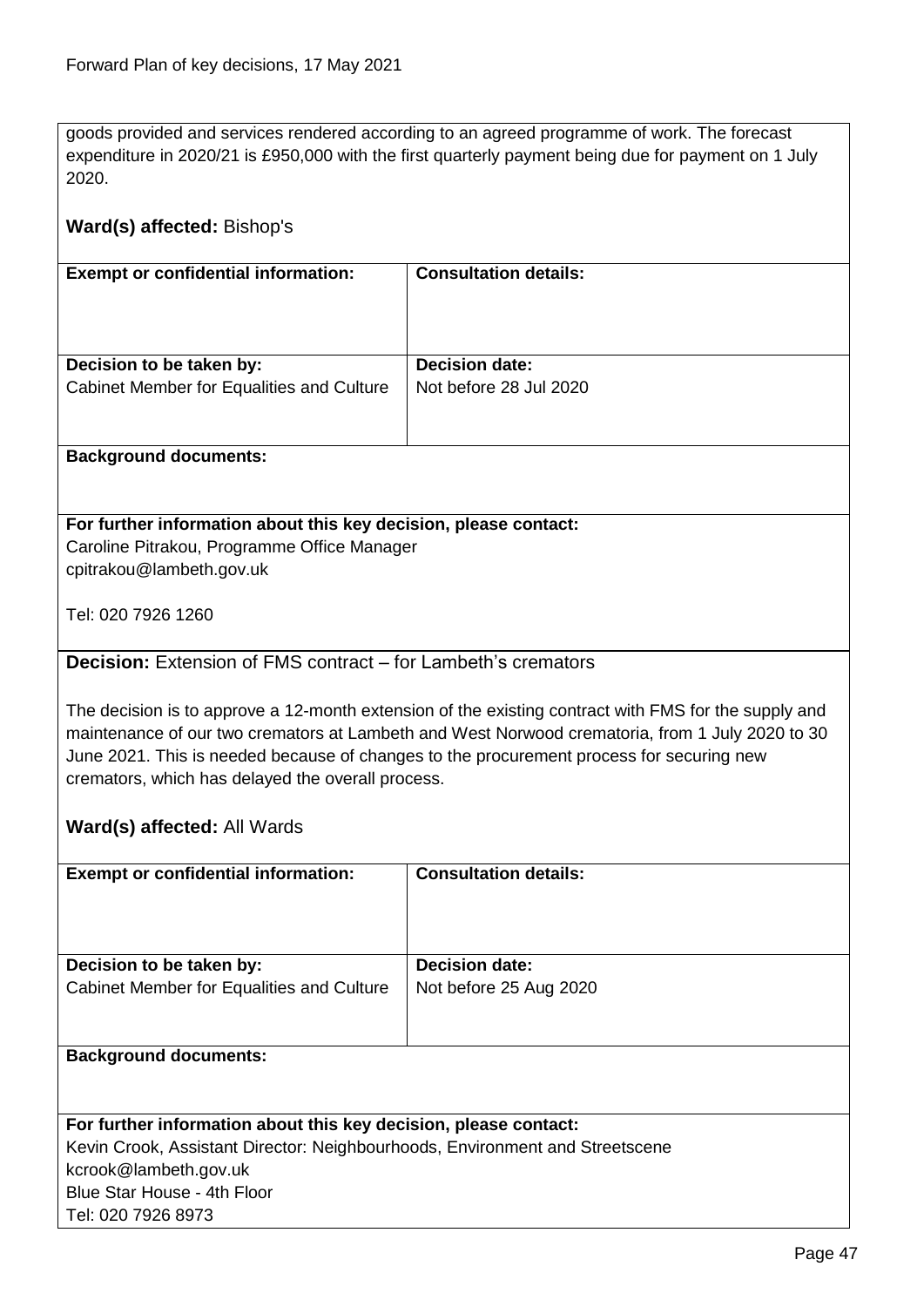goods provided and services rendered according to an agreed programme of work. The forecast expenditure in 2020/21 is £950,000 with the first quarterly payment being due for payment on 1 July 2020.

**Ward(s) affected:** Bishop's

| **Exempt or confidential information:** | **Consultation details:** |
|---|---|
| **Decision to be taken by:**<br>Cabinet Member for Equalities and Culture | **Decision date:**<br>Not before 28 Jul 2020 |

**Background documents:**

**For further information about this key decision, please contact:**
Caroline Pitrakou, Programme Office Manager
cpitrakou@lambeth.gov.uk

Tel: 020 7926 1260

**Decision:** Extension of FMS contract – for Lambeth's cremators

The decision is to approve a 12-month extension of the existing contract with FMS for the supply and maintenance of our two cremators at Lambeth and West Norwood crematoria, from 1 July 2020 to 30 June 2021. This is needed because of changes to the procurement process for securing new cremators, which has delayed the overall process.

**Ward(s) affected:** All Wards

| **Exempt or confidential information:** | **Consultation details:** |
|---|---|
| **Decision to be taken by:**<br>Cabinet Member for Equalities and Culture | **Decision date:**<br>Not before 25 Aug 2020 |

**Background documents:**

**For further information about this key decision, please contact:**
Kevin Crook, Assistant Director: Neighbourhoods, Environment and Streetscene
kcrook@lambeth.gov.uk
Blue Star House - 4th Floor
Tel: 020 7926 8973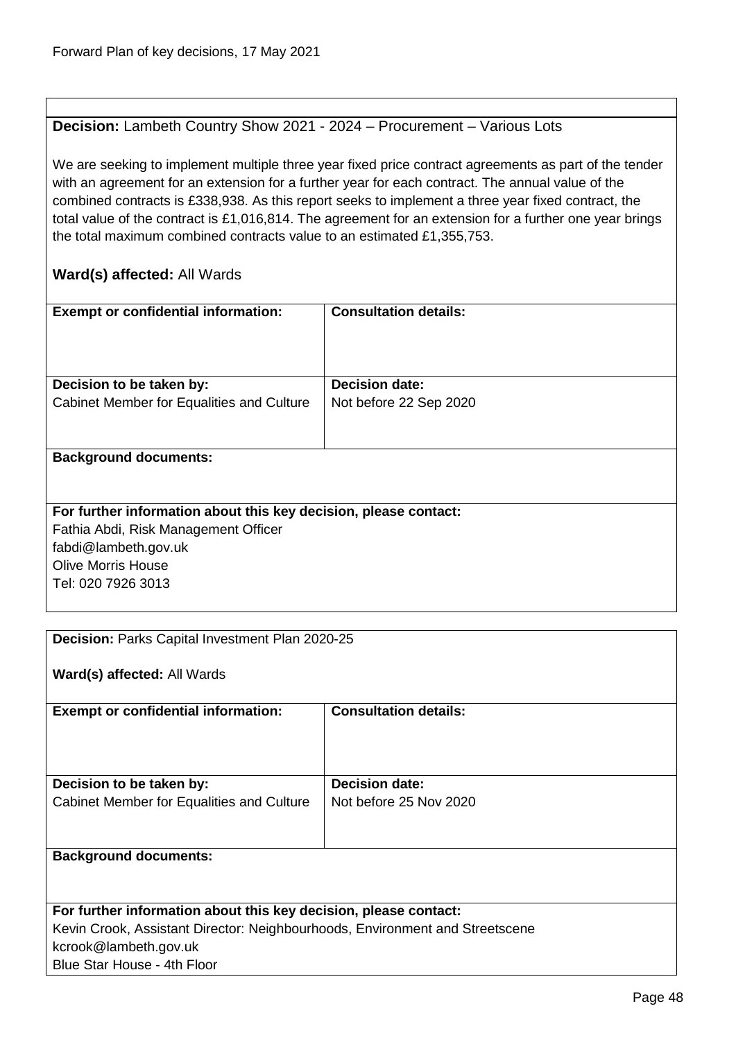**Decision:** Lambeth Country Show 2021 - 2024 – Procurement – Various Lots

We are seeking to implement multiple three year fixed price contract agreements as part of the tender with an agreement for an extension for a further year for each contract. The annual value of the combined contracts is £338,938. As this report seeks to implement a three year fixed contract, the total value of the contract is £1,016,814. The agreement for an extension for a further one year brings the total maximum combined contracts value to an estimated £1,355,753.

**Ward(s) affected:** All Wards

| **Exempt or confidential information:** | **Consultation details:** |
|---|---|
| **Decision to be taken by:** Cabinet Member for Equalities and Culture | **Decision date:** Not before 22 Sep 2020 |

**Background documents:**

**For further information about this key decision, please contact:**
Fathia Abdi, Risk Management Officer
fabdi@lambeth.gov.uk
Olive Morris House
Tel: 020 7926 3013

---

**Decision:** Parks Capital Investment Plan 2020-25

**Ward(s) affected:** All Wards

| **Exempt or confidential information:** | **Consultation details:** |
|---|---|
| **Decision to be taken by:** Cabinet Member for Equalities and Culture | **Decision date:** Not before 25 Nov 2020 |

**Background documents:**

**For further information about this key decision, please contact:**
Kevin Crook, Assistant Director: Neighbourhoods, Environment and Streetscene
kcrook@lambeth.gov.uk
Blue Star House - 4th Floor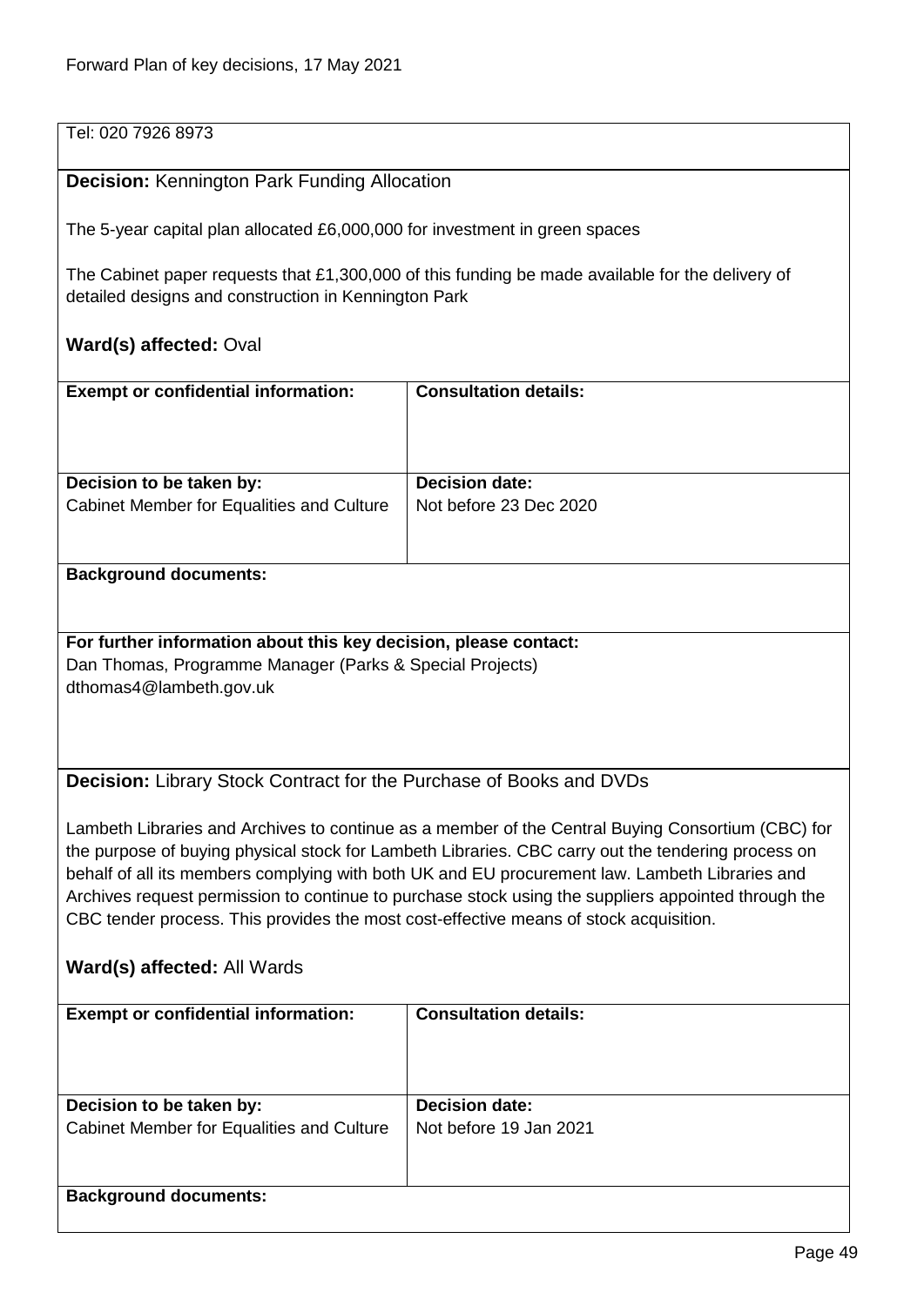Tel: 020 7926 8973

**Decision:** Kennington Park Funding Allocation

The 5-year capital plan allocated £6,000,000 for investment in green spaces

The Cabinet paper requests that £1,300,000 of this funding be made available for the delivery of detailed designs and construction in Kennington Park

**Ward(s) affected:** Oval

| **Exempt or confidential information:** | **Consultation details:** |
|---|---|
| | |
| **Decision to be taken by:** | **Decision date:** |
| Cabinet Member for Equalities and Culture | Not before 23 Dec 2020 |

**Background documents:**

**For further information about this key decision, please contact:**
Dan Thomas, Programme Manager (Parks & Special Projects)
dthomas4@lambeth.gov.uk

**Decision:** Library Stock Contract for the Purchase of Books and DVDs

Lambeth Libraries and Archives to continue as a member of the Central Buying Consortium (CBC) for the purpose of buying physical stock for Lambeth Libraries. CBC carry out the tendering process on behalf of all its members complying with both UK and EU procurement law. Lambeth Libraries and Archives request permission to continue to purchase stock using the suppliers appointed through the CBC tender process. This provides the most cost-effective means of stock acquisition.

**Ward(s) affected:** All Wards

| **Exempt or confidential information:** | **Consultation details:** |
|---|---|
| | |
| **Decision to be taken by:** | **Decision date:** |
| Cabinet Member for Equalities and Culture | Not before 19 Jan 2021 |

**Background documents:**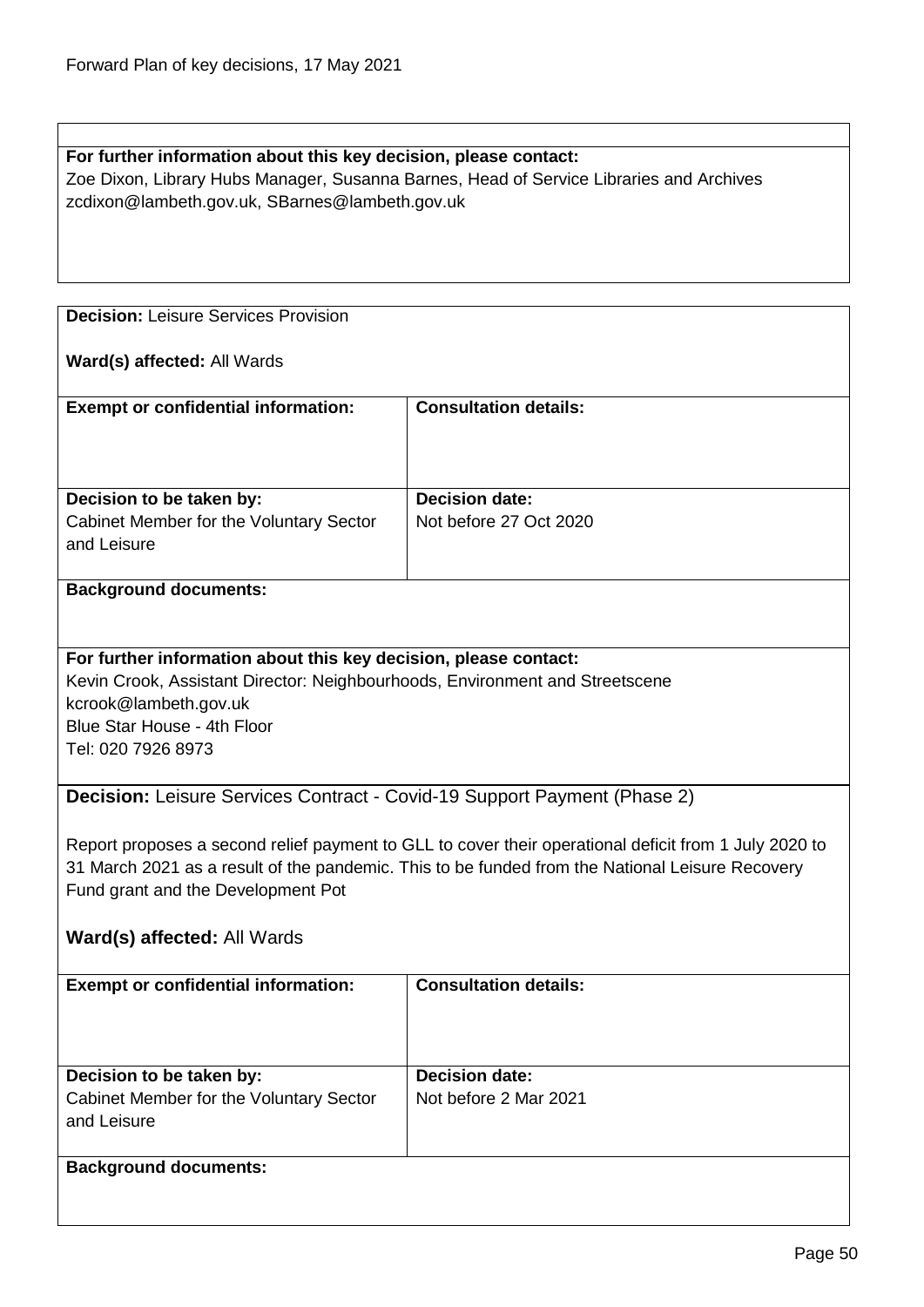**For further information about this key decision, please contact:**
Zoe Dixon, Library Hubs Manager, Susanna Barnes, Head of Service Libraries and Archives
zcdixon@lambeth.gov.uk, SBarnes@lambeth.gov.uk

**Decision:** Leisure Services Provision

**Ward(s) affected:** All Wards

| **Exempt or confidential information:** | **Consultation details:** |
|---|---|
| | |
| **Decision to be taken by:** Cabinet Member for the Voluntary Sector and Leisure | **Decision date:** Not before 27 Oct 2020 |

**Background documents:**

**For further information about this key decision, please contact:**
Kevin Crook, Assistant Director: Neighbourhoods, Environment and Streetscene
kcrook@lambeth.gov.uk
Blue Star House - 4th Floor
Tel: 020 7926 8973

**Decision:** Leisure Services Contract - Covid-19 Support Payment (Phase 2)

Report proposes a second relief payment to GLL to cover their operational deficit from 1 July 2020 to 31 March 2021 as a result of the pandemic. This to be funded from the National Leisure Recovery Fund grant and the Development Pot

**Ward(s) affected:** All Wards

| **Exempt or confidential information:** | **Consultation details:** |
|---|---|
| | |
| **Decision to be taken by:** Cabinet Member for the Voluntary Sector and Leisure | **Decision date:** Not before 2 Mar 2021 |

**Background documents:**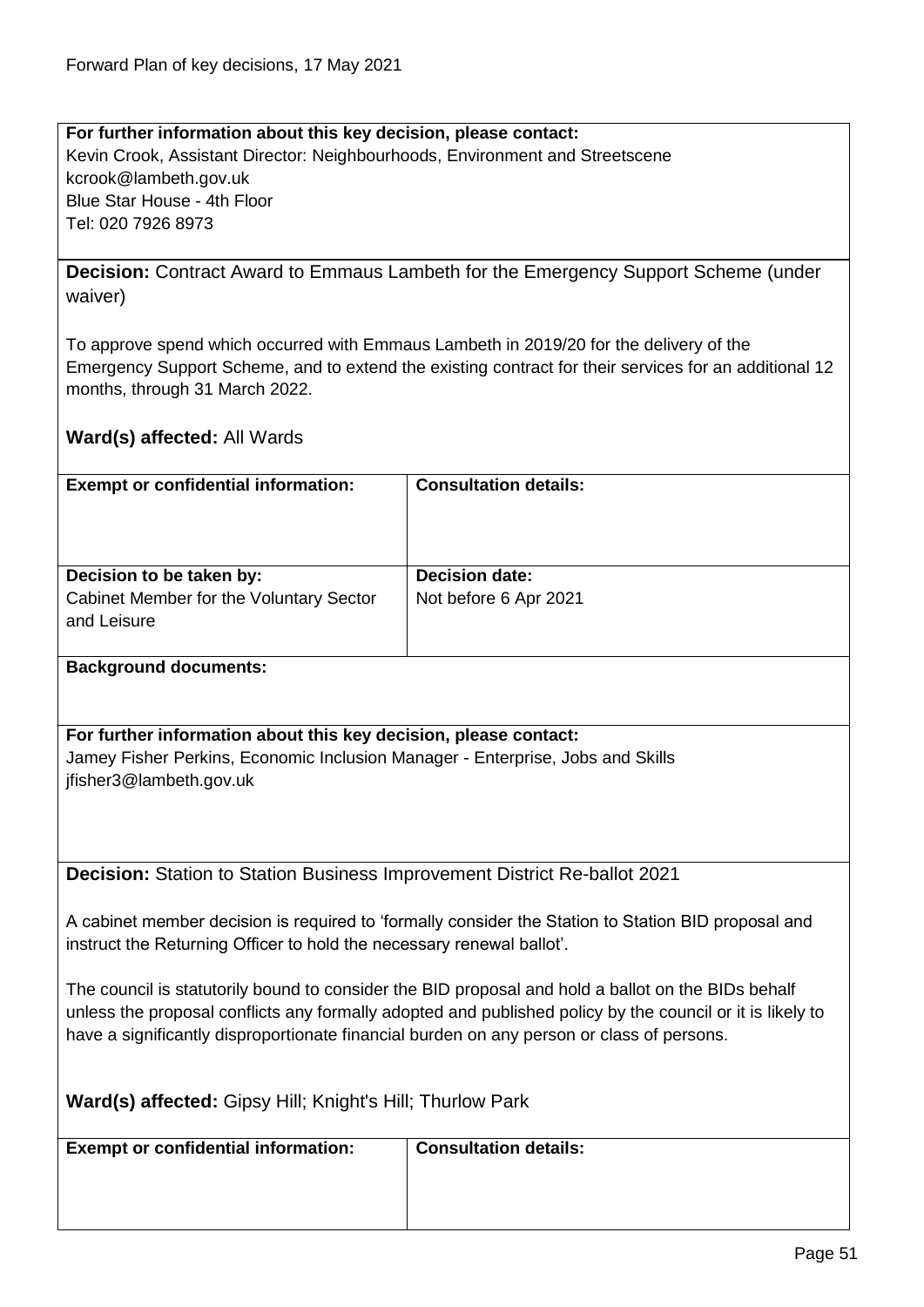**For further information about this key decision, please contact:**
Kevin Crook, Assistant Director: Neighbourhoods, Environment and Streetscene
kcrook@lambeth.gov.uk
Blue Star House - 4th Floor
Tel: 020 7926 8973

**Decision:** Contract Award to Emmaus Lambeth for the Emergency Support Scheme (under waiver)

To approve spend which occurred with Emmaus Lambeth in 2019/20 for the delivery of the Emergency Support Scheme, and to extend the existing contract for their services for an additional 12 months, through 31 March 2022.

**Ward(s) affected:** All Wards

| **Exempt or confidential information:** | **Consultation details:** |
|---|---|
| | |
| **Decision to be taken by:** Cabinet Member for the Voluntary Sector and Leisure | **Decision date:** Not before 6 Apr 2021 |

**Background documents:**

**For further information about this key decision, please contact:**
Jamey Fisher Perkins, Economic Inclusion Manager - Enterprise, Jobs and Skills
jfisher3@lambeth.gov.uk

**Decision:** Station to Station Business Improvement District Re-ballot 2021

A cabinet member decision is required to 'formally consider the Station to Station BID proposal and instruct the Returning Officer to hold the necessary renewal ballot'.

The council is statutorily bound to consider the BID proposal and hold a ballot on the BIDs behalf unless the proposal conflicts any formally adopted and published policy by the council or it is likely to have a significantly disproportionate financial burden on any person or class of persons.

**Ward(s) affected:** Gipsy Hill; Knight's Hill; Thurlow Park

| **Exempt or confidential information:** | **Consultation details:** |
|---|---|
| | |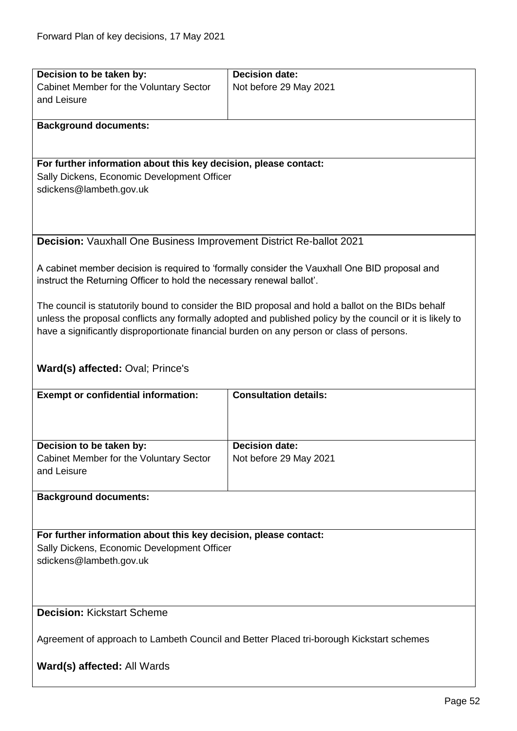| **Decision to be taken by:** | **Decision date:** |
|---|---|
| Cabinet Member for the Voluntary Sector and Leisure | Not before 29 May 2021 |

**Background documents:**

**For further information about this key decision, please contact:**
Sally Dickens, Economic Development Officer
sdickens@lambeth.gov.uk

**Decision:** Vauxhall One Business Improvement District Re-ballot 2021

A cabinet member decision is required to 'formally consider the Vauxhall One BID proposal and instruct the Returning Officer to hold the necessary renewal ballot'.

The council is statutorily bound to consider the BID proposal and hold a ballot on the BIDs behalf unless the proposal conflicts any formally adopted and published policy by the council or it is likely to have a significantly disproportionate financial burden on any person or class of persons.

**Ward(s) affected:** Oval; Prince's

| **Exempt or confidential information:** | **Consultation details:** |
|---|---|
| | |

| **Decision to be taken by:** | **Decision date:** |
|---|---|
| Cabinet Member for the Voluntary Sector and Leisure | Not before 29 May 2021 |

**Background documents:**

**For further information about this key decision, please contact:**
Sally Dickens, Economic Development Officer
sdickens@lambeth.gov.uk

**Decision:** Kickstart Scheme

Agreement of approach to Lambeth Council and Better Placed tri-borough Kickstart schemes

**Ward(s) affected:** All Wards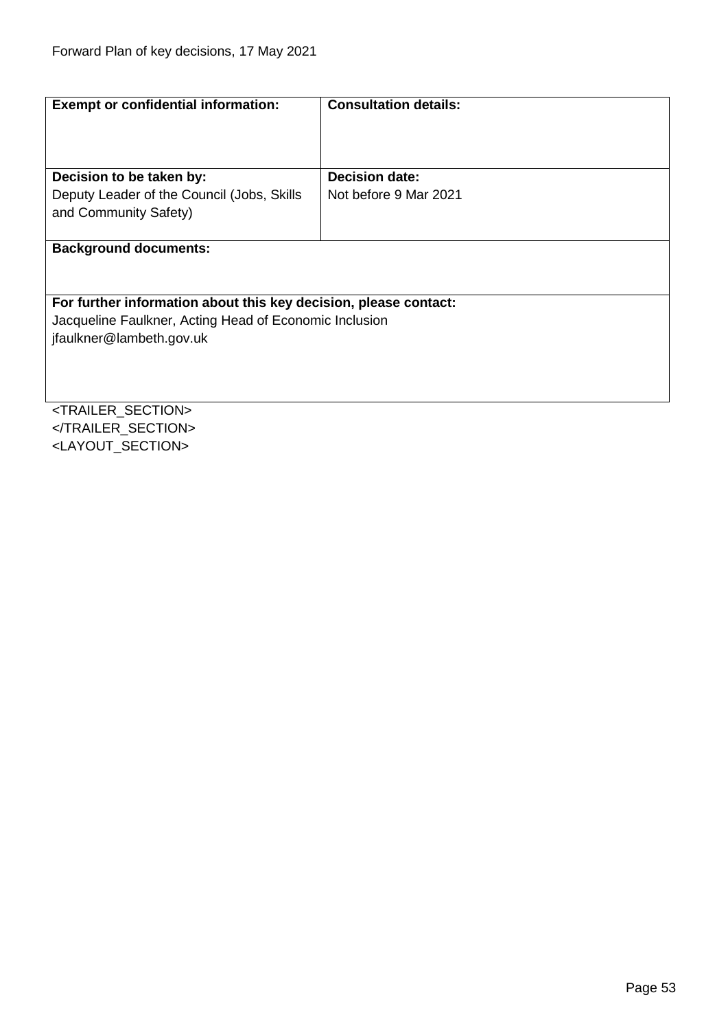| **Exempt or confidential information:** | **Consultation details:** |
|---|---|
| **Decision to be taken by:**<br>Deputy Leader of the Council (Jobs, Skills and Community Safety) | **Decision date:**<br>Not before 9 Mar 2021 |

**Background documents:**

**For further information about this key decision, please contact:**
Jacqueline Faulkner, Acting Head of Economic Inclusion
jfaulkner@lambeth.gov.uk

<TRAILER_SECTION>
</TRAILER_SECTION>
<LAYOUT_SECTION>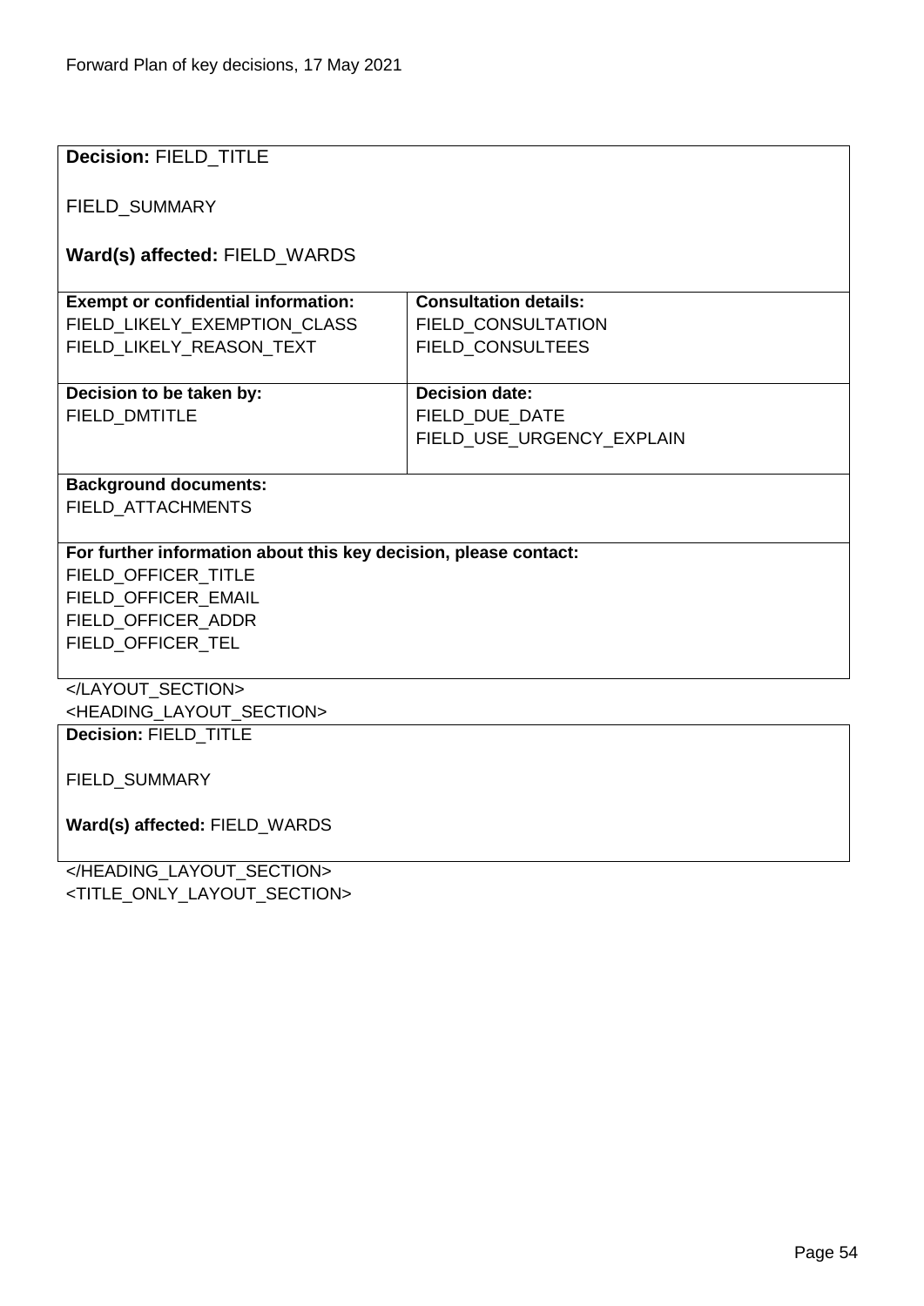**Decision:** FIELD_TITLE

FIELD_SUMMARY

**Ward(s) affected:** FIELD_WARDS

| **Exempt or confidential information:** | **Consultation details:** |
|---|---|
| FIELD_LIKELY_EXEMPTION_CLASS<br>FIELD_LIKELY_REASON_TEXT | FIELD_CONSULTATION<br>FIELD_CONSULTEES |
| **Decision to be taken by:** | **Decision date:** |
| FIELD_DMTITLE | FIELD_DUE_DATE<br>FIELD_USE_URGENCY_EXPLAIN |

**Background documents:**
FIELD_ATTACHMENTS

**For further information about this key decision, please contact:**
FIELD_OFFICER_TITLE
FIELD_OFFICER_EMAIL
FIELD_OFFICER_ADDR
FIELD_OFFICER_TEL

</LAYOUT_SECTION>
<HEADING_LAYOUT_SECTION>

**Decision:** FIELD_TITLE

FIELD_SUMMARY

**Ward(s) affected:** FIELD_WARDS

</HEADING_LAYOUT_SECTION>
<TITLE_ONLY_LAYOUT_SECTION>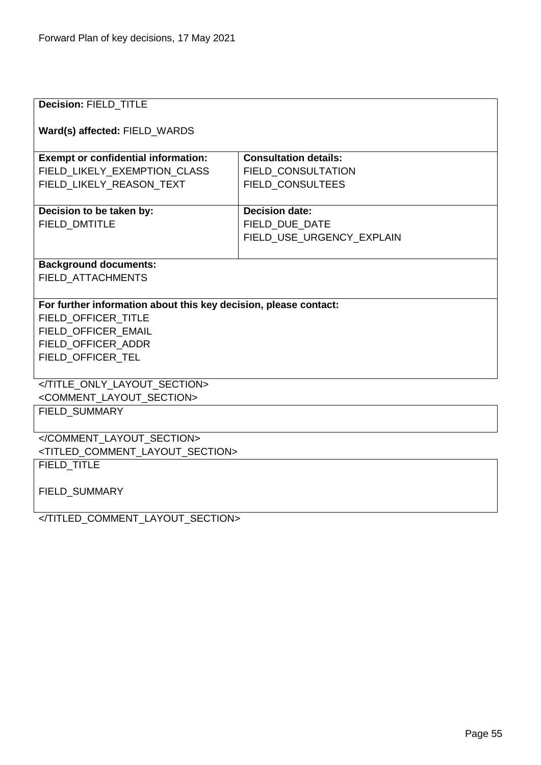**Decision:** FIELD_TITLE

**Ward(s) affected:** FIELD_WARDS

| | |
|---|---|
| **Exempt or confidential information:**<br>FIELD_LIKELY_EXEMPTION_CLASS<br>FIELD_LIKELY_REASON_TEXT | **Consultation details:**<br>FIELD_CONSULTATION<br>FIELD_CONSULTEES |
| **Decision to be taken by:**<br>FIELD_DMTITLE | **Decision date:**<br>FIELD_DUE_DATE<br>FIELD_USE_URGENCY_EXPLAIN |

**Background documents:**
FIELD_ATTACHMENTS

**For further information about this key decision, please contact:**
FIELD_OFFICER_TITLE
FIELD_OFFICER_EMAIL
FIELD_OFFICER_ADDR
FIELD_OFFICER_TEL

</TITLE_ONLY_LAYOUT_SECTION>
<COMMENT_LAYOUT_SECTION>

FIELD_SUMMARY

</COMMENT_LAYOUT_SECTION>
<TITLED_COMMENT_LAYOUT_SECTION>

FIELD_TITLE

FIELD_SUMMARY

</TITLED_COMMENT_LAYOUT_SECTION>